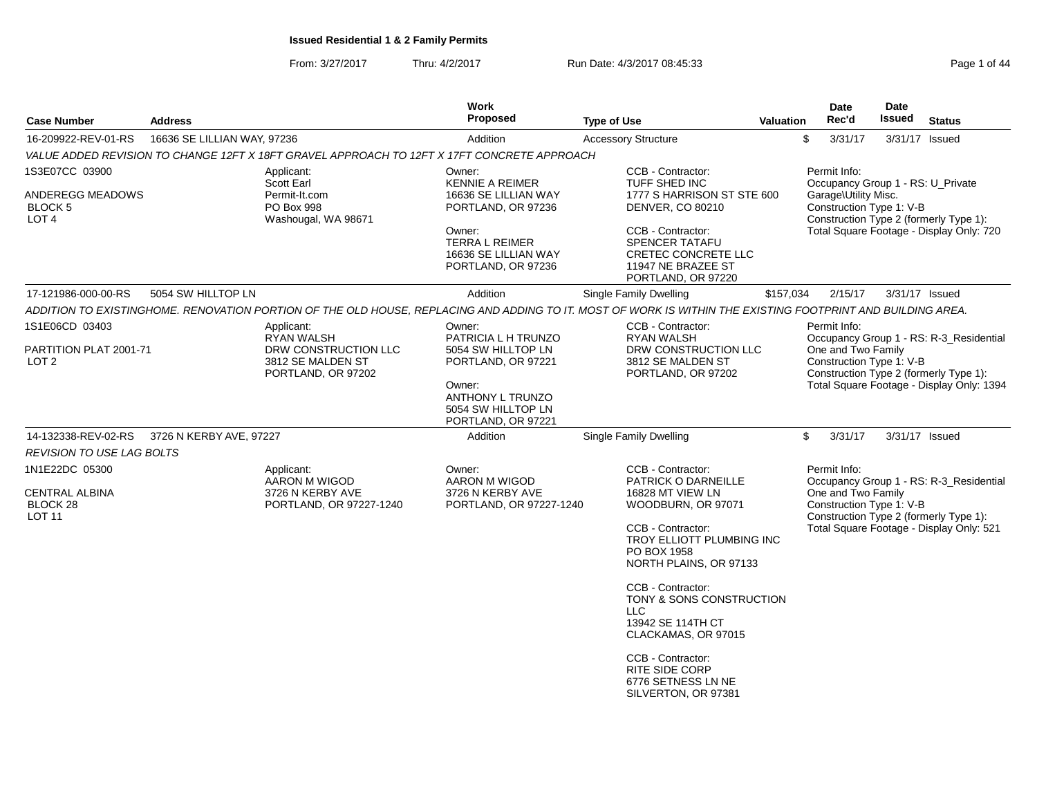# Issued Residential 1 & 2 Family Permits

From: 3/27/2017 Thru: 4/2/2017 Run Date: 4/3/2017 08:45:33

| Case Number | Address | Work Proposed | Type of Use | Valuation | Date Rec'd | Date Issued | Status |
|---|---|---|---|---|---|---|---|
| 16-209922-REV-01-RS | 16636 SE LILLIAN WAY, 97236 | Addition | Accessory Structure | $ | 3/31/17 | 3/31/17 | Issued |

*VALUE ADDED REVISION TO CHANGE 12FT X 18FT GRAVEL APPROACH TO 12FT X 17FT CONCRETE APPROACH*

1S3E07CC 03900
ANDEREGG MEADOWS
BLOCK 5
LOT 4

Applicant:
Scott Earl
Permit-It.com
PO Box 998
Washougal, WA 98671

Owner:
KENNIE A REIMER
16636 SE LILLIAN WAY
PORTLAND, OR 97236

Owner:
TERRA L REIMER
16636 SE LILLIAN WAY
PORTLAND, OR 97236

CCB - Contractor:
TUFF SHED INC
1777 S HARRISON ST STE 600
DENVER, CO 80210

CCB - Contractor:
SPENCER TATAFU
CRETEC CONCRETE LLC
11947 NE BRAZEE ST
PORTLAND, OR 97220

Permit Info:
Occupancy Group 1 - RS: U_Private Garage\Utility Misc.
Construction Type 1: V-B
Construction Type 2 (formerly Type 1):
Total Square Footage - Display Only: 720

| Case Number | Address | Work Proposed | Type of Use | Valuation | Date Rec'd | Date Issued | Status |
|---|---|---|---|---|---|---|---|
| 17-121986-000-00-RS | 5054 SW HILLTOP LN | Addition | Single Family Dwelling | $157,034 | 2/15/17 | 3/31/17 | Issued |

*ADDITION TO EXISTINGHOME. RENOVATION PORTION OF THE OLD HOUSE, REPLACING AND ADDING TO IT. MOST OF WORK IS WITHIN THE EXISTING FOOTPRINT AND BUILDING AREA.*

1S1E06CD 03403
PARTITION PLAT 2001-71
LOT 2

Applicant:
RYAN WALSH
DRW CONSTRUCTION LLC
3812 SE MALDEN ST
PORTLAND, OR 97202

Owner:
PATRICIA L H TRUNZO
5054 SW HILLTOP LN
PORTLAND, OR 97221

Owner:
ANTHONY L TRUNZO
5054 SW HILLTOP LN
PORTLAND, OR 97221

CCB - Contractor:
RYAN WALSH
DRW CONSTRUCTION LLC
3812 SE MALDEN ST
PORTLAND, OR 97202

Permit Info:
Occupancy Group 1 - RS: R-3_Residential One and Two Family
Construction Type 1: V-B
Construction Type 2 (formerly Type 1):
Total Square Footage - Display Only: 1394

| Case Number | Address | Work Proposed | Type of Use | Valuation | Date Rec'd | Date Issued | Status |
|---|---|---|---|---|---|---|---|
| 14-132338-REV-02-RS | 3726 N KERBY AVE, 97227 | Addition | Single Family Dwelling | $ | 3/31/17 | 3/31/17 | Issued |

*REVISION TO USE LAG BOLTS*

1N1E22DC 05300
CENTRAL ALBINA
BLOCK 28
LOT 11

Applicant:
AARON M WIGOD
3726 N KERBY AVE
PORTLAND, OR 97227-1240

Owner:
AARON M WIGOD
3726 N KERBY AVE
PORTLAND, OR 97227-1240

CCB - Contractor:
PATRICK O DARNEILLE
16828 MT VIEW LN
WOODBURN, OR 97071

CCB - Contractor:
TROY ELLIOTT PLUMBING INC
PO BOX 1958
NORTH PLAINS, OR 97133

CCB - Contractor:
TONY & SONS CONSTRUCTION LLC
13942 SE 114TH CT
CLACKAMAS, OR 97015

CCB - Contractor:
RITE SIDE CORP
6776 SETNESS LN NE
SILVERTON, OR 97381

Permit Info:
Occupancy Group 1 - RS: R-3_Residential One and Two Family
Construction Type 1: V-B
Construction Type 2 (formerly Type 1):
Total Square Footage - Display Only: 521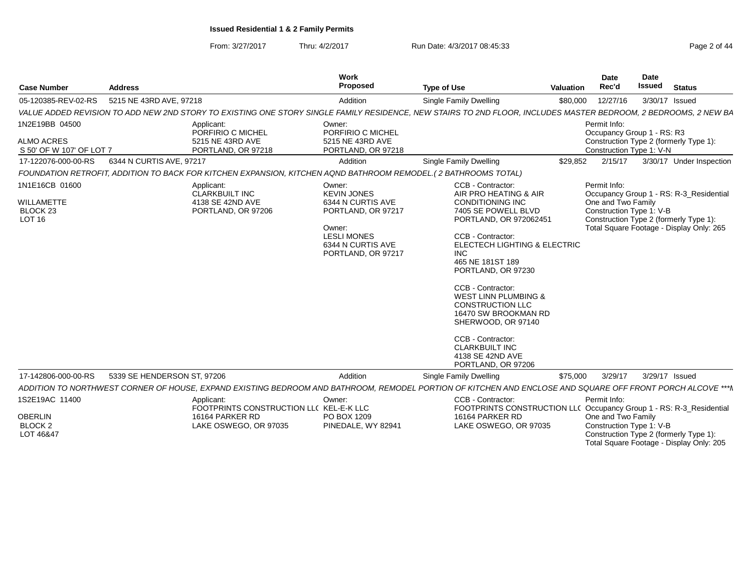**Issued Residential 1 & 2 Family Permits**

From: 3/27/2017 Thru: 4/2/2017 Run Date: 4/3/2017 08:45:33

| Case Number | Address | Work Proposed | Type of Use | Valuation | Date Rec'd | Date Issued | Status |
|---|---|---|---|---|---|---|---|
| 05-120385-REV-02-RS | 5215 NE 43RD AVE, 97218 | Addition | Single Family Dwelling | $80,000 | 12/27/16 | 3/30/17 | Issued |

*VALUE ADDED REVISION TO ADD NEW 2ND STORY TO EXISTING ONE STORY SINGLE FAMILY RESIDENCE, NEW STAIRS TO 2ND FLOOR, INCLUDES MASTER BEDROOM, 2 BEDROOMS, 2 NEW BA*

1N2E19BB 04500
ALMO ACRES
S 50' OF W 107' OF LOT 7

Applicant:
PORFIRIO C MICHEL
5215 NE 43RD AVE
PORTLAND, OR 97218

Owner:
PORFIRIO C MICHEL
5215 NE 43RD AVE
PORTLAND, OR 97218

Permit Info:
Occupancy Group 1 - RS: R3
Construction Type 2 (formerly Type 1):
Construction Type 1: V-N

| Case Number | Address | Work Proposed | Type of Use | Valuation | Date Rec'd | Date Issued | Status |
|---|---|---|---|---|---|---|---|
| 17-122076-000-00-RS | 6344 N CURTIS AVE, 97217 | Addition | Single Family Dwelling | $29,852 | 2/15/17 | 3/30/17 | Under Inspection |

*FOUNDATION RETROFIT, ADDITION TO BACK FOR KITCHEN EXPANSION, KITCHEN AQND BATHROOM REMODEL.( 2 BATHROOMS TOTAL)*

1N1E16CB 01600
WILLAMETTE
BLOCK 23
LOT 16

Applicant:
CLARKBUILT INC
4138 SE 42ND AVE
PORTLAND, OR 97206

Owner:
KEVIN JONES
6344 N CURTIS AVE
PORTLAND, OR 97217

Owner:
LESLI MONES
6344 N CURTIS AVE
PORTLAND, OR 97217

CCB - Contractor:
AIR PRO HEATING & AIR CONDITIONING INC
7405 SE POWELL BLVD
PORTLAND, OR 972062451

CCB - Contractor:
ELECTECH LIGHTING & ELECTRIC INC
465 NE 181ST 189
PORTLAND, OR 97230

CCB - Contractor:
WEST LINN PLUMBING & CONSTRUCTION LLC
16470 SW BROOKMAN RD
SHERWOOD, OR 97140

CCB - Contractor:
CLARKBUILT INC
4138 SE 42ND AVE
PORTLAND, OR 97206

Permit Info:
Occupancy Group 1 - RS: R-3_Residential One and Two Family
Construction Type 1: V-B
Construction Type 2 (formerly Type 1):
Total Square Footage - Display Only: 265

| Case Number | Address | Work Proposed | Type of Use | Valuation | Date Rec'd | Date Issued | Status |
|---|---|---|---|---|---|---|---|
| 17-142806-000-00-RS | 5339 SE HENDERSON ST, 97206 | Addition | Single Family Dwelling | $75,000 | 3/29/17 | 3/29/17 | Issued |

*ADDITION TO NORTHWEST CORNER OF HOUSE, EXPAND EXISTING BEDROOM AND BATHROOM, REMODEL PORTION OF KITCHEN AND ENCLOSE AND SQUARE OFF FRONT PORCH ALCOVE ***I*

1S2E19AC 11400
OBERLIN
BLOCK 2
LOT 46&47

Applicant:
FOOTPRINTS CONSTRUCTION LL(
16164 PARKER RD
LAKE OSWEGO, OR 97035

Owner:
KEL-E-K LLC
PO BOX 1209
PINEDALE, WY 82941

CCB - Contractor:
FOOTPRINTS CONSTRUCTION LL(
16164 PARKER RD
LAKE OSWEGO, OR 97035

Permit Info:
Occupancy Group 1 - RS: R-3_Residential One and Two Family
Construction Type 1: V-B
Construction Type 2 (formerly Type 1):
Total Square Footage - Display Only: 205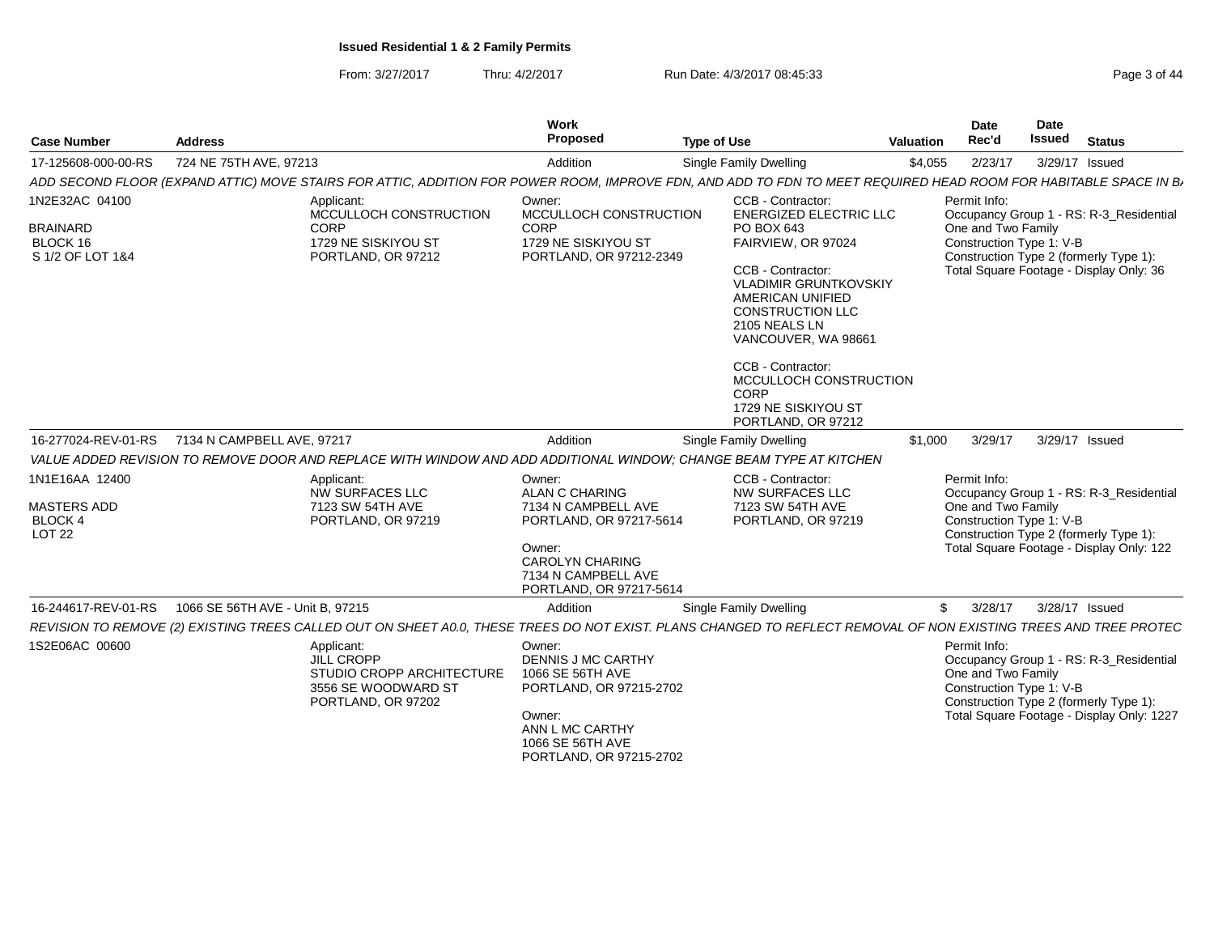**Issued Residential 1 & 2 Family Permits**

From: 3/27/2017 Thru: 4/2/2017 Run Date: 4/3/2017 08:45:33

| Case Number | Address | Work Proposed | Type of Use | Valuation | Date Rec'd | Date Issued | Status |
|---|---|---|---|---|---|---|---|
| 17-125608-000-00-RS | 724 NE 75TH AVE, 97213 | Addition | Single Family Dwelling | $4,055 | 2/23/17 | 3/29/17 | Issued |

*ADD SECOND FLOOR (EXPAND ATTIC) MOVE STAIRS FOR ATTIC, ADDITION FOR POWER ROOM, IMPROVE FDN, AND ADD TO FDN TO MEET REQUIRED HEAD ROOM FOR HABITABLE SPACE IN B/*

1N2E32AC 04100
BRAINARD
BLOCK 16
S 1/2 OF LOT 1&4

Applicant:
MCCULLOCH CONSTRUCTION CORP
1729 NE SISKIYOU ST
PORTLAND, OR 97212

Owner:
MCCULLOCH CONSTRUCTION CORP
1729 NE SISKIYOU ST
PORTLAND, OR 97212-2349

CCB - Contractor:
ENERGIZED ELECTRIC LLC
PO BOX 643
FAIRVIEW, OR 97024

CCB - Contractor:
VLADIMIR GRUNTKOVSKIY
AMERICAN UNIFIED CONSTRUCTION LLC
2105 NEALS LN
VANCOUVER, WA 98661

CCB - Contractor:
MCCULLOCH CONSTRUCTION CORP
1729 NE SISKIYOU ST
PORTLAND, OR 97212

Permit Info:
Occupancy Group 1 - RS: R-3_Residential One and Two Family
Construction Type 1: V-B
Construction Type 2 (formerly Type 1):
Total Square Footage - Display Only: 36

| Case Number | Address | Work Proposed | Type of Use | Valuation | Date Rec'd | Date Issued | Status |
|---|---|---|---|---|---|---|---|
| 16-277024-REV-01-RS | 7134 N CAMPBELL AVE, 97217 | Addition | Single Family Dwelling | $1,000 | 3/29/17 | 3/29/17 | Issued |

*VALUE ADDED REVISION TO REMOVE DOOR AND REPLACE WITH WINDOW AND ADD ADDITIONAL WINDOW; CHANGE BEAM TYPE AT KITCHEN*

1N1E16AA 12400
MASTERS ADD
BLOCK 4
LOT 22

Applicant:
NW SURFACES LLC
7123 SW 54TH AVE
PORTLAND, OR 97219

Owner:
ALAN C CHARING
7134 N CAMPBELL AVE
PORTLAND, OR 97217-5614

Owner:
CAROLYN CHARING
7134 N CAMPBELL AVE
PORTLAND, OR 97217-5614

CCB - Contractor:
NW SURFACES LLC
7123 SW 54TH AVE
PORTLAND, OR 97219

Permit Info:
Occupancy Group 1 - RS: R-3_Residential One and Two Family
Construction Type 1: V-B
Construction Type 2 (formerly Type 1):
Total Square Footage - Display Only: 122

| Case Number | Address | Work Proposed | Type of Use | Valuation | Date Rec'd | Date Issued | Status |
|---|---|---|---|---|---|---|---|
| 16-244617-REV-01-RS | 1066 SE 56TH AVE - Unit B, 97215 | Addition | Single Family Dwelling | $ | 3/28/17 | 3/28/17 | Issued |

*REVISION TO REMOVE (2) EXISTING TREES CALLED OUT ON SHEET A0.0, THESE TREES DO NOT EXIST. PLANS CHANGED TO REFLECT REMOVAL OF NON EXISTING TREES AND TREE PROTEC*

1S2E06AC 00600

Applicant:
JILL CROPP
STUDIO CROPP ARCHITECTURE
3556 SE WOODWARD ST
PORTLAND, OR 97202

Owner:
DENNIS J MC CARTHY
1066 SE 56TH AVE
PORTLAND, OR 97215-2702

Owner:
ANN L MC CARTHY
1066 SE 56TH AVE
PORTLAND, OR 97215-2702

Permit Info:
Occupancy Group 1 - RS: R-3_Residential One and Two Family
Construction Type 1: V-B
Construction Type 2 (formerly Type 1):
Total Square Footage - Display Only: 1227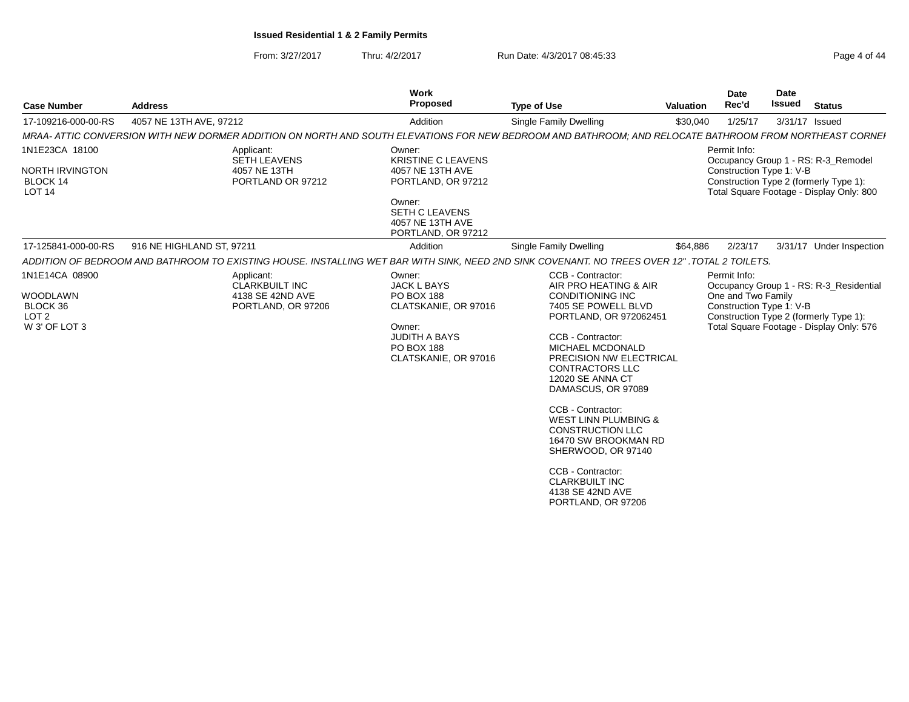**Issued Residential 1 & 2 Family Permits**

From: 3/27/2017 Thru: 4/2/2017 Run Date: 4/3/2017 08:45:33

| Case Number | Address | Work Proposed | Type of Use | Valuation | Date Rec'd | Date Issued | Status |
|---|---|---|---|---|---|---|---|
| 17-109216-000-00-RS | 4057 NE 13TH AVE, 97212 | Addition | Single Family Dwelling | $30,040 | 1/25/17 | 3/31/17 | Issued |

*MRAA- ATTIC CONVERSION WITH NEW DORMER ADDITION ON NORTH AND SOUTH ELEVATIONS FOR NEW BEDROOM AND BATHROOM; AND RELOCATE BATHROOM FROM NORTHEAST CORNEI*

1N1E23CA 18100
NORTH IRVINGTON
BLOCK 14
LOT 14

Applicant:
SETH LEAVENS
4057 NE 13TH
PORTLAND OR 97212

Owner:
KRISTINE C LEAVENS
4057 NE 13TH AVE
PORTLAND, OR 97212

Owner:
SETH C LEAVENS
4057 NE 13TH AVE
PORTLAND, OR 97212

Permit Info:
Occupancy Group 1 - RS: R-3_Remodel
Construction Type 1: V-B
Construction Type 2 (formerly Type 1):
Total Square Footage - Display Only: 800

| Case Number | Address | Work Proposed | Type of Use | Valuation | Date Rec'd | Date Issued | Status |
|---|---|---|---|---|---|---|---|
| 17-125841-000-00-RS | 916 NE HIGHLAND ST, 97211 | Addition | Single Family Dwelling | $64,886 | 2/23/17 | 3/31/17 | Under Inspection |

*ADDITION OF BEDROOM AND BATHROOM TO EXISTING HOUSE. INSTALLING WET BAR WITH SINK, NEED 2ND SINK COVENANT. NO TREES OVER 12" .TOTAL 2 TOILETS.*

1N1E14CA 08900
WOODLAWN
BLOCK 36
LOT 2
W 3' OF LOT 3

Applicant:
CLARKBUILT INC
4138 SE 42ND AVE
PORTLAND, OR 97206

Owner:
JACK L BAYS
PO BOX 188
CLATSKANIE, OR 97016

Owner:
JUDITH A BAYS
PO BOX 188
CLATSKANIE, OR 97016

CCB - Contractor:
AIR PRO HEATING & AIR CONDITIONING INC
7405 SE POWELL BLVD
PORTLAND, OR 972062451

CCB - Contractor:
MICHAEL MCDONALD
PRECISION NW ELECTRICAL CONTRACTORS LLC
12020 SE ANNA CT
DAMASCUS, OR 97089

CCB - Contractor:
WEST LINN PLUMBING & CONSTRUCTION LLC
16470 SW BROOKMAN RD
SHERWOOD, OR 97140

CCB - Contractor:
CLARKBUILT INC
4138 SE 42ND AVE
PORTLAND, OR 97206

Permit Info:
Occupancy Group 1 - RS: R-3_Residential One and Two Family
Construction Type 1: V-B
Construction Type 2 (formerly Type 1):
Total Square Footage - Display Only: 576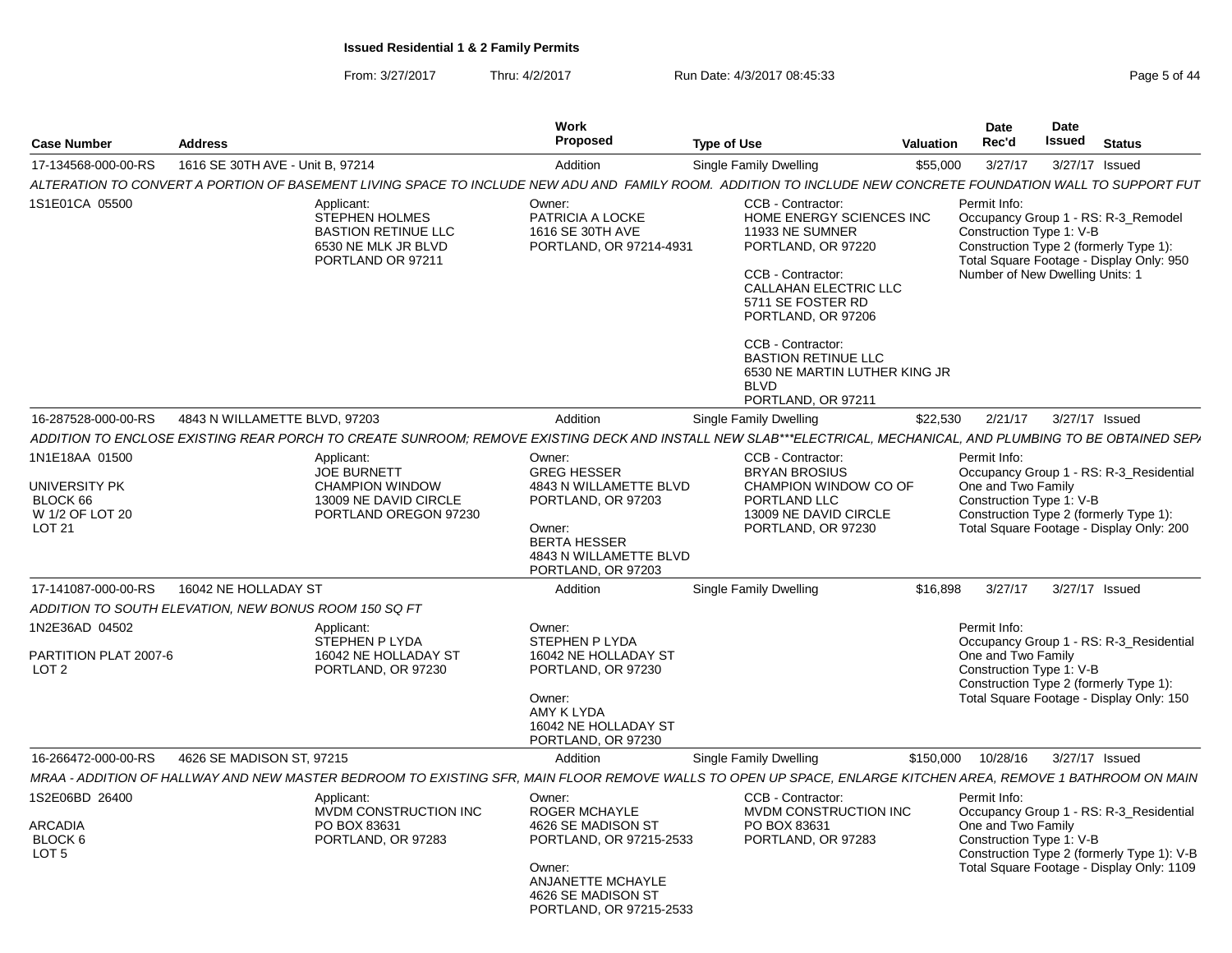**Issued Residential 1 & 2 Family Permits**

From: 3/27/2017 Thru: 4/2/2017 Run Date: 4/3/2017 08:45:33

| Case Number | Address | Work Proposed | Type of Use | Valuation | Date Rec'd | Date Issued | Status |
|---|---|---|---|---|---|---|---|
| 17-134568-000-00-RS | 1616 SE 30TH AVE - Unit B, 97214 | Addition | Single Family Dwelling | $55,000 | 3/27/17 | 3/27/17 | Issued |

*ALTERATION TO CONVERT A PORTION OF BASEMENT LIVING SPACE TO INCLUDE NEW ADU AND FAMILY ROOM. ADDITION TO INCLUDE NEW CONCRETE FOUNDATION WALL TO SUPPORT FUT*

1S1E01CA 05500

Applicant:
STEPHEN HOLMES
BASTION RETINUE LLC
6530 NE MLK JR BLVD
PORTLAND OR 97211

Owner:
PATRICIA A LOCKE
1616 SE 30TH AVE
PORTLAND, OR 97214-4931

CCB - Contractor:
HOME ENERGY SCIENCES INC
11933 NE SUMNER
PORTLAND, OR 97220

CCB - Contractor:
CALLAHAN ELECTRIC LLC
5711 SE FOSTER RD
PORTLAND, OR 97206

CCB - Contractor:
BASTION RETINUE LLC
6530 NE MARTIN LUTHER KING JR BLVD
PORTLAND, OR 97211

Permit Info:
Occupancy Group 1 - RS: R-3_Remodel
Construction Type 1: V-B
Construction Type 2 (formerly Type 1):
Total Square Footage - Display Only: 950
Number of New Dwelling Units: 1

| Case Number | Address | Work Proposed | Type of Use | Valuation | Date Rec'd | Date Issued | Status |
|---|---|---|---|---|---|---|---|
| 16-287528-000-00-RS | 4843 N WILLAMETTE BLVD, 97203 | Addition | Single Family Dwelling | $22,530 | 2/21/17 | 3/27/17 | Issued |

*ADDITION TO ENCLOSE EXISTING REAR PORCH TO CREATE SUNROOM; REMOVE EXISTING DECK AND INSTALL NEW SLAB***ELECTRICAL, MECHANICAL, AND PLUMBING TO BE OBTAINED SEP*

1N1E18AA 01500
UNIVERSITY PK
BLOCK 66
W 1/2 OF LOT 20
LOT 21

Applicant:
JOE BURNETT
CHAMPION WINDOW
13009 NE DAVID CIRCLE
PORTLAND OREGON 97230

Owner:
GREG HESSER
4843 N WILLAMETTE BLVD
PORTLAND, OR 97203

Owner:
BERTA HESSER
4843 N WILLAMETTE BLVD
PORTLAND, OR 97203

CCB - Contractor:
BRYAN BROSIUS
CHAMPION WINDOW CO OF PORTLAND LLC
13009 NE DAVID CIRCLE
PORTLAND, OR 97230

Permit Info:
Occupancy Group 1 - RS: R-3_Residential One and Two Family
Construction Type 1: V-B
Construction Type 2 (formerly Type 1):
Total Square Footage - Display Only: 200

| Case Number | Address | Work Proposed | Type of Use | Valuation | Date Rec'd | Date Issued | Status |
|---|---|---|---|---|---|---|---|
| 17-141087-000-00-RS | 16042 NE HOLLADAY ST | Addition | Single Family Dwelling | $16,898 | 3/27/17 | 3/27/17 | Issued |

*ADDITION TO SOUTH ELEVATION, NEW BONUS ROOM 150 SQ FT*

1N2E36AD 04502
PARTITION PLAT 2007-6
LOT 2

Applicant:
STEPHEN P LYDA
16042 NE HOLLADAY ST
PORTLAND, OR 97230

Owner:
STEPHEN P LYDA
16042 NE HOLLADAY ST
PORTLAND, OR 97230

Owner:
AMY K LYDA
16042 NE HOLLADAY ST
PORTLAND, OR 97230

Permit Info:
Occupancy Group 1 - RS: R-3_Residential One and Two Family
Construction Type 1: V-B
Construction Type 2 (formerly Type 1):
Total Square Footage - Display Only: 150

| Case Number | Address | Work Proposed | Type of Use | Valuation | Date Rec'd | Date Issued | Status |
|---|---|---|---|---|---|---|---|
| 16-266472-000-00-RS | 4626 SE MADISON ST, 97215 | Addition | Single Family Dwelling | $150,000 | 10/28/16 | 3/27/17 | Issued |

*MRAA - ADDITION OF HALLWAY AND NEW MASTER BEDROOM TO EXISTING SFR, MAIN FLOOR REMOVE WALLS TO OPEN UP SPACE, ENLARGE KITCHEN AREA, REMOVE 1 BATHROOM ON MAIN*

1S2E06BD 26400
ARCADIA
BLOCK 6
LOT 5

Applicant:
MVDM CONSTRUCTION INC
PO BOX 83631
PORTLAND, OR 97283

Owner:
ROGER MCHAYLE
4626 SE MADISON ST
PORTLAND, OR 97215-2533

Owner:
ANJANETTE MCHAYLE
4626 SE MADISON ST
PORTLAND, OR 97215-2533

CCB - Contractor:
MVDM CONSTRUCTION INC
PO BOX 83631
PORTLAND, OR 97283

Permit Info:
Occupancy Group 1 - RS: R-3_Residential One and Two Family
Construction Type 1: V-B
Construction Type 2 (formerly Type 1): V-B
Total Square Footage - Display Only: 1109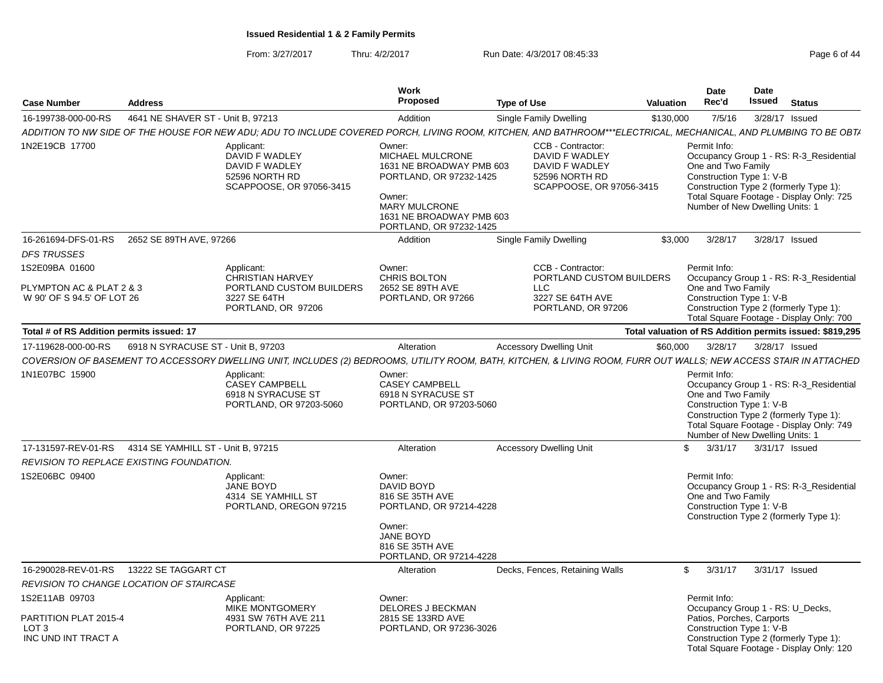**Issued Residential 1 & 2 Family Permits**

From: 3/27/2017 Thru: 4/2/2017 Run Date: 4/3/2017 08:45:33

| Case Number | Address | Work Proposed | Type of Use | Valuation | Date Rec'd | Date Issued | Status |
|---|---|---|---|---|---|---|---|
| 16-199738-000-00-RS | 4641 NE SHAVER ST - Unit B, 97213 | Addition | Single Family Dwelling | $130,000 | 7/5/16 | 3/28/17 | Issued |

ADDITION TO NW SIDE OF THE HOUSE FOR NEW ADU; ADU TO INCLUDE COVERED PORCH, LIVING ROOM, KITCHEN, AND BATHROOM***ELECTRICAL, MECHANICAL, AND PLUMBING TO BE OBTA

1N2E19CB 17700

Applicant: DAVID F WADLEY, DAVID F WADLEY, 52596 NORTH RD, SCAPPOOSE, OR 97056-3415

Owner: MICHAEL MULCRONE, 1631 NE BROADWAY PMB 603, PORTLAND, OR 97232-1425

Owner: MARY MULCRONE, 1631 NE BROADWAY PMB 603, PORTLAND, OR 97232-1425

CCB - Contractor: DAVID F WADLEY, DAVID F WADLEY, 52596 NORTH RD, SCAPPOOSE, OR 97056-3415

Permit Info: Occupancy Group 1 - RS: R-3_Residential One and Two Family; Construction Type 1: V-B; Construction Type 2 (formerly Type 1):; Total Square Footage - Display Only: 725; Number of New Dwelling Units: 1

| Case Number | Address | Work Proposed | Type of Use | Valuation | Date Rec'd | Date Issued | Status |
|---|---|---|---|---|---|---|---|
| 16-261694-DFS-01-RS | 2652 SE 89TH AVE, 97266 | Addition | Single Family Dwelling | $3,000 | 3/28/17 | 3/28/17 | Issued |

DFS TRUSSES

1S2E09BA 01600

PLYMPTON AC & PLAT 2 & 3
W 90' OF S 94.5' OF LOT 26

Applicant: CHRISTIAN HARVEY, PORTLAND CUSTOM BUILDERS, 3227 SE 64TH, PORTLAND, OR 97206

Owner: CHRIS BOLTON, 2652 SE 89TH AVE, PORTLAND, OR 97266

CCB - Contractor: PORTLAND CUSTOM BUILDERS LLC, 3227 SE 64TH AVE, PORTLAND, OR 97206

Permit Info: Occupancy Group 1 - RS: R-3_Residential One and Two Family; Construction Type 1: V-B; Construction Type 2 (formerly Type 1):; Total Square Footage - Display Only: 700

**Total # of RS Addition permits issued: 17** — **Total valuation of RS Addition permits issued: $819,295**

| Case Number | Address | Work Proposed | Type of Use | Valuation | Date Rec'd | Date Issued | Status |
|---|---|---|---|---|---|---|---|
| 17-119628-000-00-RS | 6918 N SYRACUSE ST - Unit B, 97203 | Alteration | Accessory Dwelling Unit | $60,000 | 3/28/17 | 3/28/17 | Issued |

COVERSION OF BASEMENT TO ACCESSORY DWELLING UNIT, INCLUDES (2) BEDROOMS, UTILITY ROOM, BATH, KITCHEN, & LIVING ROOM, FURR OUT WALLS; NEW ACCESS STAIR IN ATTACHED

1N1E07BC 15900

Applicant: CASEY CAMPBELL, 6918 N SYRACUSE ST, PORTLAND, OR 97203-5060

Owner: CASEY CAMPBELL, 6918 N SYRACUSE ST, PORTLAND, OR 97203-5060

Permit Info: Occupancy Group 1 - RS: R-3_Residential One and Two Family; Construction Type 1: V-B; Construction Type 2 (formerly Type 1):; Total Square Footage - Display Only: 749; Number of New Dwelling Units: 1

| Case Number | Address | Work Proposed | Type of Use | Valuation | Date Rec'd | Date Issued | Status |
|---|---|---|---|---|---|---|---|
| 17-131597-REV-01-RS | 4314 SE YAMHILL ST - Unit B, 97215 | Alteration | Accessory Dwelling Unit | $ | 3/31/17 | 3/31/17 | Issued |

REVISION TO REPLACE EXISTING FOUNDATION.

1S2E06BC 09400

Applicant: JANE BOYD, 4314 SE YAMHILL ST, PORTLAND, OREGON 97215

Owner: DAVID BOYD, 816 SE 35TH AVE, PORTLAND, OR 97214-4228

Owner: JANE BOYD, 816 SE 35TH AVE, PORTLAND, OR 97214-4228

Permit Info: Occupancy Group 1 - RS: R-3_Residential One and Two Family; Construction Type 1: V-B; Construction Type 2 (formerly Type 1):

| Case Number | Address | Work Proposed | Type of Use | Valuation | Date Rec'd | Date Issued | Status |
|---|---|---|---|---|---|---|---|
| 16-290028-REV-01-RS | 13222 SE TAGGART CT | Alteration | Decks, Fences, Retaining Walls | $ | 3/31/17 | 3/31/17 | Issued |

REVISION TO CHANGE LOCATION OF STAIRCASE

1S2E11AB 09703

PARTITION PLAT 2015-4
LOT 3
INC UND INT TRACT A

Applicant: MIKE MONTGOMERY, 4931 SW 76TH AVE 211, PORTLAND, OR 97225

Owner: DELORES J BECKMAN, 2815 SE 133RD AVE, PORTLAND, OR 97236-3026

Permit Info: Occupancy Group 1 - RS: U_Decks, Patios, Porches, Carports; Construction Type 1: V-B; Construction Type 2 (formerly Type 1):; Total Square Footage - Display Only: 120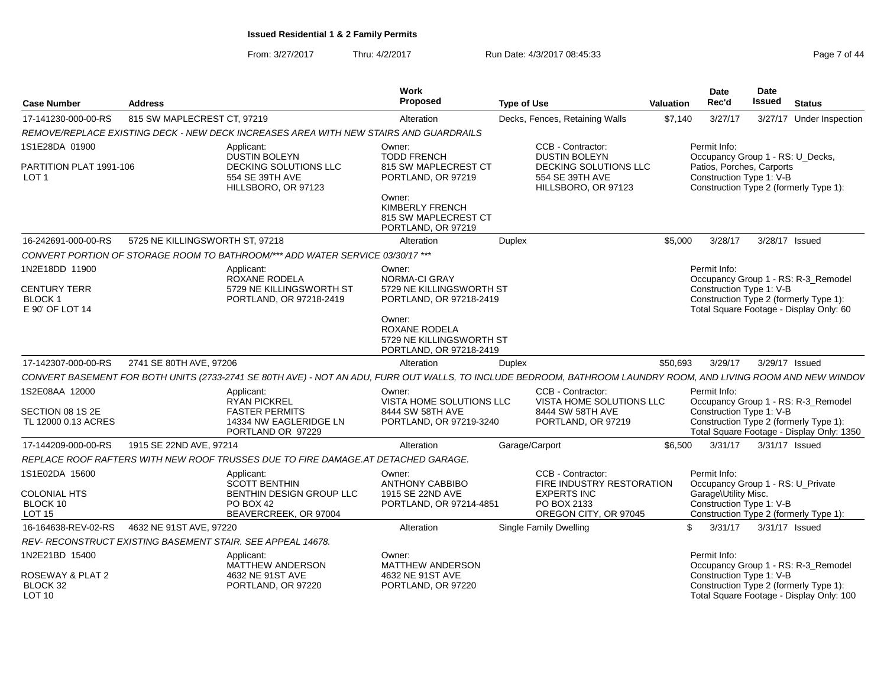# Issued Residential 1 & 2 Family Permits

From: 3/27/2017 Thru: 4/2/2017 Run Date: 4/3/2017 08:45:33

| Case Number | Address | Work Proposed | Type of Use | Valuation | Date Rec'd | Date Issued | Status |
|---|---|---|---|---|---|---|---|
| 17-141230-000-00-RS | 815 SW MAPLECREST CT, 97219 | Alteration | Decks, Fences, Retaining Walls | $7,140 | 3/27/17 | 3/27/17 | Under Inspection |

*REMOVE/REPLACE EXISTING DECK - NEW DECK INCREASES AREA WITH NEW STAIRS AND GUARDRAILS*

1S1E28DA 01900
PARTITION PLAT 1991-106
LOT 1

Applicant:
DUSTIN BOLEYN
DECKING SOLUTIONS LLC
554 SE 39TH AVE
HILLSBORO, OR 97123

Owner:
TODD FRENCH
815 SW MAPLECREST CT
PORTLAND, OR 97219

Owner:
KIMBERLY FRENCH
815 SW MAPLECREST CT
PORTLAND, OR 97219

CCB - Contractor:
DUSTIN BOLEYN
DECKING SOLUTIONS LLC
554 SE 39TH AVE
HILLSBORO, OR 97123

Permit Info:
Occupancy Group 1 - RS: U_Decks, Patios, Porches, Carports
Construction Type 1: V-B
Construction Type 2 (formerly Type 1):

---

| Case Number | Address | Work Proposed | Type of Use | Valuation | Date Rec'd | Date Issued | Status |
|---|---|---|---|---|---|---|---|
| 16-242691-000-00-RS | 5725 NE KILLINGSWORTH ST, 97218 | Alteration | Duplex | $5,000 | 3/28/17 | 3/28/17 | Issued |

*CONVERT PORTION OF STORAGE ROOM TO BATHROOM/*** ADD WATER SERVICE 03/30/17 ****

1N2E18DD 11900
CENTURY TERR
BLOCK 1
E 90' OF LOT 14

Applicant:
ROXANE RODELA
5729 NE KILLINGSWORTH ST
PORTLAND, OR 97218-2419

Owner:
NORMA-CI GRAY
5729 NE KILLINGSWORTH ST
PORTLAND, OR 97218-2419

Owner:
ROXANE RODELA
5729 NE KILLINGSWORTH ST
PORTLAND, OR 97218-2419

Permit Info:
Occupancy Group 1 - RS: R-3_Remodel
Construction Type 1: V-B
Construction Type 2 (formerly Type 1):
Total Square Footage - Display Only: 60

---

| Case Number | Address | Work Proposed | Type of Use | Valuation | Date Rec'd | Date Issued | Status |
|---|---|---|---|---|---|---|---|
| 17-142307-000-00-RS | 2741 SE 80TH AVE, 97206 | Alteration | Duplex | $50,693 | 3/29/17 | 3/29/17 | Issued |

*CONVERT BASEMENT FOR BOTH UNITS (2733-2741 SE 80TH AVE) - NOT AN ADU, FURR OUT WALLS, TO INCLUDE BEDROOM, BATHROOM LAUNDRY ROOM, AND LIVING ROOM AND NEW WINDOV*

1S2E08AA 12000
SECTION 08 1S 2E
TL 12000 0.13 ACRES

Applicant:
RYAN PICKREL
FASTER PERMITS
14334 NW EAGLERIDGE LN
PORTLAND OR 97229

Owner:
VISTA HOME SOLUTIONS LLC
8444 SW 58TH AVE
PORTLAND, OR 97219-3240

CCB - Contractor:
VISTA HOME SOLUTIONS LLC
8444 SW 58TH AVE
PORTLAND, OR 97219

Permit Info:
Occupancy Group 1 - RS: R-3_Remodel
Construction Type 1: V-B
Construction Type 2 (formerly Type 1):
Total Square Footage - Display Only: 1350

---

| Case Number | Address | Work Proposed | Type of Use | Valuation | Date Rec'd | Date Issued | Status |
|---|---|---|---|---|---|---|---|
| 17-144209-000-00-RS | 1915 SE 22ND AVE, 97214 | Alteration | Garage/Carport | $6,500 | 3/31/17 | 3/31/17 | Issued |

*REPLACE ROOF RAFTERS WITH NEW ROOF TRUSSES DUE TO FIRE DAMAGE.AT DETACHED GARAGE.*

1S1E02DA 15600
COLONIAL HTS
BLOCK 10
LOT 15

Applicant:
SCOTT BENTHIN
BENTHIN DESIGN GROUP LLC
PO BOX 42
BEAVERCREEK, OR 97004

Owner:
ANTHONY CABBIBO
1915 SE 22ND AVE
PORTLAND, OR 97214-4851

CCB - Contractor:
FIRE INDUSTRY RESTORATION EXPERTS INC
PO BOX 2133
OREGON CITY, OR 97045

Permit Info:
Occupancy Group 1 - RS: U_Private Garage\Utility Misc.
Construction Type 1: V-B
Construction Type 2 (formerly Type 1):

---

| Case Number | Address | Work Proposed | Type of Use | Valuation | Date Rec'd | Date Issued | Status |
|---|---|---|---|---|---|---|---|
| 16-164638-REV-02-RS | 4632 NE 91ST AVE, 97220 | Alteration | Single Family Dwelling | $ | 3/31/17 | 3/31/17 | Issued |

*REV- RECONSTRUCT EXISTING BASEMENT STAIR. SEE APPEAL 14678.*

1N2E21BD 15400
ROSEWAY & PLAT 2
BLOCK 32
LOT 10

Applicant:
MATTHEW ANDERSON
4632 NE 91ST AVE
PORTLAND, OR 97220

Owner:
MATTHEW ANDERSON
4632 NE 91ST AVE
PORTLAND, OR 97220

Permit Info:
Occupancy Group 1 - RS: R-3_Remodel
Construction Type 1: V-B
Construction Type 2 (formerly Type 1):
Total Square Footage - Display Only: 100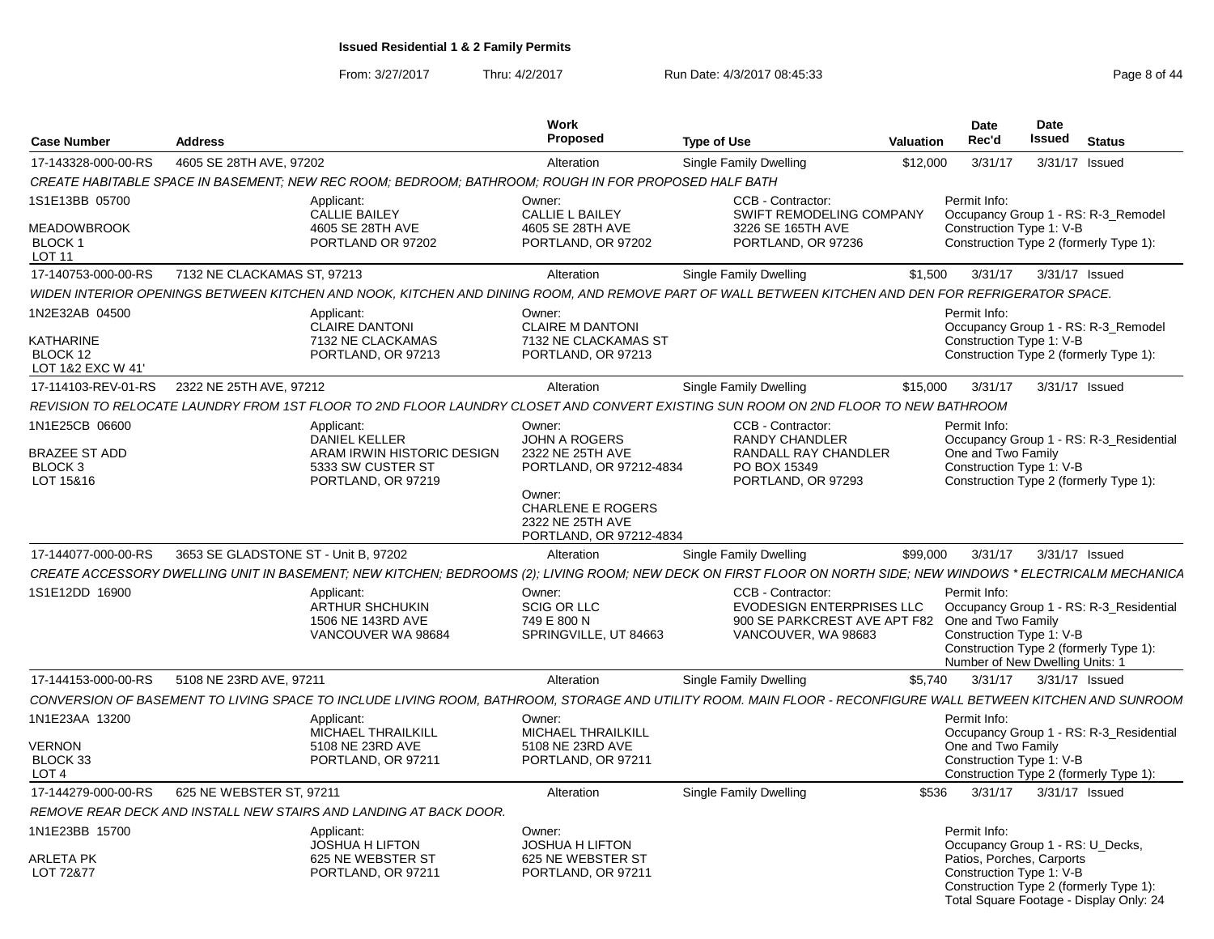**Issued Residential 1 & 2 Family Permits**

From: 3/27/2017 Thru: 4/2/2017 Run Date: 4/3/2017 08:45:33

| Case Number | Address | Work Proposed | Type of Use | Valuation | Date Rec'd | Date Issued | Status |
|---|---|---|---|---|---|---|---|
| 17-143328-000-00-RS | 4605 SE 28TH AVE, 97202 | Alteration | Single Family Dwelling | $12,000 | 3/31/17 | 3/31/17 | Issued |

*CREATE HABITABLE SPACE IN BASEMENT; NEW REC ROOM; BEDROOM; BATHROOM; ROUGH IN FOR PROPOSED HALF BATH*

1S1E13BB 05700
MEADOWBROOK
BLOCK 1
LOT 11

Applicant: CALLIE BAILEY, 4605 SE 28TH AVE, PORTLAND OR 97202

Owner: CALLIE L BAILEY, 4605 SE 28TH AVE, PORTLAND, OR 97202

CCB - Contractor: SWIFT REMODELING COMPANY, 3226 SE 165TH AVE, PORTLAND, OR 97236

Permit Info: Occupancy Group 1 - RS: R-3_Remodel; Construction Type 1: V-B; Construction Type 2 (formerly Type 1):

| Case Number | Address | Work Proposed | Type of Use | Valuation | Date Rec'd | Date Issued | Status |
|---|---|---|---|---|---|---|---|
| 17-140753-000-00-RS | 7132 NE CLACKAMAS ST, 97213 | Alteration | Single Family Dwelling | $1,500 | 3/31/17 | 3/31/17 | Issued |

*WIDEN INTERIOR OPENINGS BETWEEN KITCHEN AND NOOK, KITCHEN AND DINING ROOM, AND REMOVE PART OF WALL BETWEEN KITCHEN AND DEN FOR REFRIGERATOR SPACE.*

1N2E32AB 04500
KATHARINE
BLOCK 12
LOT 1&2 EXC W 41'

Applicant: CLAIRE DANTONI, 7132 NE CLACKAMAS, PORTLAND, OR 97213

Owner: CLAIRE M DANTONI, 7132 NE CLACKAMAS ST, PORTLAND, OR 97213

Permit Info: Occupancy Group 1 - RS: R-3_Remodel; Construction Type 1: V-B; Construction Type 2 (formerly Type 1):

| Case Number | Address | Work Proposed | Type of Use | Valuation | Date Rec'd | Date Issued | Status |
|---|---|---|---|---|---|---|---|
| 17-114103-REV-01-RS | 2322 NE 25TH AVE, 97212 | Alteration | Single Family Dwelling | $15,000 | 3/31/17 | 3/31/17 | Issued |

*REVISION TO RELOCATE LAUNDRY FROM 1ST FLOOR TO 2ND FLOOR LAUNDRY CLOSET AND CONVERT EXISTING SUN ROOM ON 2ND FLOOR TO NEW BATHROOM*

1N1E25CB 06600
BRAZEE ST ADD
BLOCK 3
LOT 15&16

Applicant: DANIEL KELLER, ARAM IRWIN HISTORIC DESIGN, 5333 SW CUSTER ST, PORTLAND, OR 97219

Owner: JOHN A ROGERS, 2322 NE 25TH AVE, PORTLAND, OR 97212-4834

Owner: CHARLENE E ROGERS, 2322 NE 25TH AVE, PORTLAND, OR 97212-4834

CCB - Contractor: RANDY CHANDLER, RANDALL RAY CHANDLER, PO BOX 15349, PORTLAND, OR 97293

Permit Info: Occupancy Group 1 - RS: R-3_Residential One and Two Family; Construction Type 1: V-B; Construction Type 2 (formerly Type 1):

| Case Number | Address | Work Proposed | Type of Use | Valuation | Date Rec'd | Date Issued | Status |
|---|---|---|---|---|---|---|---|
| 17-144077-000-00-RS | 3653 SE GLADSTONE ST - Unit B, 97202 | Alteration | Single Family Dwelling | $99,000 | 3/31/17 | 3/31/17 | Issued |

*CREATE ACCESSORY DWELLING UNIT IN BASEMENT; NEW KITCHEN; BEDROOMS (2); LIVING ROOM; NEW DECK ON FIRST FLOOR ON NORTH SIDE; NEW WINDOWS * ELECTRICALM MECHANICA*

1S1E12DD 16900

Applicant: ARTHUR SHCHUKIN, 1506 NE 143RD AVE, VANCOUVER WA 98684

Owner: SCIG OR LLC, 749 E 800 N, SPRINGVILLE, UT 84663

CCB - Contractor: EVODESIGN ENTERPRISES LLC, 900 SE PARKCREST AVE APT F82, VANCOUVER, WA 98683

Permit Info: Occupancy Group 1 - RS: R-3_Residential One and Two Family; Construction Type 1: V-B; Construction Type 2 (formerly Type 1):; Number of New Dwelling Units: 1

| Case Number | Address | Work Proposed | Type of Use | Valuation | Date Rec'd | Date Issued | Status |
|---|---|---|---|---|---|---|---|
| 17-144153-000-00-RS | 5108 NE 23RD AVE, 97211 | Alteration | Single Family Dwelling | $5,740 | 3/31/17 | 3/31/17 | Issued |

*CONVERSION OF BASEMENT TO LIVING SPACE TO INCLUDE LIVING ROOM, BATHROOM, STORAGE AND UTILITY ROOM. MAIN FLOOR - RECONFIGURE WALL BETWEEN KITCHEN AND SUNROOM*

1N1E23AA 13200
VERNON
BLOCK 33
LOT 4

Applicant: MICHAEL THRAILKILL, 5108 NE 23RD AVE, PORTLAND, OR 97211

Owner: MICHAEL THRAILKILL, 5108 NE 23RD AVE, PORTLAND, OR 97211

Permit Info: Occupancy Group 1 - RS: R-3_Residential One and Two Family; Construction Type 1: V-B; Construction Type 2 (formerly Type 1):

| Case Number | Address | Work Proposed | Type of Use | Valuation | Date Rec'd | Date Issued | Status |
|---|---|---|---|---|---|---|---|
| 17-144279-000-00-RS | 625 NE WEBSTER ST, 97211 | Alteration | Single Family Dwelling | $536 | 3/31/17 | 3/31/17 | Issued |

*REMOVE REAR DECK AND INSTALL NEW STAIRS AND LANDING AT BACK DOOR.*

1N1E23BB 15700
ARLETA PK
LOT 72&77

Applicant: JOSHUA H LIFTON, 625 NE WEBSTER ST, PORTLAND, OR 97211

Owner: JOSHUA H LIFTON, 625 NE WEBSTER ST, PORTLAND, OR 97211

Permit Info: Occupancy Group 1 - RS: U_Decks, Patios, Porches, Carports; Construction Type 1: V-B; Construction Type 2 (formerly Type 1):; Total Square Footage - Display Only: 24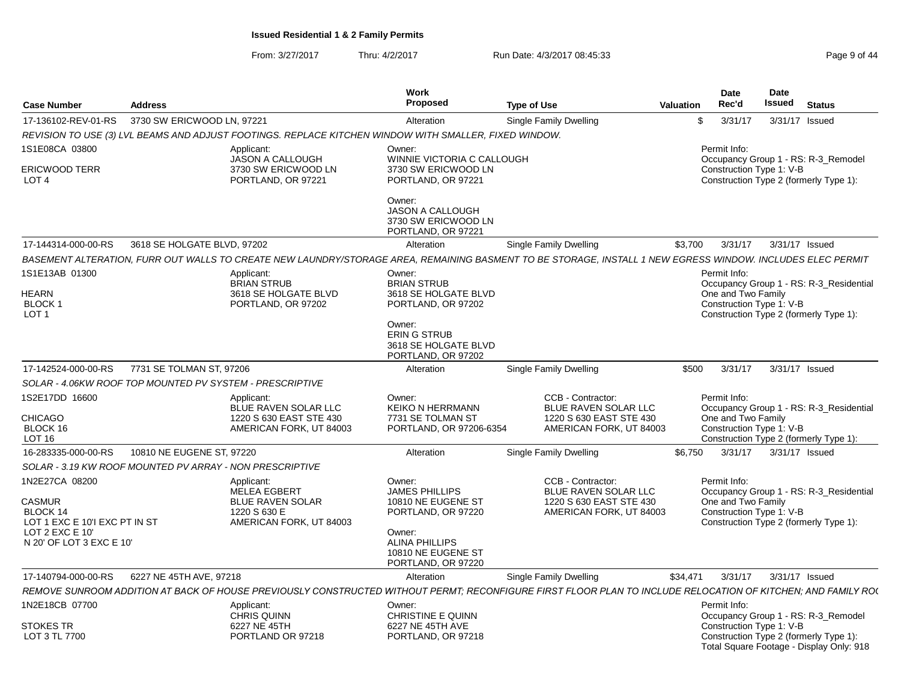**Issued Residential 1 & 2 Family Permits**

From: 3/27/2017 Thru: 4/2/2017 Run Date: 4/3/2017 08:45:33

| Case Number | Address | Work Proposed | Type of Use | Valuation | Date Rec'd | Date Issued | Status |
|---|---|---|---|---|---|---|---|
| 17-136102-REV-01-RS | 3730 SW ERICWOOD LN, 97221 | Alteration | Single Family Dwelling | $ | 3/31/17 | 3/31/17 | Issued |

*REVISION TO USE (3) LVL BEAMS AND ADJUST FOOTINGS. REPLACE KITCHEN WINDOW WITH SMALLER, FIXED WINDOW.*

1S1E08CA 03800
ERICWOOD TERR
LOT 4

Applicant:
JASON A CALLOUGH
3730 SW ERICWOOD LN
PORTLAND, OR 97221

Owner:
WINNIE VICTORIA C CALLOUGH
3730 SW ERICWOOD LN
PORTLAND, OR 97221

Owner:
JASON A CALLOUGH
3730 SW ERICWOOD LN
PORTLAND, OR 97221

Permit Info:
Occupancy Group 1 - RS: R-3_Remodel
Construction Type 1: V-B
Construction Type 2 (formerly Type 1):

| Case Number | Address | Work Proposed | Type of Use | Valuation | Date Rec'd | Date Issued | Status |
|---|---|---|---|---|---|---|---|
| 17-144314-000-00-RS | 3618 SE HOLGATE BLVD, 97202 | Alteration | Single Family Dwelling | $3,700 | 3/31/17 | 3/31/17 | Issued |

*BASEMENT ALTERATION, FURR OUT WALLS TO CREATE NEW LAUNDRY/STORAGE AREA, REMAINING BASMENT TO BE STORAGE, INSTALL 1 NEW EGRESS WINDOW. INCLUDES ELEC PERMIT*

1S1E13AB 01300
HEARN
BLOCK 1
LOT 1

Applicant:
BRIAN STRUB
3618 SE HOLGATE BLVD
PORTLAND, OR 97202

Owner:
BRIAN STRUB
3618 SE HOLGATE BLVD
PORTLAND, OR 97202

Owner:
ERIN G STRUB
3618 SE HOLGATE BLVD
PORTLAND, OR 97202

Permit Info:
Occupancy Group 1 - RS: R-3_Residential One and Two Family
Construction Type 1: V-B
Construction Type 2 (formerly Type 1):

| Case Number | Address | Work Proposed | Type of Use | Valuation | Date Rec'd | Date Issued | Status |
|---|---|---|---|---|---|---|---|
| 17-142524-000-00-RS | 7731 SE TOLMAN ST, 97206 | Alteration | Single Family Dwelling | $500 | 3/31/17 | 3/31/17 | Issued |

*SOLAR - 4.06KW ROOF TOP MOUNTED PV SYSTEM - PRESCRIPTIVE*

1S2E17DD 16600
CHICAGO
BLOCK 16
LOT 16

Applicant:
BLUE RAVEN SOLAR LLC
1220 S 630 EAST STE 430
AMERICAN FORK, UT 84003

Owner:
KEIKO N HERRMANN
7731 SE TOLMAN ST
PORTLAND, OR 97206-6354

CCB - Contractor:
BLUE RAVEN SOLAR LLC
1220 S 630 EAST STE 430
AMERICAN FORK, UT 84003

Permit Info:
Occupancy Group 1 - RS: R-3_Residential One and Two Family
Construction Type 1: V-B
Construction Type 2 (formerly Type 1):

| Case Number | Address | Work Proposed | Type of Use | Valuation | Date Rec'd | Date Issued | Status |
|---|---|---|---|---|---|---|---|
| 16-283335-000-00-RS | 10810 NE EUGENE ST, 97220 | Alteration | Single Family Dwelling | $6,750 | 3/31/17 | 3/31/17 | Issued |

*SOLAR - 3.19 KW ROOF MOUNTED PV ARRAY - NON PRESCRIPTIVE*

1N2E27CA 08200
CASMUR
BLOCK 14
LOT 1 EXC E 10'l EXC PT IN ST
LOT 2 EXC E 10'
N 20' OF LOT 3 EXC E 10'

Applicant:
MELEA EGBERT
BLUE RAVEN SOLAR
1220 S 630 E
AMERICAN FORK, UT 84003

Owner:
JAMES PHILLIPS
10810 NE EUGENE ST
PORTLAND, OR 97220

Owner:
ALINA PHILLIPS
10810 NE EUGENE ST
PORTLAND, OR 97220

CCB - Contractor:
BLUE RAVEN SOLAR LLC
1220 S 630 EAST STE 430
AMERICAN FORK, UT 84003

Permit Info:
Occupancy Group 1 - RS: R-3_Residential One and Two Family
Construction Type 1: V-B
Construction Type 2 (formerly Type 1):

| Case Number | Address | Work Proposed | Type of Use | Valuation | Date Rec'd | Date Issued | Status |
|---|---|---|---|---|---|---|---|
| 17-140794-000-00-RS | 6227 NE 45TH AVE, 97218 | Alteration | Single Family Dwelling | $34,471 | 3/31/17 | 3/31/17 | Issued |

*REMOVE SUNROOM ADDITION AT BACK OF HOUSE PREVIOUSLY CONSTRUCTED WITHOUT PERMIT; RECONFIGURE FIRST FLOOR PLAN TO INCLUDE RELOCATION OF KITCHEN; AND FAMILY RO(*

1N2E18CB 07700
STOKES TR
LOT 3 TL 7700

Applicant:
CHRIS QUINN
6227 NE 45TH
PORTLAND OR 97218

Owner:
CHRISTINE E QUINN
6227 NE 45TH AVE
PORTLAND, OR 97218

Permit Info:
Occupancy Group 1 - RS: R-3_Remodel
Construction Type 1: V-B
Construction Type 2 (formerly Type 1):
Total Square Footage - Display Only: 918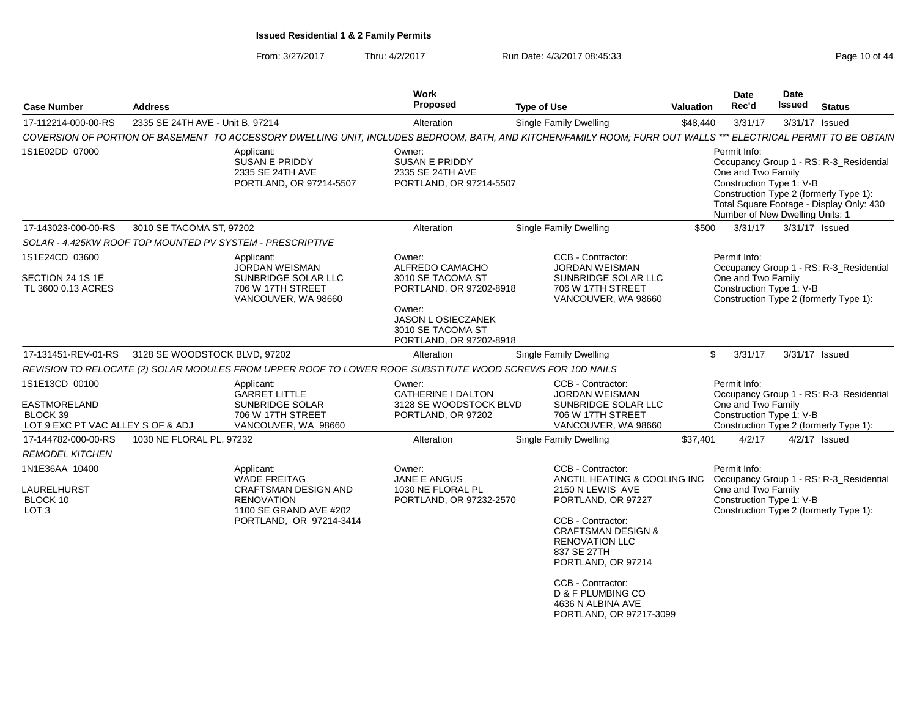**Issued Residential 1 & 2 Family Permits**

From: 3/27/2017 Thru: 4/2/2017 Run Date: 4/3/2017 08:45:33

| Case Number | Address | Work Proposed | Type of Use | Valuation | Date Rec'd | Date Issued | Status |
|---|---|---|---|---|---|---|---|
| 17-112214-000-00-RS | 2335 SE 24TH AVE - Unit B, 97214 | Alteration | Single Family Dwelling | $48,440 | 3/31/17 | 3/31/17 | Issued |

*COVERSION OF PORTION OF BASEMENT TO ACCESSORY DWELLING UNIT, INCLUDES BEDROOM, BATH, AND KITCHEN/FAMILY ROOM; FURR OUT WALLS *** ELECTRICAL PERMIT TO BE OBTAIN*

1S1E02DD 07000

Applicant:
SUSAN E PRIDDY
2335 SE 24TH AVE
PORTLAND, OR 97214-5507

Owner:
SUSAN E PRIDDY
2335 SE 24TH AVE
PORTLAND, OR 97214-5507

Permit Info:
Occupancy Group 1 - RS: R-3_Residential One and Two Family
Construction Type 1: V-B
Construction Type 2 (formerly Type 1):
Total Square Footage - Display Only: 430
Number of New Dwelling Units: 1

| Case Number | Address | Work Proposed | Type of Use | Valuation | Date Rec'd | Date Issued | Status |
|---|---|---|---|---|---|---|---|
| 17-143023-000-00-RS | 3010 SE TACOMA ST, 97202 | Alteration | Single Family Dwelling | $500 | 3/31/17 | 3/31/17 | Issued |

*SOLAR - 4.425KW ROOF TOP MOUNTED PV SYSTEM - PRESCRIPTIVE*

1S1E24CD 03600

SECTION 24 1S 1E
TL 3600 0.13 ACRES

Applicant:
JORDAN WEISMAN
SUNBRIDGE SOLAR LLC
706 W 17TH STREET
VANCOUVER, WA 98660

Owner:
ALFREDO CAMACHO
3010 SE TACOMA ST
PORTLAND, OR 97202-8918

Owner:
JASON L OSIECZANEK
3010 SE TACOMA ST
PORTLAND, OR 97202-8918

CCB - Contractor:
JORDAN WEISMAN
SUNBRIDGE SOLAR LLC
706 W 17TH STREET
VANCOUVER, WA 98660

Permit Info:
Occupancy Group 1 - RS: R-3_Residential One and Two Family
Construction Type 1: V-B
Construction Type 2 (formerly Type 1):

| Case Number | Address | Work Proposed | Type of Use | Valuation | Date Rec'd | Date Issued | Status |
|---|---|---|---|---|---|---|---|
| 17-131451-REV-01-RS | 3128 SE WOODSTOCK BLVD, 97202 | Alteration | Single Family Dwelling | $ | 3/31/17 | 3/31/17 | Issued |

*REVISION TO RELOCATE (2) SOLAR MODULES FROM UPPER ROOF TO LOWER ROOF. SUBSTITUTE WOOD SCREWS FOR 10D NAILS*

1S1E13CD 00100

EASTMORELAND
BLOCK 39
LOT 9 EXC PT VAC ALLEY S OF & ADJ

Applicant:
GARRET LITTLE
SUNBRIDGE SOLAR
706 W 17TH STREET
VANCOUVER, WA 98660

Owner:
CATHERINE I DALTON
3128 SE WOODSTOCK BLVD
PORTLAND, OR 97202

CCB - Contractor:
JORDAN WEISMAN
SUNBRIDGE SOLAR LLC
706 W 17TH STREET
VANCOUVER, WA 98660

Permit Info:
Occupancy Group 1 - RS: R-3_Residential One and Two Family
Construction Type 1: V-B
Construction Type 2 (formerly Type 1):

| Case Number | Address | Work Proposed | Type of Use | Valuation | Date Rec'd | Date Issued | Status |
|---|---|---|---|---|---|---|---|
| 17-144782-000-00-RS | 1030 NE FLORAL PL, 97232 | Alteration | Single Family Dwelling | $37,401 | 4/2/17 | 4/2/17 | Issued |

*REMODEL KITCHEN*

1N1E36AA 10400

LAURELHURST
BLOCK 10
LOT 3

Applicant:
WADE FREITAG
CRAFTSMAN DESIGN AND RENOVATION
1100 SE GRAND AVE #202
PORTLAND, OR 97214-3414

Owner:
JANE E ANGUS
1030 NE FLORAL PL
PORTLAND, OR 97232-2570

CCB - Contractor:
ANCTIL HEATING & COOLING INC
2150 N LEWIS AVE
PORTLAND, OR 97227

CCB - Contractor:
CRAFTSMAN DESIGN & RENOVATION LLC
837 SE 27TH
PORTLAND, OR 97214

CCB - Contractor:
D & F PLUMBING CO
4636 N ALBINA AVE
PORTLAND, OR 97217-3099

Permit Info:
Occupancy Group 1 - RS: R-3_Residential One and Two Family
Construction Type 1: V-B
Construction Type 2 (formerly Type 1):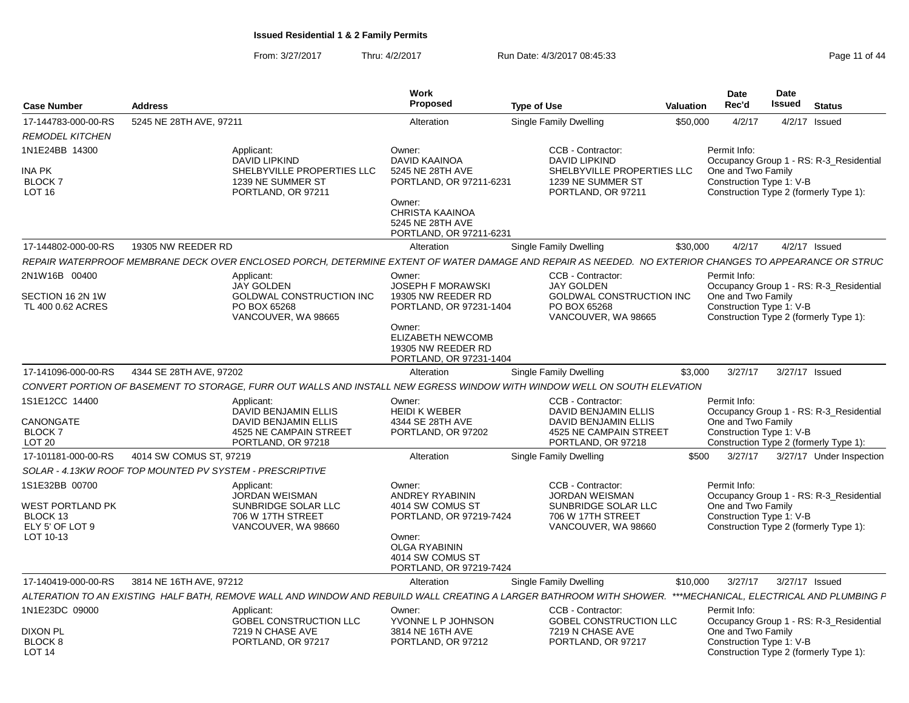**Issued Residential 1 & 2 Family Permits**

From: 3/27/2017 Thru: 4/2/2017 Run Date: 4/3/2017 08:45:33

| Case Number | Address | Work Proposed | Type of Use | Valuation | Date Rec'd | Date Issued | Status |
|---|---|---|---|---|---|---|---|
| 17-144783-000-00-RS | 5245 NE 28TH AVE, 97211 | Alteration | Single Family Dwelling | $50,000 | 4/2/17 | 4/2/17 | Issued |

*REMODEL KITCHEN*

1N1E24BB 14300
INA PK
BLOCK 7
LOT 16

Applicant: DAVID LIPKIND, SHELBYVILLE PROPERTIES LLC, 1239 NE SUMMER ST, PORTLAND, OR 97211

Owner: DAVID KAAINOA, 5245 NE 28TH AVE, PORTLAND, OR 97211-6231

Owner: CHRISTA KAAINOA, 5245 NE 28TH AVE, PORTLAND, OR 97211-6231

CCB - Contractor: DAVID LIPKIND, SHELBYVILLE PROPERTIES LLC, 1239 NE SUMMER ST, PORTLAND, OR 97211

Permit Info: Occupancy Group 1 - RS: R-3_Residential One and Two Family; Construction Type 1: V-B; Construction Type 2 (formerly Type 1):

| Case Number | Address | Work Proposed | Type of Use | Valuation | Date Rec'd | Date Issued | Status |
|---|---|---|---|---|---|---|---|
| 17-144802-000-00-RS | 19305 NW REEDER RD | Alteration | Single Family Dwelling | $30,000 | 4/2/17 | 4/2/17 | Issued |

*REPAIR WATERPROOF MEMBRANE DECK OVER ENCLOSED PORCH, DETERMINE EXTENT OF WATER DAMAGE AND REPAIR AS NEEDED. NO EXTERIOR CHANGES TO APPEARANCE OR STRUC*

2N1W16B 00400
SECTION 16 2N 1W
TL 400 0.62 ACRES

Applicant: JAY GOLDEN, GOLDWAL CONSTRUCTION INC, PO BOX 65268, VANCOUVER, WA 98665

Owner: JOSEPH F MORAWSKI, 19305 NW REEDER RD, PORTLAND, OR 97231-1404

Owner: ELIZABETH NEWCOMB, 19305 NW REEDER RD, PORTLAND, OR 97231-1404

CCB - Contractor: JAY GOLDEN, GOLDWAL CONSTRUCTION INC, PO BOX 65268, VANCOUVER, WA 98665

Permit Info: Occupancy Group 1 - RS: R-3_Residential One and Two Family; Construction Type 1: V-B; Construction Type 2 (formerly Type 1):

| Case Number | Address | Work Proposed | Type of Use | Valuation | Date Rec'd | Date Issued | Status |
|---|---|---|---|---|---|---|---|
| 17-141096-000-00-RS | 4344 SE 28TH AVE, 97202 | Alteration | Single Family Dwelling | $3,000 | 3/27/17 | 3/27/17 | Issued |

*CONVERT PORTION OF BASEMENT TO STORAGE, FURR OUT WALLS AND INSTALL NEW EGRESS WINDOW WITH WINDOW WELL ON SOUTH ELEVATION*

1S1E12CC 14400
CANONGATE
BLOCK 7
LOT 20

Applicant: DAVID BENJAMIN ELLIS, DAVID BENJAMIN ELLIS, 4525 NE CAMPAIN STREET, PORTLAND, OR 97218

Owner: HEIDI K WEBER, 4344 SE 28TH AVE, PORTLAND, OR 97202

CCB - Contractor: DAVID BENJAMIN ELLIS, DAVID BENJAMIN ELLIS, 4525 NE CAMPAIN STREET, PORTLAND, OR 97218

Permit Info: Occupancy Group 1 - RS: R-3_Residential One and Two Family; Construction Type 1: V-B; Construction Type 2 (formerly Type 1):

| Case Number | Address | Work Proposed | Type of Use | Valuation | Date Rec'd | Date Issued | Status |
|---|---|---|---|---|---|---|---|
| 17-101181-000-00-RS | 4014 SW COMUS ST, 97219 | Alteration | Single Family Dwelling | $500 | 3/27/17 | 3/27/17 | Under Inspection |

*SOLAR - 4.13KW ROOF TOP MOUNTED PV SYSTEM - PRESCRIPTIVE*

1S1E32BB 00700
WEST PORTLAND PK
BLOCK 13
ELY 5' OF LOT 9
LOT 10-13

Applicant: JORDAN WEISMAN, SUNBRIDGE SOLAR LLC, 706 W 17TH STREET, VANCOUVER, WA 98660

Owner: ANDREY RYABININ, 4014 SW COMUS ST, PORTLAND, OR 97219-7424

Owner: OLGA RYABININ, 4014 SW COMUS ST, PORTLAND, OR 97219-7424

CCB - Contractor: JORDAN WEISMAN, SUNBRIDGE SOLAR LLC, 706 W 17TH STREET, VANCOUVER, WA 98660

Permit Info: Occupancy Group 1 - RS: R-3_Residential One and Two Family; Construction Type 1: V-B; Construction Type 2 (formerly Type 1):

| Case Number | Address | Work Proposed | Type of Use | Valuation | Date Rec'd | Date Issued | Status |
|---|---|---|---|---|---|---|---|
| 17-140419-000-00-RS | 3814 NE 16TH AVE, 97212 | Alteration | Single Family Dwelling | $10,000 | 3/27/17 | 3/27/17 | Issued |

*ALTERATION TO AN EXISTING HALF BATH, REMOVE WALL AND WINDOW AND REBUILD WALL CREATING A LARGER BATHROOM WITH SHOWER. ***MECHANICAL, ELECTRICAL AND PLUMBING P*

1N1E23DC 09000
DIXON PL
BLOCK 8
LOT 14

Applicant: GOBEL CONSTRUCTION LLC, 7219 N CHASE AVE, PORTLAND, OR 97217

Owner: YVONNE L P JOHNSON, 3814 NE 16TH AVE, PORTLAND, OR 97212

CCB - Contractor: GOBEL CONSTRUCTION LLC, 7219 N CHASE AVE, PORTLAND, OR 97217

Permit Info: Occupancy Group 1 - RS: R-3_Residential One and Two Family; Construction Type 1: V-B; Construction Type 2 (formerly Type 1):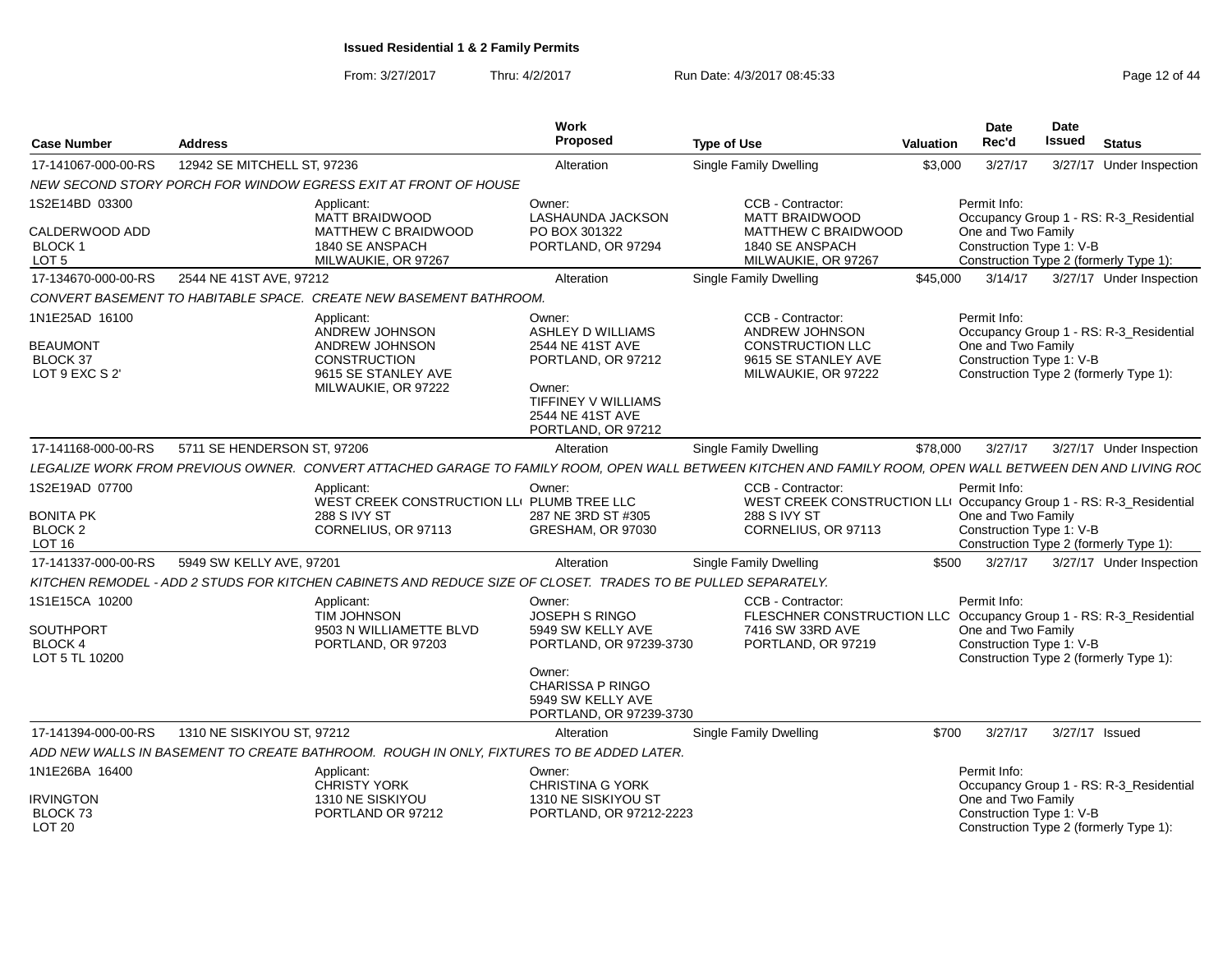**Issued Residential 1 & 2 Family Permits**

From: 3/27/2017 Thru: 4/2/2017 Run Date: 4/3/2017 08:45:33

| Case Number | Address | Work Proposed | Type of Use | Valuation | Date Rec'd | Date Issued | Status |
|---|---|---|---|---|---|---|---|
| 17-141067-000-00-RS | 12942 SE MITCHELL ST, 97236 | Alteration | Single Family Dwelling | $3,000 | 3/27/17 | 3/27/17 | Under Inspection |

*NEW SECOND STORY PORCH FOR WINDOW EGRESS EXIT AT FRONT OF HOUSE*

1S2E14BD 03300
CALDERWOOD ADD
BLOCK 1
LOT 5

Applicant: MATT BRAIDWOOD, MATTHEW C BRAIDWOOD, 1840 SE ANSPACH, MILWAUKIE, OR 97267

Owner: LASHAUNDA JACKSON, PO BOX 301322, PORTLAND, OR 97294

CCB - Contractor: MATT BRAIDWOOD, MATTHEW C BRAIDWOOD, 1840 SE ANSPACH, MILWAUKIE, OR 97267

Permit Info: Occupancy Group 1 - RS: R-3_Residential One and Two Family; Construction Type 1: V-B; Construction Type 2 (formerly Type 1):

| Case Number | Address | Work Proposed | Type of Use | Valuation | Date Rec'd | Date Issued | Status |
|---|---|---|---|---|---|---|---|
| 17-134670-000-00-RS | 2544 NE 41ST AVE, 97212 | Alteration | Single Family Dwelling | $45,000 | 3/14/17 | 3/27/17 | Under Inspection |

*CONVERT BASEMENT TO HABITABLE SPACE. CREATE NEW BASEMENT BATHROOM.*

1N1E25AD 16100
BEAUMONT
BLOCK 37
LOT 9 EXC S 2'

Applicant: ANDREW JOHNSON, ANDREW JOHNSON CONSTRUCTION, 9615 SE STANLEY AVE, MILWAUKIE, OR 97222

Owner: ASHLEY D WILLIAMS, 2544 NE 41ST AVE, PORTLAND, OR 97212

Owner: TIFFINEY V WILLIAMS, 2544 NE 41ST AVE, PORTLAND, OR 97212

CCB - Contractor: ANDREW JOHNSON, CONSTRUCTION LLC, 9615 SE STANLEY AVE, MILWAUKIE, OR 97222

Permit Info: Occupancy Group 1 - RS: R-3_Residential One and Two Family; Construction Type 1: V-B; Construction Type 2 (formerly Type 1):

| Case Number | Address | Work Proposed | Type of Use | Valuation | Date Rec'd | Date Issued | Status |
|---|---|---|---|---|---|---|---|
| 17-141168-000-00-RS | 5711 SE HENDERSON ST, 97206 | Alteration | Single Family Dwelling | $78,000 | 3/27/17 | 3/27/17 | Under Inspection |

*LEGALIZE WORK FROM PREVIOUS OWNER. CONVERT ATTACHED GARAGE TO FAMILY ROOM, OPEN WALL BETWEEN KITCHEN AND FAMILY ROOM, OPEN WALL BETWEEN DEN AND LIVING ROC*

1S2E19AD 07700
BONITA PK
BLOCK 2
LOT 16

Applicant: WEST CREEK CONSTRUCTION LL( 288 S IVY ST, CORNELIUS, OR 97113

Owner: PLUMB TREE LLC, 287 NE 3RD ST #305, GRESHAM, OR 97030

CCB - Contractor: WEST CREEK CONSTRUCTION LL( 288 S IVY ST, CORNELIUS, OR 97113

Permit Info: Occupancy Group 1 - RS: R-3_Residential One and Two Family; Construction Type 1: V-B; Construction Type 2 (formerly Type 1):

| Case Number | Address | Work Proposed | Type of Use | Valuation | Date Rec'd | Date Issued | Status |
|---|---|---|---|---|---|---|---|
| 17-141337-000-00-RS | 5949 SW KELLY AVE, 97201 | Alteration | Single Family Dwelling | $500 | 3/27/17 | 3/27/17 | Under Inspection |

*KITCHEN REMODEL - ADD 2 STUDS FOR KITCHEN CABINETS AND REDUCE SIZE OF CLOSET. TRADES TO BE PULLED SEPARATELY.*

1S1E15CA 10200
SOUTHPORT
BLOCK 4
LOT 5 TL 10200

Applicant: TIM JOHNSON, 9503 N WILLIAMETTE BLVD, PORTLAND, OR 97203

Owner: JOSEPH S RINGO, 5949 SW KELLY AVE, PORTLAND, OR 97239-3730

Owner: CHARISSA P RINGO, 5949 SW KELLY AVE, PORTLAND, OR 97239-3730

CCB - Contractor: FLESCHNER CONSTRUCTION LLC, 7416 SW 33RD AVE, PORTLAND, OR 97219

Permit Info: Occupancy Group 1 - RS: R-3_Residential One and Two Family; Construction Type 1: V-B; Construction Type 2 (formerly Type 1):

| Case Number | Address | Work Proposed | Type of Use | Valuation | Date Rec'd | Date Issued | Status |
|---|---|---|---|---|---|---|---|
| 17-141394-000-00-RS | 1310 NE SISKIYOU ST, 97212 | Alteration | Single Family Dwelling | $700 | 3/27/17 | 3/27/17 | Issued |

*ADD NEW WALLS IN BASEMENT TO CREATE BATHROOM. ROUGH IN ONLY, FIXTURES TO BE ADDED LATER.*

1N1E26BA 16400
IRVINGTON
BLOCK 73
LOT 20

Applicant: CHRISTY YORK, 1310 NE SISKIYOU, PORTLAND OR 97212

Owner: CHRISTINA G YORK, 1310 NE SISKIYOU ST, PORTLAND, OR 97212-2223

Permit Info: Occupancy Group 1 - RS: R-3_Residential One and Two Family; Construction Type 1: V-B; Construction Type 2 (formerly Type 1):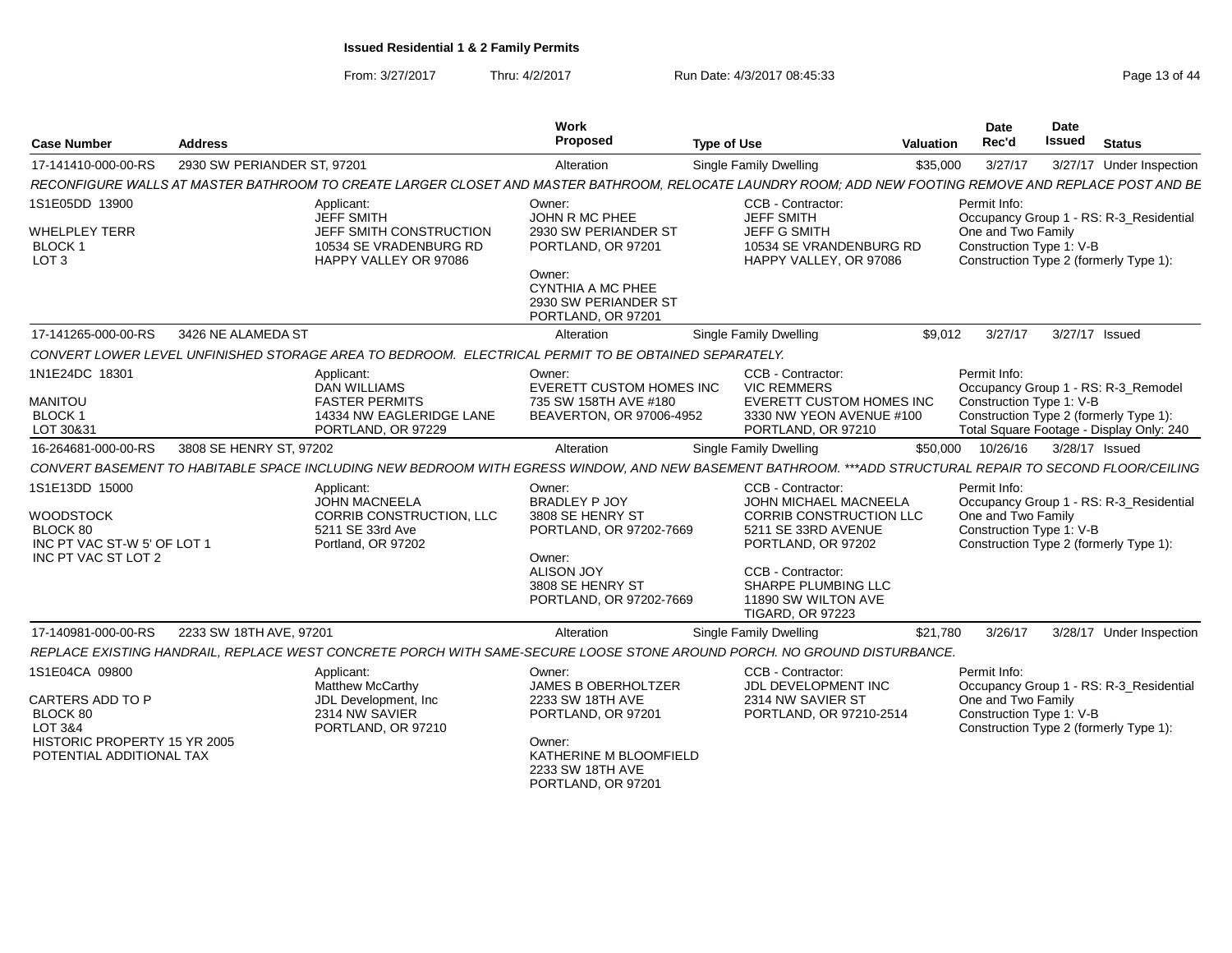**Issued Residential 1 & 2 Family Permits**

From: 3/27/2017 Thru: 4/2/2017 Run Date: 4/3/2017 08:45:33

| Case Number | Address | Work Proposed | Type of Use | Valuation | Date Rec'd | Date Issued | Status |
|---|---|---|---|---|---|---|---|
| 17-141410-000-00-RS | 2930 SW PERIANDER ST, 97201 | Alteration | Single Family Dwelling | $35,000 | 3/27/17 | 3/27/17 | Under Inspection |

RECONFIGURE WALLS AT MASTER BATHROOM TO CREATE LARGER CLOSET AND MASTER BATHROOM, RELOCATE LAUNDRY ROOM; ADD NEW FOOTING REMOVE AND REPLACE POST AND BE

1S1E05DD 13900
WHELPLEY TERR
BLOCK 1
LOT 3

Applicant: JEFF SMITH, JEFF SMITH CONSTRUCTION, 10534 SE VRADENBURG RD, HAPPY VALLEY OR 97086

Owner: JOHN R MC PHEE, 2930 SW PERIANDER ST, PORTLAND, OR 97201

Owner: CYNTHIA A MC PHEE, 2930 SW PERIANDER ST, PORTLAND, OR 97201

CCB - Contractor: JEFF SMITH, JEFF G SMITH, 10534 SE VRANDENBURG RD, HAPPY VALLEY, OR 97086

Permit Info: Occupancy Group 1 - RS: R-3_Residential One and Two Family; Construction Type 1: V-B; Construction Type 2 (formerly Type 1):

| Case Number | Address | Work Proposed | Type of Use | Valuation | Date Rec'd | Date Issued | Status |
|---|---|---|---|---|---|---|---|
| 17-141265-000-00-RS | 3426 NE ALAMEDA ST | Alteration | Single Family Dwelling | $9,012 | 3/27/17 | 3/27/17 | Issued |

CONVERT LOWER LEVEL UNFINISHED STORAGE AREA TO BEDROOM. ELECTRICAL PERMIT TO BE OBTAINED SEPARATELY.

1N1E24DC 18301
MANITOU
BLOCK 1
LOT 30&31

Applicant: DAN WILLIAMS, FASTER PERMITS, 14334 NW EAGLERIDGE LANE, PORTLAND, OR 97229

Owner: EVERETT CUSTOM HOMES INC, 735 SW 158TH AVE #180, BEAVERTON, OR 97006-4952

CCB - Contractor: VIC REMMERS, EVERETT CUSTOM HOMES INC, 3330 NW YEON AVENUE #100, PORTLAND, OR 97210

Permit Info: Occupancy Group 1 - RS: R-3_Remodel; Construction Type 1: V-B; Construction Type 2 (formerly Type 1):; Total Square Footage - Display Only: 240

| Case Number | Address | Work Proposed | Type of Use | Valuation | Date Rec'd | Date Issued | Status |
|---|---|---|---|---|---|---|---|
| 16-264681-000-00-RS | 3808 SE HENRY ST, 97202 | Alteration | Single Family Dwelling | $50,000 | 10/26/16 | 3/28/17 | Issued |

CONVERT BASEMENT TO HABITABLE SPACE INCLUDING NEW BEDROOM WITH EGRESS WINDOW, AND NEW BASEMENT BATHROOM. ***ADD STRUCTURAL REPAIR TO SECOND FLOOR/CEILING

1S1E13DD 15000
WOODSTOCK
BLOCK 80
INC PT VAC ST-W 5' OF LOT 1
INC PT VAC ST LOT 2

Applicant: JOHN MACNEELA, CORRIB CONSTRUCTION, LLC, 5211 SE 33rd Ave, Portland, OR 97202

Owner: BRADLEY P JOY, 3808 SE HENRY ST, PORTLAND, OR 97202-7669

Owner: ALISON JOY, 3808 SE HENRY ST, PORTLAND, OR 97202-7669

CCB - Contractor: JOHN MICHAEL MACNEELA, CORRIB CONSTRUCTION LLC, 5211 SE 33RD AVENUE, PORTLAND, OR 97202

CCB - Contractor: SHARPE PLUMBING LLC, 11890 SW WILTON AVE, TIGARD, OR 97223

Permit Info: Occupancy Group 1 - RS: R-3_Residential One and Two Family; Construction Type 1: V-B; Construction Type 2 (formerly Type 1):

| Case Number | Address | Work Proposed | Type of Use | Valuation | Date Rec'd | Date Issued | Status |
|---|---|---|---|---|---|---|---|
| 17-140981-000-00-RS | 2233 SW 18TH AVE, 97201 | Alteration | Single Family Dwelling | $21,780 | 3/26/17 | 3/28/17 | Under Inspection |

REPLACE EXISTING HANDRAIL, REPLACE WEST CONCRETE PORCH WITH SAME-SECURE LOOSE STONE AROUND PORCH. NO GROUND DISTURBANCE.

1S1E04CA 09800
CARTERS ADD TO P
BLOCK 80
LOT 3&4
HISTORIC PROPERTY 15 YR 2005
POTENTIAL ADDITIONAL TAX

Applicant: Matthew McCarthy, JDL Development, Inc, 2314 NW SAVIER, PORTLAND, OR 97210

Owner: JAMES B OBERHOLTZER, 2233 SW 18TH AVE, PORTLAND, OR 97201

Owner: KATHERINE M BLOOMFIELD, 2233 SW 18TH AVE, PORTLAND, OR 97201

CCB - Contractor: JDL DEVELOPMENT INC, 2314 NW SAVIER ST, PORTLAND, OR 97210-2514

Permit Info: Occupancy Group 1 - RS: R-3_Residential One and Two Family; Construction Type 1: V-B; Construction Type 2 (formerly Type 1):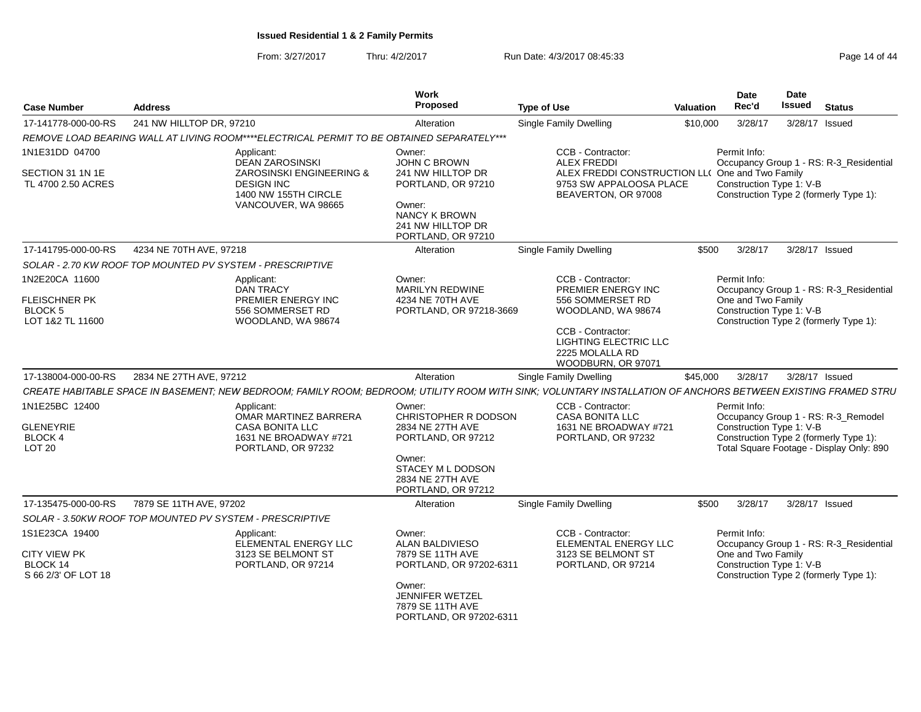**Issued Residential 1 & 2 Family Permits**

From: 3/27/2017 Thru: 4/2/2017 Run Date: 4/3/2017 08:45:33

| Case Number | Address | Work Proposed | Type of Use | Valuation | Date Rec'd | Date Issued | Status |
|---|---|---|---|---|---|---|---|
| 17-141778-000-00-RS | 241 NW HILLTOP DR, 97210 | Alteration | Single Family Dwelling | $10,000 | 3/28/17 | 3/28/17 | Issued |

*REMOVE LOAD BEARING WALL AT LIVING ROOM****ELECTRICAL PERMIT TO BE OBTAINED SEPARATELY****

1N1E31DD 04700
SECTION 31 1N 1E
TL 4700 2.50 ACRES

Applicant: DEAN ZAROSINSKI, ZAROSINSKI ENGINEERING & DESIGN INC, 1400 NW 155TH CIRCLE, VANCOUVER, WA 98665

Owner: JOHN C BROWN, 241 NW HILLTOP DR, PORTLAND, OR 97210

Owner: NANCY K BROWN, 241 NW HILLTOP DR, PORTLAND, OR 97210

CCB - Contractor: ALEX FREDDI, ALEX FREDDI CONSTRUCTION LLC, 9753 SW APPALOOSA PLACE, BEAVERTON, OR 97008

Permit Info: Occupancy Group 1 - RS: R-3_Residential One and Two Family; Construction Type 1: V-B; Construction Type 2 (formerly Type 1):

| Case Number | Address | Work Proposed | Type of Use | Valuation | Date Rec'd | Date Issued | Status |
|---|---|---|---|---|---|---|---|
| 17-141795-000-00-RS | 4234 NE 70TH AVE, 97218 | Alteration | Single Family Dwelling | $500 | 3/28/17 | 3/28/17 | Issued |

*SOLAR - 2.70 KW ROOF TOP MOUNTED PV SYSTEM - PRESCRIPTIVE*

1N2E20CA 11600
FLEISCHNER PK
BLOCK 5
LOT 1&2 TL 11600

Applicant: DAN TRACY, PREMIER ENERGY INC, 556 SOMMERSET RD, WOODLAND, WA 98674

Owner: MARILYN REDWINE, 4234 NE 70TH AVE, PORTLAND, OR 97218-3669

CCB - Contractor: PREMIER ENERGY INC, 556 SOMMERSET RD, WOODLAND, WA 98674

CCB - Contractor: LIGHTING ELECTRIC LLC, 2225 MOLALLA RD, WOODBURN, OR 97071

Permit Info: Occupancy Group 1 - RS: R-3_Residential One and Two Family; Construction Type 1: V-B; Construction Type 2 (formerly Type 1):

| Case Number | Address | Work Proposed | Type of Use | Valuation | Date Rec'd | Date Issued | Status |
|---|---|---|---|---|---|---|---|
| 17-138004-000-00-RS | 2834 NE 27TH AVE, 97212 | Alteration | Single Family Dwelling | $45,000 | 3/28/17 | 3/28/17 | Issued |

*CREATE HABITABLE SPACE IN BASEMENT; NEW BEDROOM; FAMILY ROOM; BEDROOM; UTILITY ROOM WITH SINK; VOLUNTARY INSTALLATION OF ANCHORS BETWEEN EXISTING FRAMED STRU*

1N1E25BC 12400
GLENEYRIE
BLOCK 4
LOT 20

Applicant: OMAR MARTINEZ BARRERA, CASA BONITA LLC, 1631 NE BROADWAY #721, PORTLAND, OR 97232

Owner: CHRISTOPHER R DODSON, 2834 NE 27TH AVE, PORTLAND, OR 97212

Owner: STACEY M L DODSON, 2834 NE 27TH AVE, PORTLAND, OR 97212

CCB - Contractor: CASA BONITA LLC, 1631 NE BROADWAY #721, PORTLAND, OR 97232

Permit Info: Occupancy Group 1 - RS: R-3_Remodel; Construction Type 1: V-B; Construction Type 2 (formerly Type 1):; Total Square Footage - Display Only: 890

| Case Number | Address | Work Proposed | Type of Use | Valuation | Date Rec'd | Date Issued | Status |
|---|---|---|---|---|---|---|---|
| 17-135475-000-00-RS | 7879 SE 11TH AVE, 97202 | Alteration | Single Family Dwelling | $500 | 3/28/17 | 3/28/17 | Issued |

*SOLAR - 3.50KW ROOF TOP MOUNTED PV SYSTEM - PRESCRIPTIVE*

1S1E23CA 19400
CITY VIEW PK
BLOCK 14
S 66 2/3' OF LOT 18

Applicant: ELEMENTAL ENERGY LLC, 3123 SE BELMONT ST, PORTLAND, OR 97214

Owner: ALAN BALDIVIESO, 7879 SE 11TH AVE, PORTLAND, OR 97202-6311

Owner: JENNIFER WETZEL, 7879 SE 11TH AVE, PORTLAND, OR 97202-6311

CCB - Contractor: ELEMENTAL ENERGY LLC, 3123 SE BELMONT ST, PORTLAND, OR 97214

Permit Info: Occupancy Group 1 - RS: R-3_Residential One and Two Family; Construction Type 1: V-B; Construction Type 2 (formerly Type 1):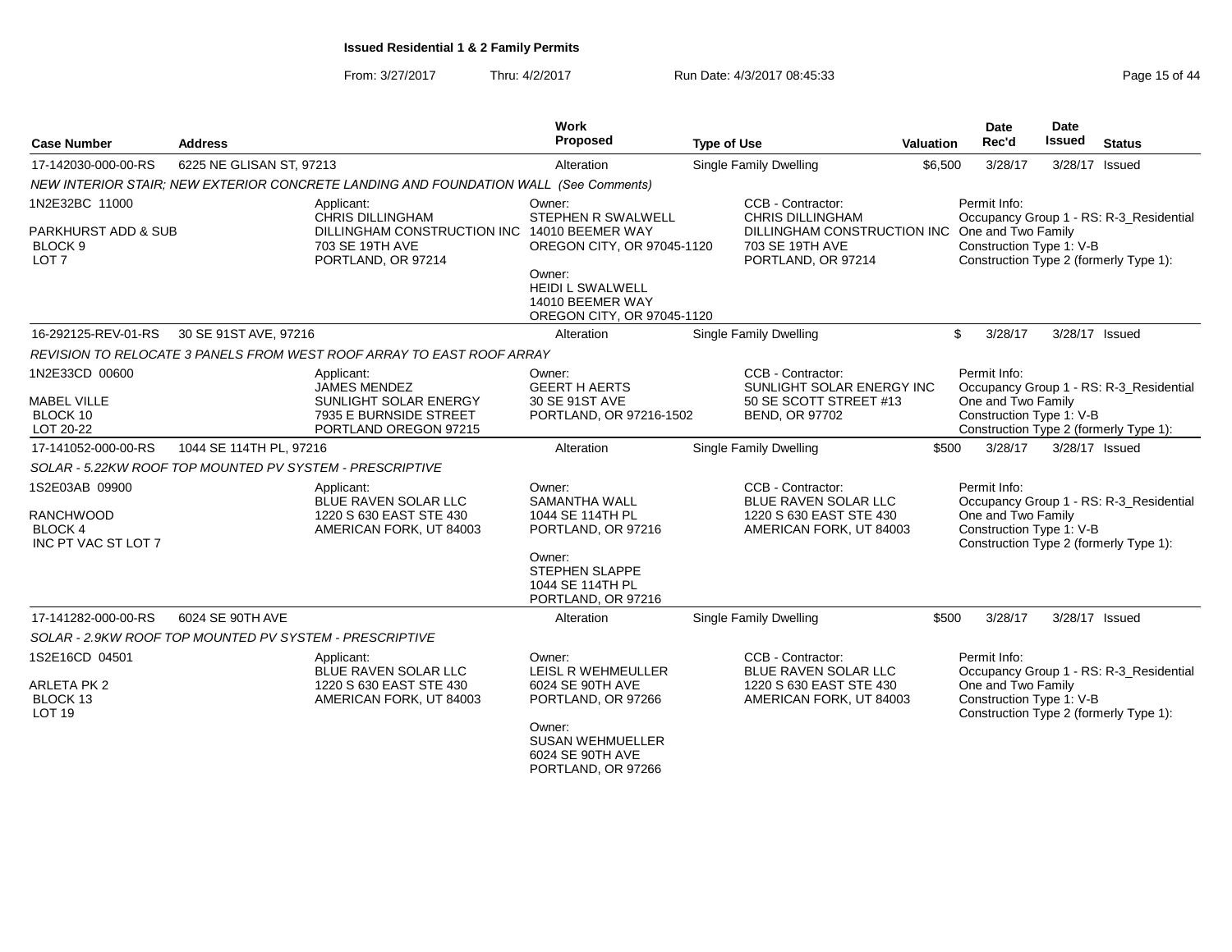# Issued Residential 1 & 2 Family Permits

From: 3/27/2017 Thru: 4/2/2017 Run Date: 4/3/2017 08:45:33

| Case Number | Address | Work Proposed | Type of Use | Valuation | Date Rec'd | Date Issued | Status |
|---|---|---|---|---|---|---|---|
| 17-142030-000-00-RS | 6225 NE GLISAN ST, 97213 | Alteration | Single Family Dwelling | $6,500 | 3/28/17 | 3/28/17 | Issued |

*NEW INTERIOR STAIR; NEW EXTERIOR CONCRETE LANDING AND FOUNDATION WALL (See Comments)*

1N2E32BC 11000
PARKHURST ADD & SUB
BLOCK 9
LOT 7

Applicant:
CHRIS DILLINGHAM
DILLINGHAM CONSTRUCTION INC
703 SE 19TH AVE
PORTLAND, OR 97214

Owner:
STEPHEN R SWALWELL
14010 BEEMER WAY
OREGON CITY, OR 97045-1120

Owner:
HEIDI L SWALWELL
14010 BEEMER WAY
OREGON CITY, OR 97045-1120

CCB - Contractor:
CHRIS DILLINGHAM
DILLINGHAM CONSTRUCTION INC
703 SE 19TH AVE
PORTLAND, OR 97214

Permit Info:
Occupancy Group 1 - RS: R-3_Residential One and Two Family
Construction Type 1: V-B
Construction Type 2 (formerly Type 1):

| Case Number | Address | Work Proposed | Type of Use | Valuation | Date Rec'd | Date Issued | Status |
|---|---|---|---|---|---|---|---|
| 16-292125-REV-01-RS | 30 SE 91ST AVE, 97216 | Alteration | Single Family Dwelling | $ | 3/28/17 | 3/28/17 | Issued |

*REVISION TO RELOCATE 3 PANELS FROM WEST ROOF ARRAY TO EAST ROOF ARRAY*

1N2E33CD 00600
MABEL VILLE
BLOCK 10
LOT 20-22

Applicant:
JAMES MENDEZ
SUNLIGHT SOLAR ENERGY
7935 E BURNSIDE STREET
PORTLAND OREGON 97215

Owner:
GEERT H AERTS
30 SE 91ST AVE
PORTLAND, OR 97216-1502

CCB - Contractor:
SUNLIGHT SOLAR ENERGY INC
50 SE SCOTT STREET #13
BEND, OR 97702

Permit Info:
Occupancy Group 1 - RS: R-3_Residential One and Two Family
Construction Type 1: V-B
Construction Type 2 (formerly Type 1):

| Case Number | Address | Work Proposed | Type of Use | Valuation | Date Rec'd | Date Issued | Status |
|---|---|---|---|---|---|---|---|
| 17-141052-000-00-RS | 1044 SE 114TH PL, 97216 | Alteration | Single Family Dwelling | $500 | 3/28/17 | 3/28/17 | Issued |

*SOLAR - 5.22KW ROOF TOP MOUNTED PV SYSTEM - PRESCRIPTIVE*

1S2E03AB 09900
RANCHWOOD
BLOCK 4
INC PT VAC ST LOT 7

Applicant:
BLUE RAVEN SOLAR LLC
1220 S 630 EAST STE 430
AMERICAN FORK, UT 84003

Owner:
SAMANTHA WALL
1044 SE 114TH PL
PORTLAND, OR 97216

Owner:
STEPHEN SLAPPE
1044 SE 114TH PL
PORTLAND, OR 97216

CCB - Contractor:
BLUE RAVEN SOLAR LLC
1220 S 630 EAST STE 430
AMERICAN FORK, UT 84003

Permit Info:
Occupancy Group 1 - RS: R-3_Residential One and Two Family
Construction Type 1: V-B
Construction Type 2 (formerly Type 1):

| Case Number | Address | Work Proposed | Type of Use | Valuation | Date Rec'd | Date Issued | Status |
|---|---|---|---|---|---|---|---|
| 17-141282-000-00-RS | 6024 SE 90TH AVE | Alteration | Single Family Dwelling | $500 | 3/28/17 | 3/28/17 | Issued |

*SOLAR - 2.9KW ROOF TOP MOUNTED PV SYSTEM - PRESCRIPTIVE*

1S2E16CD 04501
ARLETA PK 2
BLOCK 13
LOT 19

Applicant:
BLUE RAVEN SOLAR LLC
1220 S 630 EAST STE 430
AMERICAN FORK, UT 84003

Owner:
LEISL R WEHMEULLER
6024 SE 90TH AVE
PORTLAND, OR 97266

Owner:
SUSAN WEHMUELLER
6024 SE 90TH AVE
PORTLAND, OR 97266

CCB - Contractor:
BLUE RAVEN SOLAR LLC
1220 S 630 EAST STE 430
AMERICAN FORK, UT 84003

Permit Info:
Occupancy Group 1 - RS: R-3_Residential One and Two Family
Construction Type 1: V-B
Construction Type 2 (formerly Type 1):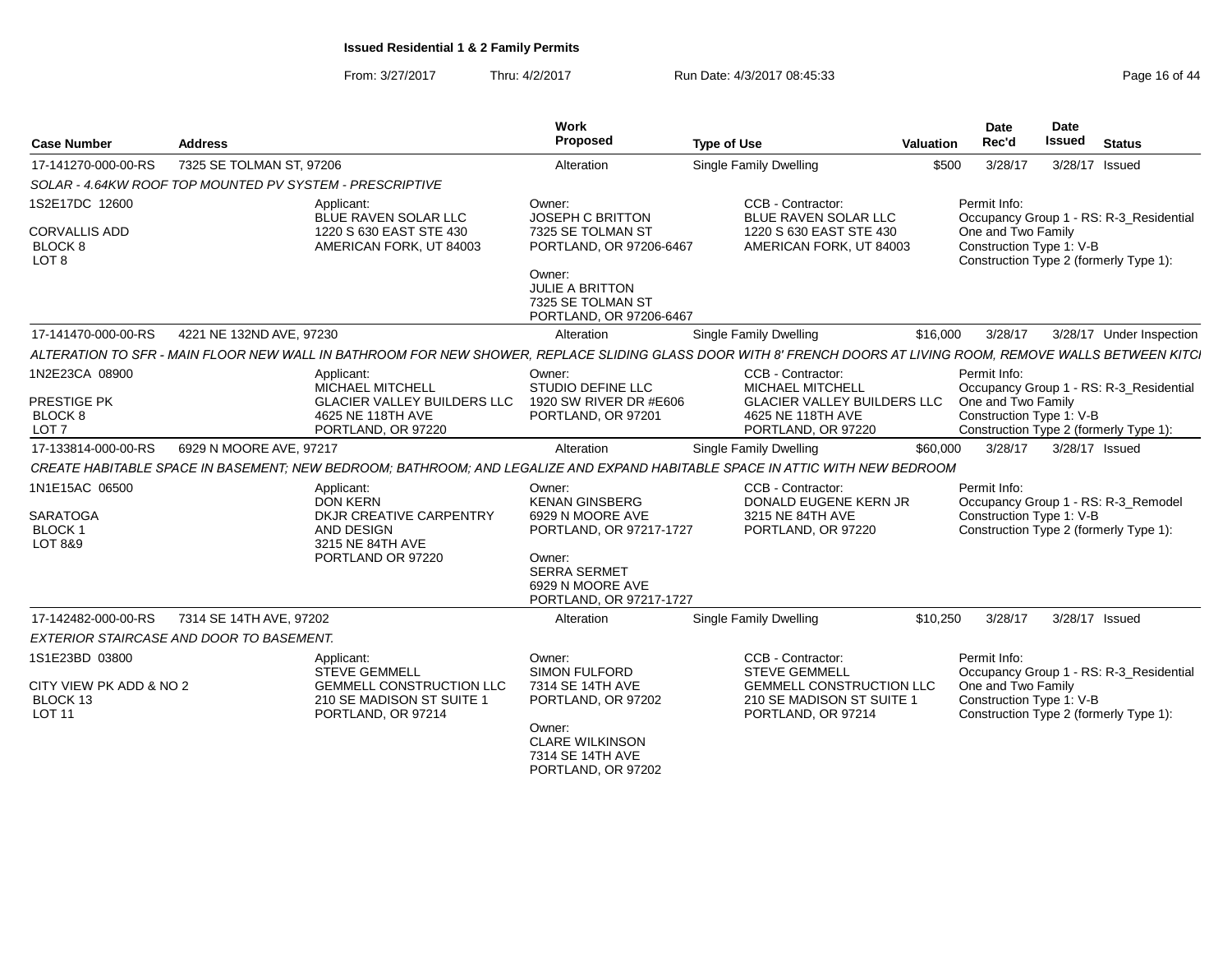**Issued Residential 1 & 2 Family Permits**

From: 3/27/2017 Thru: 4/2/2017 Run Date: 4/3/2017 08:45:33

| Case Number | Address | Work Proposed | Type of Use | Valuation | Date Rec'd | Date Issued | Status |
|---|---|---|---|---|---|---|---|
| 17-141270-000-00-RS | 7325 SE TOLMAN ST, 97206 | Alteration | Single Family Dwelling | $500 | 3/28/17 | 3/28/17 | Issued |

*SOLAR - 4.64KW ROOF TOP MOUNTED PV SYSTEM - PRESCRIPTIVE*

1S2E17DC 12600
CORVALLIS ADD
BLOCK 8
LOT 8

Applicant:
BLUE RAVEN SOLAR LLC
1220 S 630 EAST STE 430
AMERICAN FORK, UT 84003

Owner:
JOSEPH C BRITTON
7325 SE TOLMAN ST
PORTLAND, OR 97206-6467

Owner:
JULIE A BRITTON
7325 SE TOLMAN ST
PORTLAND, OR 97206-6467

CCB - Contractor:
BLUE RAVEN SOLAR LLC
1220 S 630 EAST STE 430
AMERICAN FORK, UT 84003

Permit Info:
Occupancy Group 1 - RS: R-3_Residential One and Two Family
Construction Type 1: V-B
Construction Type 2 (formerly Type 1):

| Case Number | Address | Work Proposed | Type of Use | Valuation | Date Rec'd | Date Issued | Status |
|---|---|---|---|---|---|---|---|
| 17-141470-000-00-RS | 4221 NE 132ND AVE, 97230 | Alteration | Single Family Dwelling | $16,000 | 3/28/17 | 3/28/17 | Under Inspection |

*ALTERATION TO SFR - MAIN FLOOR NEW WALL IN BATHROOM FOR NEW SHOWER, REPLACE SLIDING GLASS DOOR WITH 8' FRENCH DOORS AT LIVING ROOM, REMOVE WALLS BETWEEN KITCI*

1N2E23CA 08900
PRESTIGE PK
BLOCK 8
LOT 7

Applicant:
MICHAEL MITCHELL
GLACIER VALLEY BUILDERS LLC
4625 NE 118TH AVE
PORTLAND, OR 97220

Owner:
STUDIO DEFINE LLC
1920 SW RIVER DR #E606
PORTLAND, OR 97201

CCB - Contractor:
MICHAEL MITCHELL
GLACIER VALLEY BUILDERS LLC
4625 NE 118TH AVE
PORTLAND, OR 97220

Permit Info:
Occupancy Group 1 - RS: R-3_Residential One and Two Family
Construction Type 1: V-B
Construction Type 2 (formerly Type 1):

| Case Number | Address | Work Proposed | Type of Use | Valuation | Date Rec'd | Date Issued | Status |
|---|---|---|---|---|---|---|---|
| 17-133814-000-00-RS | 6929 N MOORE AVE, 97217 | Alteration | Single Family Dwelling | $60,000 | 3/28/17 | 3/28/17 | Issued |

*CREATE HABITABLE SPACE IN BASEMENT; NEW BEDROOM; BATHROOM; AND LEGALIZE AND EXPAND HABITABLE SPACE IN ATTIC WITH NEW BEDROOM*

1N1E15AC 06500
SARATOGA
BLOCK 1
LOT 8&9

Applicant:
DON KERN
DKJR CREATIVE CARPENTRY AND DESIGN
3215 NE 84TH AVE
PORTLAND OR 97220

Owner:
KENAN GINSBERG
6929 N MOORE AVE
PORTLAND, OR 97217-1727

Owner:
SERRA SERMET
6929 N MOORE AVE
PORTLAND, OR 97217-1727

CCB - Contractor:
DONALD EUGENE KERN JR
3215 NE 84TH AVE
PORTLAND, OR 97220

Permit Info:
Occupancy Group 1 - RS: R-3_Remodel
Construction Type 1: V-B
Construction Type 2 (formerly Type 1):

| Case Number | Address | Work Proposed | Type of Use | Valuation | Date Rec'd | Date Issued | Status |
|---|---|---|---|---|---|---|---|
| 17-142482-000-00-RS | 7314 SE 14TH AVE, 97202 | Alteration | Single Family Dwelling | $10,250 | 3/28/17 | 3/28/17 | Issued |

*EXTERIOR STAIRCASE AND DOOR TO BASEMENT.*

1S1E23BD 03800
CITY VIEW PK ADD & NO 2
BLOCK 13
LOT 11

Applicant:
STEVE GEMMELL
GEMMELL CONSTRUCTION LLC
210 SE MADISON ST SUITE 1
PORTLAND, OR 97214

Owner:
SIMON FULFORD
7314 SE 14TH AVE
PORTLAND, OR 97202

Owner:
CLARE WILKINSON
7314 SE 14TH AVE
PORTLAND, OR 97202

CCB - Contractor:
STEVE GEMMELL
GEMMELL CONSTRUCTION LLC
210 SE MADISON ST SUITE 1
PORTLAND, OR 97214

Permit Info:
Occupancy Group 1 - RS: R-3_Residential One and Two Family
Construction Type 1: V-B
Construction Type 2 (formerly Type 1):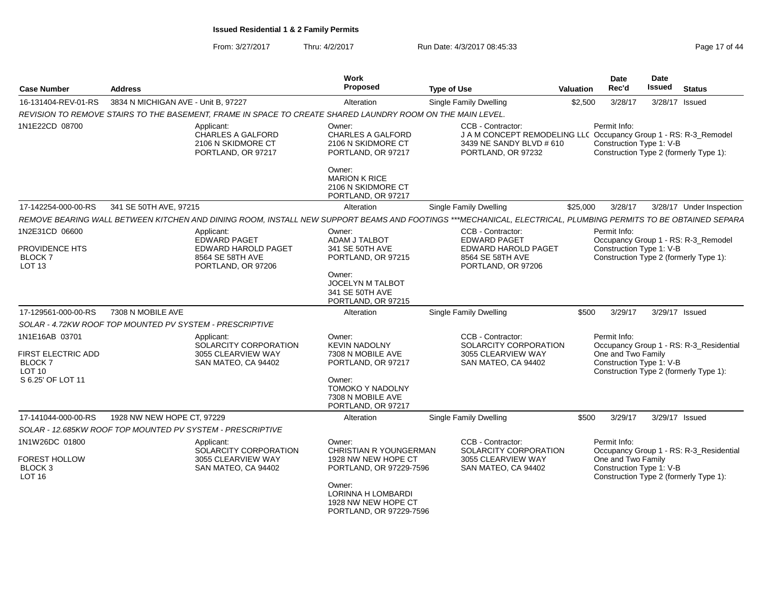**Issued Residential 1 & 2 Family Permits**

From: 3/27/2017 Thru: 4/2/2017 Run Date: 4/3/2017 08:45:33

| Case Number | Address | Work Proposed | Type of Use | Valuation | Date Rec'd | Date Issued | Status |
|---|---|---|---|---|---|---|---|
| 16-131404-REV-01-RS | 3834 N MICHIGAN AVE - Unit B, 97227 | Alteration | Single Family Dwelling | $2,500 | 3/28/17 | 3/28/17 | Issued |

REVISION TO REMOVE STAIRS TO THE BASEMENT, FRAME IN SPACE TO CREATE SHARED LAUNDRY ROOM ON THE MAIN LEVEL.

1N1E22CD 08700

Applicant: CHARLES A GALFORD, 2106 N SKIDMORE CT, PORTLAND, OR 97217

Owner: CHARLES A GALFORD, 2106 N SKIDMORE CT, PORTLAND, OR 97217

Owner: MARION K RICE, 2106 N SKIDMORE CT, PORTLAND, OR 97217

CCB - Contractor: J A M CONCEPT REMODELING LLC, 3439 NE SANDY BLVD # 610, PORTLAND, OR 97232

Permit Info: Occupancy Group 1 - RS: R-3_Remodel; Construction Type 1: V-B; Construction Type 2 (formerly Type 1):

| Case Number | Address | Work Proposed | Type of Use | Valuation | Date Rec'd | Date Issued | Status |
|---|---|---|---|---|---|---|---|
| 17-142254-000-00-RS | 341 SE 50TH AVE, 97215 | Alteration | Single Family Dwelling | $25,000 | 3/28/17 | 3/28/17 | Under Inspection |

REMOVE BEARING WALL BETWEEN KITCHEN AND DINING ROOM, INSTALL NEW SUPPORT BEAMS AND FOOTINGS ***MECHANICAL, ELECTRICAL, PLUMBING PERMITS TO BE OBTAINED SEPARA

1N2E31CD 06600

PROVIDENCE HTS
BLOCK 7
LOT 13

Applicant: EDWARD PAGET, EDWARD HAROLD PAGET, 8564 SE 58TH AVE, PORTLAND, OR 97206

Owner: ADAM J TALBOT, 341 SE 50TH AVE, PORTLAND, OR 97215

Owner: JOCELYN M TALBOT, 341 SE 50TH AVE, PORTLAND, OR 97215

CCB - Contractor: EDWARD PAGET, EDWARD HAROLD PAGET, 8564 SE 58TH AVE, PORTLAND, OR 97206

Permit Info: Occupancy Group 1 - RS: R-3_Remodel; Construction Type 1: V-B; Construction Type 2 (formerly Type 1):

| Case Number | Address | Work Proposed | Type of Use | Valuation | Date Rec'd | Date Issued | Status |
|---|---|---|---|---|---|---|---|
| 17-129561-000-00-RS | 7308 N MOBILE AVE | Alteration | Single Family Dwelling | $500 | 3/29/17 | 3/29/17 | Issued |

SOLAR - 4.72KW ROOF TOP MOUNTED PV SYSTEM - PRESCRIPTIVE

1N1E16AB 03701

FIRST ELECTRIC ADD
BLOCK 7
LOT 10
S 6.25' OF LOT 11

Applicant: SOLARCITY CORPORATION, 3055 CLEARVIEW WAY, SAN MATEO, CA 94402

Owner: KEVIN NADOLNY, 7308 N MOBILE AVE, PORTLAND, OR 97217

Owner: TOMOKO Y NADOLNY, 7308 N MOBILE AVE, PORTLAND, OR 97217

CCB - Contractor: SOLARCITY CORPORATION, 3055 CLEARVIEW WAY, SAN MATEO, CA 94402

Permit Info: Occupancy Group 1 - RS: R-3_Residential One and Two Family; Construction Type 1: V-B; Construction Type 2 (formerly Type 1):

| Case Number | Address | Work Proposed | Type of Use | Valuation | Date Rec'd | Date Issued | Status |
|---|---|---|---|---|---|---|---|
| 17-141044-000-00-RS | 1928 NW NEW HOPE CT, 97229 | Alteration | Single Family Dwelling | $500 | 3/29/17 | 3/29/17 | Issued |

SOLAR - 12.685KW ROOF TOP MOUNTED PV SYSTEM - PRESCRIPTIVE

1N1W26DC 01800

FOREST HOLLOW
BLOCK 3
LOT 16

Applicant: SOLARCITY CORPORATION, 3055 CLEARVIEW WAY, SAN MATEO, CA 94402

Owner: CHRISTIAN R YOUNGERMAN, 1928 NW NEW HOPE CT, PORTLAND, OR 97229-7596

Owner: LORINNA H LOMBARDI, 1928 NW NEW HOPE CT, PORTLAND, OR 97229-7596

CCB - Contractor: SOLARCITY CORPORATION, 3055 CLEARVIEW WAY, SAN MATEO, CA 94402

Permit Info: Occupancy Group 1 - RS: R-3_Residential One and Two Family; Construction Type 1: V-B; Construction Type 2 (formerly Type 1):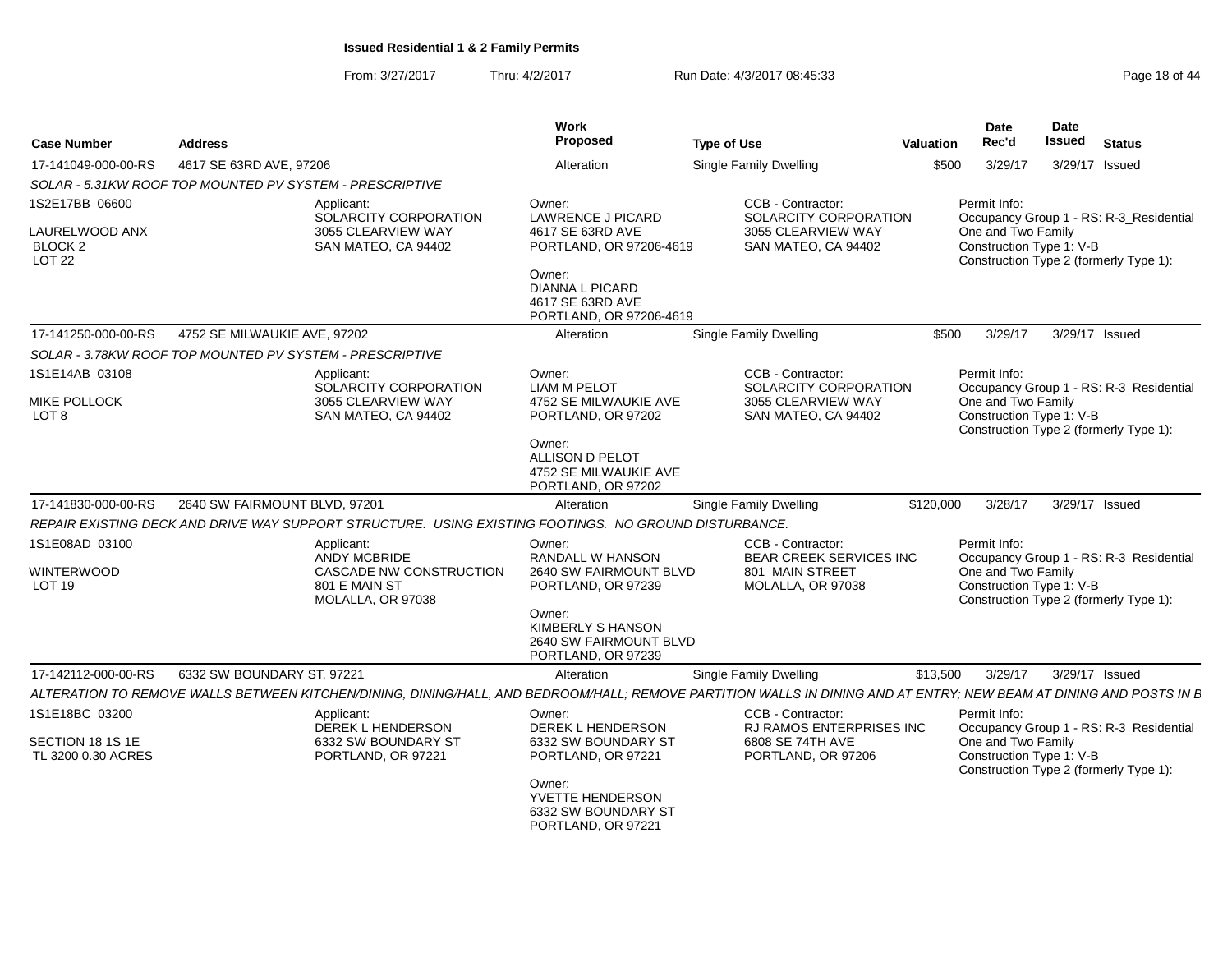**Issued Residential 1 & 2 Family Permits**

From: 3/27/2017 Thru: 4/2/2017 Run Date: 4/3/2017 08:45:33

| Case Number | Address | Work Proposed | Type of Use | Valuation | Date Rec'd | Date Issued | Status |
|---|---|---|---|---|---|---|---|
| 17-141049-000-00-RS | 4617 SE 63RD AVE, 97206 | Alteration | Single Family Dwelling | $500 | 3/29/17 | 3/29/17 | Issued |

*SOLAR - 5.31KW ROOF TOP MOUNTED PV SYSTEM - PRESCRIPTIVE*

1S2E17BB 06600
LAURELWOOD ANX
BLOCK 2
LOT 22

Applicant: SOLARCITY CORPORATION, 3055 CLEARVIEW WAY, SAN MATEO, CA 94402

Owner: LAWRENCE J PICARD, 4617 SE 63RD AVE, PORTLAND, OR 97206-4619

Owner: DIANNA L PICARD, 4617 SE 63RD AVE, PORTLAND, OR 97206-4619

CCB - Contractor: SOLARCITY CORPORATION, 3055 CLEARVIEW WAY, SAN MATEO, CA 94402

Permit Info: Occupancy Group 1 - RS: R-3_Residential One and Two Family; Construction Type 1: V-B; Construction Type 2 (formerly Type 1):

| Case Number | Address | Work Proposed | Type of Use | Valuation | Date Rec'd | Date Issued | Status |
|---|---|---|---|---|---|---|---|
| 17-141250-000-00-RS | 4752 SE MILWAUKIE AVE, 97202 | Alteration | Single Family Dwelling | $500 | 3/29/17 | 3/29/17 | Issued |

*SOLAR - 3.78KW ROOF TOP MOUNTED PV SYSTEM - PRESCRIPTIVE*

1S1E14AB 03108
MIKE POLLOCK
LOT 8

Applicant: SOLARCITY CORPORATION, 3055 CLEARVIEW WAY, SAN MATEO, CA 94402

Owner: LIAM M PELOT, 4752 SE MILWAUKIE AVE, PORTLAND, OR 97202

Owner: ALLISON D PELOT, 4752 SE MILWAUKIE AVE, PORTLAND, OR 97202

CCB - Contractor: SOLARCITY CORPORATION, 3055 CLEARVIEW WAY, SAN MATEO, CA 94402

Permit Info: Occupancy Group 1 - RS: R-3_Residential One and Two Family; Construction Type 1: V-B; Construction Type 2 (formerly Type 1):

| Case Number | Address | Work Proposed | Type of Use | Valuation | Date Rec'd | Date Issued | Status |
|---|---|---|---|---|---|---|---|
| 17-141830-000-00-RS | 2640 SW FAIRMOUNT BLVD, 97201 | Alteration | Single Family Dwelling | $120,000 | 3/28/17 | 3/29/17 | Issued |

*REPAIR EXISTING DECK AND DRIVE WAY SUPPORT STRUCTURE. USING EXISTING FOOTINGS. NO GROUND DISTURBANCE.*

1S1E08AD 03100
WINTERWOOD
LOT 19

Applicant: ANDY MCBRIDE, CASCADE NW CONSTRUCTION, 801 E MAIN ST, MOLALLA, OR 97038

Owner: RANDALL W HANSON, 2640 SW FAIRMOUNT BLVD, PORTLAND, OR 97239

Owner: KIMBERLY S HANSON, 2640 SW FAIRMOUNT BLVD, PORTLAND, OR 97239

CCB - Contractor: BEAR CREEK SERVICES INC, 801 MAIN STREET, MOLALLA, OR 97038

Permit Info: Occupancy Group 1 - RS: R-3_Residential One and Two Family; Construction Type 1: V-B; Construction Type 2 (formerly Type 1):

| Case Number | Address | Work Proposed | Type of Use | Valuation | Date Rec'd | Date Issued | Status |
|---|---|---|---|---|---|---|---|
| 17-142112-000-00-RS | 6332 SW BOUNDARY ST, 97221 | Alteration | Single Family Dwelling | $13,500 | 3/29/17 | 3/29/17 | Issued |

*ALTERATION TO REMOVE WALLS BETWEEN KITCHEN/DINING, DINING/HALL, AND BEDROOM/HALL; REMOVE PARTITION WALLS IN DINING AND AT ENTRY; NEW BEAM AT DINING AND POSTS IN B*

1S1E18BC 03200
SECTION 18 1S 1E
TL 3200 0.30 ACRES

Applicant: DEREK L HENDERSON, 6332 SW BOUNDARY ST, PORTLAND, OR 97221

Owner: DEREK L HENDERSON, 6332 SW BOUNDARY ST, PORTLAND, OR 97221

Owner: YVETTE HENDERSON, 6332 SW BOUNDARY ST, PORTLAND, OR 97221

CCB - Contractor: RJ RAMOS ENTERPRISES INC, 6808 SE 74TH AVE, PORTLAND, OR 97206

Permit Info: Occupancy Group 1 - RS: R-3_Residential One and Two Family; Construction Type 1: V-B; Construction Type 2 (formerly Type 1):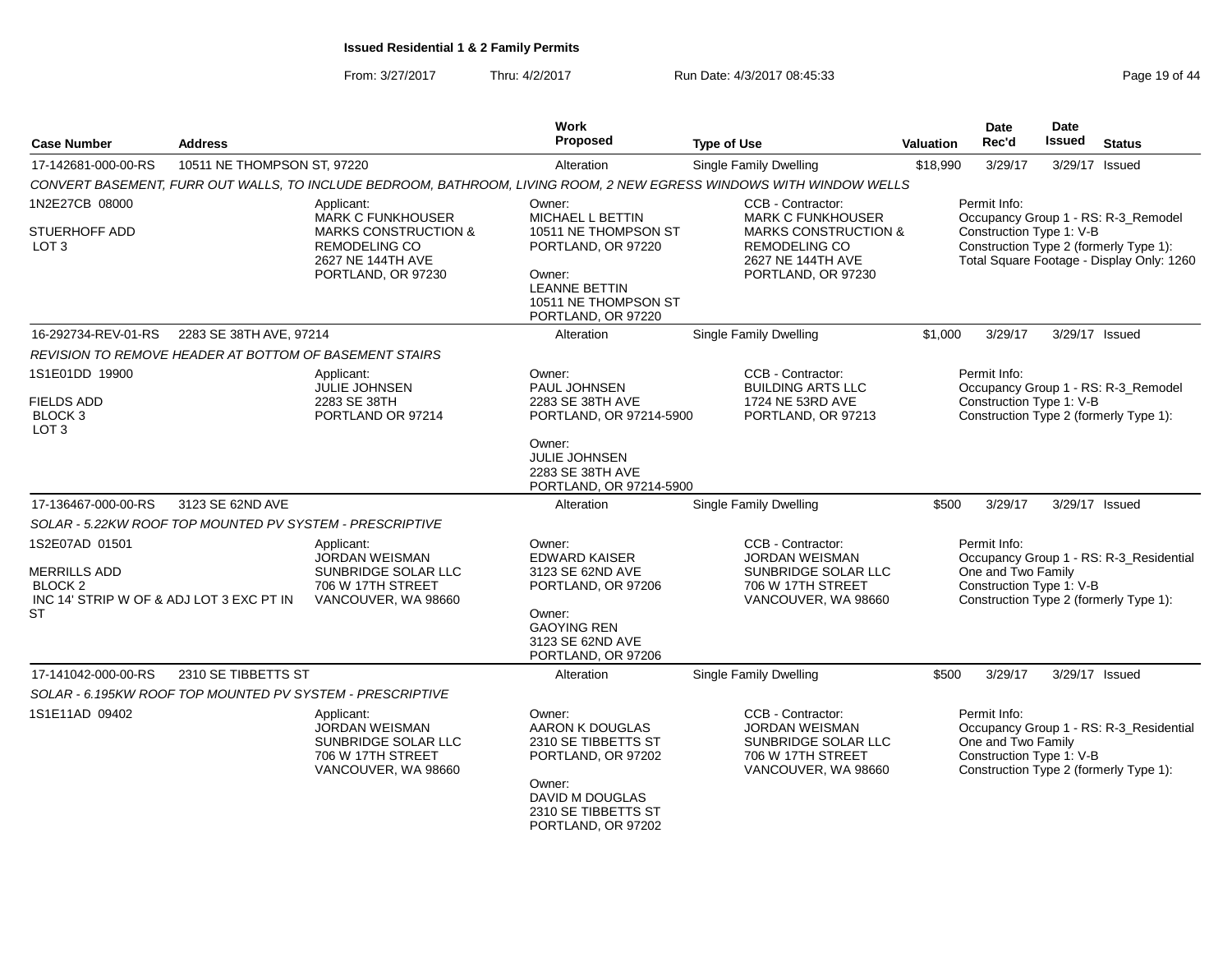**Issued Residential 1 & 2 Family Permits**

From: 3/27/2017 Thru: 4/2/2017 Run Date: 4/3/2017 08:45:33

| Case Number | Address | Work Proposed | Type of Use | Valuation | Date Rec'd | Date Issued | Status |
|---|---|---|---|---|---|---|---|
| 17-142681-000-00-RS | 10511 NE THOMPSON ST, 97220 | Alteration | Single Family Dwelling | $18,990 | 3/29/17 | 3/29/17 | Issued |

*CONVERT BASEMENT, FURR OUT WALLS, TO INCLUDE BEDROOM, BATHROOM, LIVING ROOM, 2 NEW EGRESS WINDOWS WITH WINDOW WELLS*

1N2E27CB 08000
STUERHOFF ADD
LOT 3

Applicant:
MARK C FUNKHOUSER
MARKS CONSTRUCTION & REMODELING CO
2627 NE 144TH AVE
PORTLAND, OR 97230

Owner:
MICHAEL L BETTIN
10511 NE THOMPSON ST
PORTLAND, OR 97220

Owner:
LEANNE BETTIN
10511 NE THOMPSON ST
PORTLAND, OR 97220

CCB - Contractor:
MARK C FUNKHOUSER
MARKS CONSTRUCTION & REMODELING CO
2627 NE 144TH AVE
PORTLAND, OR 97230

Permit Info:
Occupancy Group 1 - RS: R-3_Remodel
Construction Type 1: V-B
Construction Type 2 (formerly Type 1):
Total Square Footage - Display Only: 1260

| Case Number | Address | Work Proposed | Type of Use | Valuation | Date Rec'd | Date Issued | Status |
|---|---|---|---|---|---|---|---|
| 16-292734-REV-01-RS | 2283 SE 38TH AVE, 97214 | Alteration | Single Family Dwelling | $1,000 | 3/29/17 | 3/29/17 | Issued |

*REVISION TO REMOVE HEADER AT BOTTOM OF BASEMENT STAIRS*

1S1E01DD 19900
FIELDS ADD
BLOCK 3
LOT 3

Applicant:
JULIE JOHNSEN
2283 SE 38TH
PORTLAND OR 97214

Owner:
PAUL JOHNSEN
2283 SE 38TH AVE
PORTLAND, OR 97214-5900

Owner:
JULIE JOHNSEN
2283 SE 38TH AVE
PORTLAND, OR 97214-5900

CCB - Contractor:
BUILDING ARTS LLC
1724 NE 53RD AVE
PORTLAND, OR 97213

Permit Info:
Occupancy Group 1 - RS: R-3_Remodel
Construction Type 1: V-B
Construction Type 2 (formerly Type 1):

| Case Number | Address | Work Proposed | Type of Use | Valuation | Date Rec'd | Date Issued | Status |
|---|---|---|---|---|---|---|---|
| 17-136467-000-00-RS | 3123 SE 62ND AVE | Alteration | Single Family Dwelling | $500 | 3/29/17 | 3/29/17 | Issued |

*SOLAR - 5.22KW ROOF TOP MOUNTED PV SYSTEM - PRESCRIPTIVE*

1S2E07AD 01501
MERRILLS ADD
BLOCK 2
INC 14' STRIP W OF & ADJ LOT 3 EXC PT IN ST

Applicant:
JORDAN WEISMAN
SUNBRIDGE SOLAR LLC
706 W 17TH STREET
VANCOUVER, WA 98660

Owner:
EDWARD KAISER
3123 SE 62ND AVE
PORTLAND, OR 97206

Owner:
GAOYING REN
3123 SE 62ND AVE
PORTLAND, OR 97206

CCB - Contractor:
JORDAN WEISMAN
SUNBRIDGE SOLAR LLC
706 W 17TH STREET
VANCOUVER, WA 98660

Permit Info:
Occupancy Group 1 - RS: R-3_Residential One and Two Family
Construction Type 1: V-B
Construction Type 2 (formerly Type 1):

| Case Number | Address | Work Proposed | Type of Use | Valuation | Date Rec'd | Date Issued | Status |
|---|---|---|---|---|---|---|---|
| 17-141042-000-00-RS | 2310 SE TIBBETTS ST | Alteration | Single Family Dwelling | $500 | 3/29/17 | 3/29/17 | Issued |

*SOLAR - 6.195KW ROOF TOP MOUNTED PV SYSTEM - PRESCRIPTIVE*

1S1E11AD 09402

Applicant:
JORDAN WEISMAN
SUNBRIDGE SOLAR LLC
706 W 17TH STREET
VANCOUVER, WA 98660

Owner:
AARON K DOUGLAS
2310 SE TIBBETTS ST
PORTLAND, OR 97202

Owner:
DAVID M DOUGLAS
2310 SE TIBBETTS ST
PORTLAND, OR 97202

CCB - Contractor:
JORDAN WEISMAN
SUNBRIDGE SOLAR LLC
706 W 17TH STREET
VANCOUVER, WA 98660

Permit Info:
Occupancy Group 1 - RS: R-3_Residential One and Two Family
Construction Type 1: V-B
Construction Type 2 (formerly Type 1):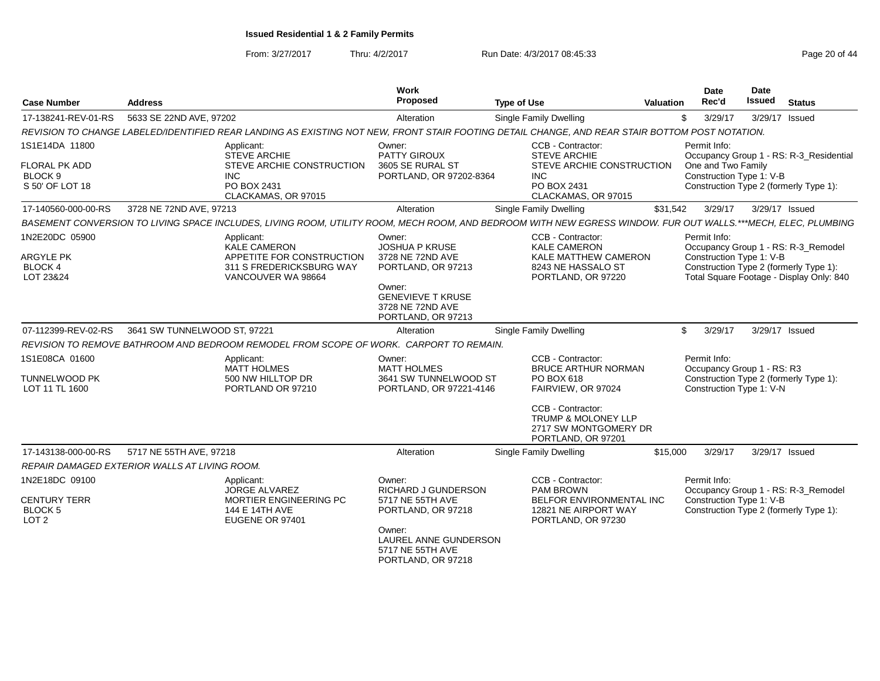**Issued Residential 1 & 2 Family Permits**

From: 3/27/2017 Thru: 4/2/2017 Run Date: 4/3/2017 08:45:33

| Case Number | Address | Work Proposed | Type of Use | Valuation | Date Rec'd | Date Issued | Status |
|---|---|---|---|---|---|---|---|
| 17-138241-REV-01-RS | 5633 SE 22ND AVE, 97202 | Alteration | Single Family Dwelling | $ | 3/29/17 | 3/29/17 | Issued |

*REVISION TO CHANGE LABELED/IDENTIFIED REAR LANDING AS EXISTING NOT NEW, FRONT STAIR FOOTING DETAIL CHANGE, AND REAR STAIR BOTTOM POST NOTATION.*

1S1E14DA 11800
FLORAL PK ADD
BLOCK 9
S 50' OF LOT 18

Applicant:
STEVE ARCHIE
STEVE ARCHIE CONSTRUCTION INC
PO BOX 2431
CLACKAMAS, OR 97015

Owner:
PATTY GIROUX
3605 SE RURAL ST
PORTLAND, OR 97202-8364

CCB - Contractor:
STEVE ARCHIE
STEVE ARCHIE CONSTRUCTION INC
PO BOX 2431
CLACKAMAS, OR 97015

Permit Info:
Occupancy Group 1 - RS: R-3_Residential One and Two Family
Construction Type 1: V-B
Construction Type 2 (formerly Type 1):

| Case Number | Address | Work Proposed | Type of Use | Valuation | Date Rec'd | Date Issued | Status |
|---|---|---|---|---|---|---|---|
| 17-140560-000-00-RS | 3728 NE 72ND AVE, 97213 | Alteration | Single Family Dwelling | $31,542 | 3/29/17 | 3/29/17 | Issued |

*BASEMENT CONVERSION TO LIVING SPACE INCLUDES, LIVING ROOM, UTILITY ROOM, MECH ROOM, AND BEDROOM WITH NEW EGRESS WINDOW. FUR OUT WALLS.***MECH, ELEC, PLUMBING*

1N2E20DC 05900
ARGYLE PK
BLOCK 4
LOT 23&24

Applicant:
KALE CAMERON
APPETITE FOR CONSTRUCTION
311 S FREDERICKSBURG WAY
VANCOUVER WA 98664

Owner:
JOSHUA P KRUSE
3728 NE 72ND AVE
PORTLAND, OR 97213

Owner:
GENEVIEVE T KRUSE
3728 NE 72ND AVE
PORTLAND, OR 97213

CCB - Contractor:
KALE CAMERON
KALE MATTHEW CAMERON
8243 NE HASSALO ST
PORTLAND, OR 97220

Permit Info:
Occupancy Group 1 - RS: R-3_Remodel
Construction Type 1: V-B
Construction Type 2 (formerly Type 1):
Total Square Footage - Display Only: 840

| Case Number | Address | Work Proposed | Type of Use | Valuation | Date Rec'd | Date Issued | Status |
|---|---|---|---|---|---|---|---|
| 07-112399-REV-02-RS | 3641 SW TUNNELWOOD ST, 97221 | Alteration | Single Family Dwelling | $ | 3/29/17 | 3/29/17 | Issued |

*REVISION TO REMOVE BATHROOM AND BEDROOM REMODEL FROM SCOPE OF WORK. CARPORT TO REMAIN.*

1S1E08CA 01600
TUNNELWOOD PK
LOT 11 TL 1600

Applicant:
MATT HOLMES
500 NW HILLTOP DR
PORTLAND OR 97210

Owner:
MATT HOLMES
3641 SW TUNNELWOOD ST
PORTLAND, OR 97221-4146

CCB - Contractor:
BRUCE ARTHUR NORMAN
PO BOX 618
FAIRVIEW, OR 97024

CCB - Contractor:
TRUMP & MOLONEY LLP
2717 SW MONTGOMERY DR
PORTLAND, OR 97201

Permit Info:
Occupancy Group 1 - RS: R3
Construction Type 2 (formerly Type 1):
Construction Type 1: V-N

| Case Number | Address | Work Proposed | Type of Use | Valuation | Date Rec'd | Date Issued | Status |
|---|---|---|---|---|---|---|---|
| 17-143138-000-00-RS | 5717 NE 55TH AVE, 97218 | Alteration | Single Family Dwelling | $15,000 | 3/29/17 | 3/29/17 | Issued |

*REPAIR DAMAGED EXTERIOR WALLS AT LIVING ROOM.*

1N2E18DC 09100
CENTURY TERR
BLOCK 5
LOT 2

Applicant:
JORGE ALVAREZ
MORTIER ENGINEERING PC
144 E 14TH AVE
EUGENE OR 97401

Owner:
RICHARD J GUNDERSON
5717 NE 55TH AVE
PORTLAND, OR 97218

Owner:
LAUREL ANNE GUNDERSON
5717 NE 55TH AVE
PORTLAND, OR 97218

CCB - Contractor:
PAM BROWN
BELFOR ENVIRONMENTAL INC
12821 NE AIRPORT WAY
PORTLAND, OR 97230

Permit Info:
Occupancy Group 1 - RS: R-3_Remodel
Construction Type 1: V-B
Construction Type 2 (formerly Type 1):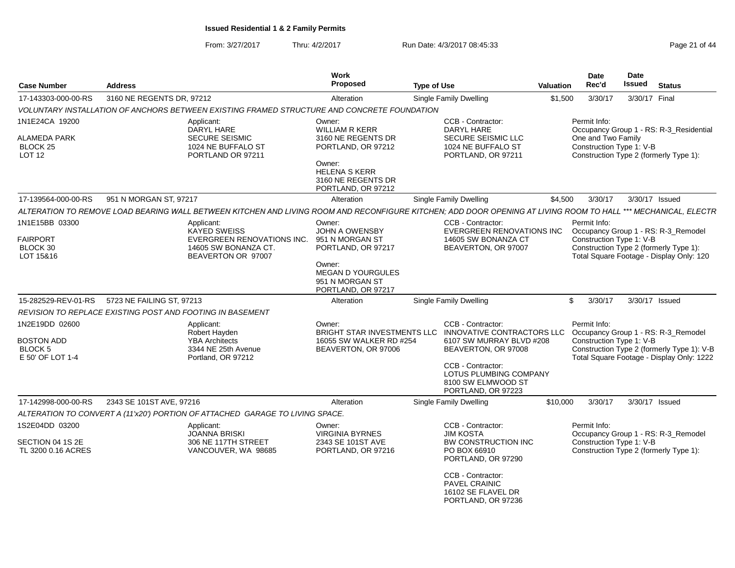**Issued Residential 1 & 2 Family Permits**

From: 3/27/2017 Thru: 4/2/2017 Run Date: 4/3/2017 08:45:33

| Case Number | Address | Work Proposed | Type of Use | Valuation | Date Rec'd | Date Issued | Status |
|---|---|---|---|---|---|---|---|
| 17-143303-000-00-RS | 3160 NE REGENTS DR, 97212 | Alteration | Single Family Dwelling | $1,500 | 3/30/17 | 3/30/17 | Final |

*VOLUNTARY INSTALLATION OF ANCHORS BETWEEN EXISTING FRAMED STRUCTURE AND CONCRETE FOUNDATION*

1N1E24CA 19200
ALAMEDA PARK
BLOCK 25
LOT 12

Applicant: DARYL HARE, SECURE SEISMIC, 1024 NE BUFFALO ST, PORTLAND OR 97211

Owner: WILLIAM R KERR, 3160 NE REGENTS DR, PORTLAND, OR 97212
Owner: HELENA S KERR, 3160 NE REGENTS DR, PORTLAND, OR 97212

CCB - Contractor: DARYL HARE, SECURE SEISMIC LLC, 1024 NE BUFFALO ST, PORTLAND, OR 97211

Permit Info: Occupancy Group 1 - RS: R-3_Residential One and Two Family; Construction Type 1: V-B; Construction Type 2 (formerly Type 1):

| Case Number | Address | Work Proposed | Type of Use | Valuation | Date Rec'd | Date Issued | Status |
|---|---|---|---|---|---|---|---|
| 17-139564-000-00-RS | 951 N MORGAN ST, 97217 | Alteration | Single Family Dwelling | $4,500 | 3/30/17 | 3/30/17 | Issued |

*ALTERATION TO REMOVE LOAD BEARING WALL BETWEEN KITCHEN AND LIVING ROOM AND RECONFIGURE KITCHEN; ADD DOOR OPENING AT LIVING ROOM TO HALL *** MECHANICAL, ELECTR*

1N1E15BB 03300
FAIRPORT
BLOCK 30
LOT 15&16

Applicant: KAYED SWEISS, EVERGREEN RENOVATIONS INC., 14605 SW BONANZA CT., BEAVERTON OR 97007

Owner: JOHN A OWENSBY, 951 N MORGAN ST, PORTLAND, OR 97217
Owner: MEGAN D YOURGULES, 951 N MORGAN ST, PORTLAND, OR 97217

CCB - Contractor: EVERGREEN RENOVATIONS INC, 14605 SW BONANZA CT, BEAVERTON, OR 97007

Permit Info: Occupancy Group 1 - RS: R-3_Remodel; Construction Type 1: V-B; Construction Type 2 (formerly Type 1):; Total Square Footage - Display Only: 120

| Case Number | Address | Work Proposed | Type of Use | Valuation | Date Rec'd | Date Issued | Status |
|---|---|---|---|---|---|---|---|
| 15-282529-REV-01-RS | 5723 NE FAILING ST, 97213 | Alteration | Single Family Dwelling | $ | 3/30/17 | 3/30/17 | Issued |

*REVISION TO REPLACE EXISTING POST AND FOOTING IN BASEMENT*

1N2E19DD 02600
BOSTON ADD
BLOCK 5
E 50' OF LOT 1-4

Applicant: Robert Hayden, YBA Architects, 3344 NE 25th Avenue, Portland, OR 97212

Owner: BRIGHT STAR INVESTMENTS LLC, 16055 SW WALKER RD #254, BEAVERTON, OR 97006

CCB - Contractor: INNOVATIVE CONTRACTORS LLC, 6107 SW MURRAY BLVD #208, BEAVERTON, OR 97008
CCB - Contractor: LOTUS PLUMBING COMPANY, 8100 SW ELMWOOD ST, PORTLAND, OR 97223

Permit Info: Occupancy Group 1 - RS: R-3_Remodel; Construction Type 1: V-B; Construction Type 2 (formerly Type 1): V-B; Total Square Footage - Display Only: 1222

| Case Number | Address | Work Proposed | Type of Use | Valuation | Date Rec'd | Date Issued | Status |
|---|---|---|---|---|---|---|---|
| 17-142998-000-00-RS | 2343 SE 101ST AVE, 97216 | Alteration | Single Family Dwelling | $10,000 | 3/30/17 | 3/30/17 | Issued |

*ALTERATION TO CONVERT A (11'x20') PORTION OF ATTACHED GARAGE TO LIVING SPACE.*

1S2E04DD 03200
SECTION 04 1S 2E
TL 3200 0.16 ACRES

Applicant: JOANNA BRISKI, 306 NE 117TH STREET, VANCOUVER, WA 98685

Owner: VIRGINIA BYRNES, 2343 SE 101ST AVE, PORTLAND, OR 97216

CCB - Contractor: JIM KOSTA, BW CONSTRUCTION INC, PO BOX 66910, PORTLAND, OR 97290
CCB - Contractor: PAVEL CRAINIC, 16102 SE FLAVEL DR, PORTLAND, OR 97236

Permit Info: Occupancy Group 1 - RS: R-3_Remodel; Construction Type 1: V-B; Construction Type 2 (formerly Type 1):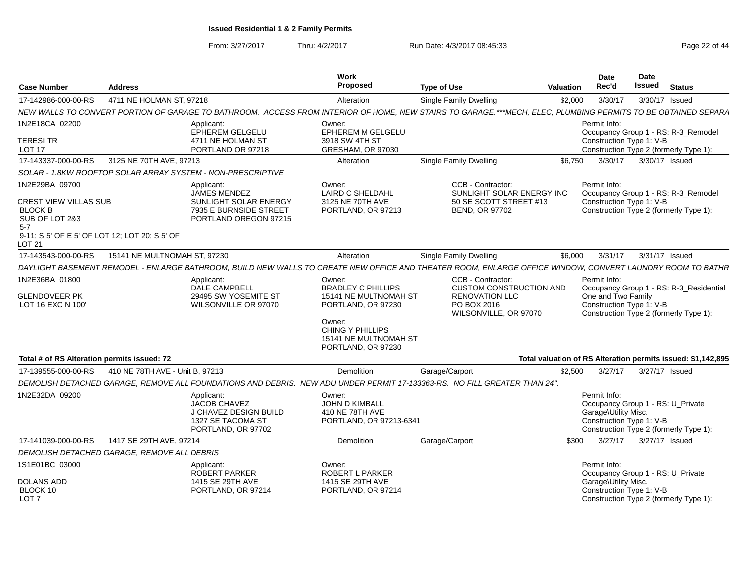**Issued Residential 1 & 2 Family Permits**

From: 3/27/2017 Thru: 4/2/2017 Run Date: 4/3/2017 08:45:33

| Case Number | Address | Work Proposed | Type of Use | Valuation | Date Rec'd | Date Issued | Status |
|---|---|---|---|---|---|---|---|
| 17-142986-000-00-RS | 4711 NE HOLMAN ST, 97218 | Alteration | Single Family Dwelling | $2,000 | 3/30/17 | 3/30/17 | Issued |

*NEW WALLS TO CONVERT PORTION OF GARAGE TO BATHROOM. ACCESS FROM INTERIOR OF HOME, NEW STAIRS TO GARAGE.***MECH, ELEC, PLUMBING PERMITS TO BE OBTAINED SEPARA*

1N2E18CA 02200
TERESI TR
LOT 17

Applicant:
EPHEREM GELGELU
4711 NE HOLMAN ST
PORTLAND OR 97218

Owner:
EPHEREM M GELGELU
3918 SW 4TH ST
GRESHAM, OR 97030

Permit Info:
Occupancy Group 1 - RS: R-3_Remodel
Construction Type 1: V-B
Construction Type 2 (formerly Type 1):

| Case Number | Address | Work Proposed | Type of Use | Valuation | Date Rec'd | Date Issued | Status |
|---|---|---|---|---|---|---|---|
| 17-143337-000-00-RS | 3125 NE 70TH AVE, 97213 | Alteration | Single Family Dwelling | $6,750 | 3/30/17 | 3/30/17 | Issued |

*SOLAR - 1.8KW ROOFTOP SOLAR ARRAY SYSTEM - NON-PRESCRIPTIVE*

1N2E29BA 09700
CREST VIEW VILLAS SUB
BLOCK B
SUB OF LOT 2&3
5-7
9-11; S 5' OF E 5' OF LOT 12; LOT 20; S 5' OF
LOT 21

Applicant:
JAMES MENDEZ
SUNLIGHT SOLAR ENERGY
7935 E BURNSIDE STREET
PORTLAND OREGON 97215

Owner:
LAIRD C SHELDAHL
3125 NE 70TH AVE
PORTLAND, OR 97213

CCB - Contractor:
SUNLIGHT SOLAR ENERGY INC
50 SE SCOTT STREET #13
BEND, OR 97702

Permit Info:
Occupancy Group 1 - RS: R-3_Remodel
Construction Type 1: V-B
Construction Type 2 (formerly Type 1):

| Case Number | Address | Work Proposed | Type of Use | Valuation | Date Rec'd | Date Issued | Status |
|---|---|---|---|---|---|---|---|
| 17-143543-000-00-RS | 15141 NE MULTNOMAH ST, 97230 | Alteration | Single Family Dwelling | $6,000 | 3/31/17 | 3/31/17 | Issued |

*DAYLIGHT BASEMENT REMODEL - ENLARGE BATHROOM, BUILD NEW WALLS TO CREATE NEW OFFICE AND THEATER ROOM, ENLARGE OFFICE WINDOW, CONVERT LAUNDRY ROOM TO BATHR*

1N2E36BA 01800
GLENDOVEER PK
LOT 16 EXC N 100'

Applicant:
DALE CAMPBELL
29495 SW YOSEMITE ST
WILSONVILLE OR 97070

Owner:
BRADLEY C PHILLIPS
15141 NE MULTNOMAH ST
PORTLAND, OR 97230

Owner:
CHING Y PHILLIPS
15141 NE MULTNOMAH ST
PORTLAND, OR 97230

CCB - Contractor:
CUSTOM CONSTRUCTION AND RENOVATION LLC
PO BOX 2016
WILSONVILLE, OR 97070

Permit Info:
Occupancy Group 1 - RS: R-3_Residential One and Two Family
Construction Type 1: V-B
Construction Type 2 (formerly Type 1):

**Total # of RS Alteration permits issued: 72** | **Total valuation of RS Alteration permits issued: $1,142,895**

| Case Number | Address | Work Proposed | Type of Use | Valuation | Date Rec'd | Date Issued | Status |
|---|---|---|---|---|---|---|---|
| 17-139555-000-00-RS | 410 NE 78TH AVE - Unit B, 97213 | Demolition | Garage/Carport | $2,500 | 3/27/17 | 3/27/17 | Issued |

*DEMOLISH DETACHED GARAGE, REMOVE ALL FOUNDATIONS AND DEBRIS. NEW ADU UNDER PERMIT 17-133363-RS. NO FILL GREATER THAN 24".*

1N2E32DA 09200

Applicant:
JACOB CHAVEZ
J CHAVEZ DESIGN BUILD
1327 SE TACOMA ST
PORTLAND, OR 97702

Owner:
JOHN D KIMBALL
410 NE 78TH AVE
PORTLAND, OR 97213-6341

Permit Info:
Occupancy Group 1 - RS: U_Private Garage\Utility Misc.
Construction Type 1: V-B
Construction Type 2 (formerly Type 1):

| Case Number | Address | Work Proposed | Type of Use | Valuation | Date Rec'd | Date Issued | Status |
|---|---|---|---|---|---|---|---|
| 17-141039-000-00-RS | 1417 SE 29TH AVE, 97214 | Demolition | Garage/Carport | $300 | 3/27/17 | 3/27/17 | Issued |

*DEMOLISH DETACHED GARAGE, REMOVE ALL DEBRIS*

1S1E01BC 03000
DOLANS ADD
BLOCK 10
LOT 7

Applicant:
ROBERT PARKER
1415 SE 29TH AVE
PORTLAND, OR 97214

Owner:
ROBERT L PARKER
1415 SE 29TH AVE
PORTLAND, OR 97214

Permit Info:
Occupancy Group 1 - RS: U_Private Garage\Utility Misc.
Construction Type 1: V-B
Construction Type 2 (formerly Type 1):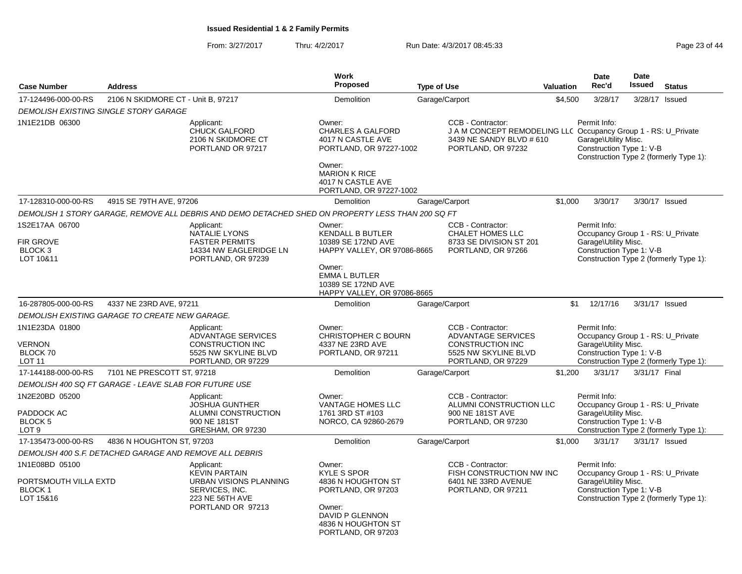**Issued Residential 1 & 2 Family Permits**

From: 3/27/2017 Thru: 4/2/2017 Run Date: 4/3/2017 08:45:33

| Case Number | Address | Work Proposed | Type of Use | Valuation | Date Rec'd | Date Issued | Status |
|---|---|---|---|---|---|---|---|
| 17-124496-000-00-RS | 2106 N SKIDMORE CT - Unit B, 97217 | Demolition | Garage/Carport | $4,500 | 3/28/17 | 3/28/17 | Issued |

*DEMOLISH EXISTING SINGLE STORY GARAGE*

1N1E21DB 06300

Applicant: CHUCK GALFORD, 2106 N SKIDMORE CT, PORTLAND OR 97217

Owner: CHARLES A GALFORD, 4017 N CASTLE AVE, PORTLAND, OR 97227-1002

Owner: MARION K RICE, 4017 N CASTLE AVE, PORTLAND, OR 97227-1002

CCB - Contractor: J A M CONCEPT REMODELING LLC, 3439 NE SANDY BLVD # 610, PORTLAND, OR 97232

Permit Info: Occupancy Group 1 - RS: U_Private Garage\Utility Misc. Construction Type 1: V-B Construction Type 2 (formerly Type 1):

| Case Number | Address | Work Proposed | Type of Use | Valuation | Date Rec'd | Date Issued | Status |
|---|---|---|---|---|---|---|---|
| 17-128310-000-00-RS | 4915 SE 79TH AVE, 97206 | Demolition | Garage/Carport | $1,000 | 3/30/17 | 3/30/17 | Issued |

*DEMOLISH 1 STORY GARAGE, REMOVE ALL DEBRIS AND DEMO DETACHED SHED ON PROPERTY LESS THAN 200 SQ FT*

1S2E17AA 06700, FIR GROVE, BLOCK 3, LOT 10&11

Applicant: NATALIE LYONS, FASTER PERMITS, 14334 NW EAGLERIDGE LN, PORTLAND, OR 97239

Owner: KENDALL B BUTLER, 10389 SE 172ND AVE, HAPPY VALLEY, OR 97086-8665

Owner: EMMA L BUTLER, 10389 SE 172ND AVE, HAPPY VALLEY, OR 97086-8665

CCB - Contractor: CHALET HOMES LLC, 8733 SE DIVISION ST 201, PORTLAND, OR 97266

Permit Info: Occupancy Group 1 - RS: U_Private Garage\Utility Misc. Construction Type 1: V-B Construction Type 2 (formerly Type 1):

| Case Number | Address | Work Proposed | Type of Use | Valuation | Date Rec'd | Date Issued | Status |
|---|---|---|---|---|---|---|---|
| 16-287805-000-00-RS | 4337 NE 23RD AVE, 97211 | Demolition | Garage/Carport | $1 | 12/17/16 | 3/31/17 | Issued |

*DEMOLISH EXISTING GARAGE TO CREATE NEW GARAGE.*

1N1E23DA 01800, VERNON, BLOCK 70, LOT 11

Applicant: ADVANTAGE SERVICES CONSTRUCTION INC, 5525 NW SKYLINE BLVD, PORTLAND, OR 97229

Owner: CHRISTOPHER C BOURN, 4337 NE 23RD AVE, PORTLAND, OR 97211

CCB - Contractor: ADVANTAGE SERVICES CONSTRUCTION INC, 5525 NW SKYLINE BLVD, PORTLAND, OR 97229

Permit Info: Occupancy Group 1 - RS: U_Private Garage\Utility Misc. Construction Type 1: V-B Construction Type 2 (formerly Type 1):

| Case Number | Address | Work Proposed | Type of Use | Valuation | Date Rec'd | Date Issued | Status |
|---|---|---|---|---|---|---|---|
| 17-144188-000-00-RS | 7101 NE PRESCOTT ST, 97218 | Demolition | Garage/Carport | $1,200 | 3/31/17 | 3/31/17 | Final |

*DEMOLISH 400 SQ FT GARAGE - LEAVE SLAB FOR FUTURE USE*

1N2E20BD 05200, PADDOCK AC, BLOCK 5, LOT 9

Applicant: JOSHUA GUNTHER, ALUMNI CONSTRUCTION, 900 NE 181ST, GRESHAM, OR 97230

Owner: VANTAGE HOMES LLC, 1761 3RD ST #103, NORCO, CA 92860-2679

CCB - Contractor: ALUMNI CONSTRUCTION LLC, 900 NE 181ST AVE, PORTLAND, OR 97230

Permit Info: Occupancy Group 1 - RS: U_Private Garage\Utility Misc. Construction Type 1: V-B Construction Type 2 (formerly Type 1):

| Case Number | Address | Work Proposed | Type of Use | Valuation | Date Rec'd | Date Issued | Status |
|---|---|---|---|---|---|---|---|
| 17-135473-000-00-RS | 4836 N HOUGHTON ST, 97203 | Demolition | Garage/Carport | $1,000 | 3/31/17 | 3/31/17 | Issued |

*DEMOLISH 400 S.F. DETACHED GARAGE AND REMOVE ALL DEBRIS*

1N1E08BD 05100, PORTSMOUTH VILLA EXTD, BLOCK 1, LOT 15&16

Applicant: KEVIN PARTAIN, URBAN VISIONS PLANNING SERVICES, INC., 223 NE 56TH AVE, PORTLAND OR 97213

Owner: KYLE S SPOR, 4836 N HOUGHTON ST, PORTLAND, OR 97203

Owner: DAVID P GLENNON, 4836 N HOUGHTON ST, PORTLAND, OR 97203

CCB - Contractor: FISH CONSTRUCTION NW INC, 6401 NE 33RD AVENUE, PORTLAND, OR 97211

Permit Info: Occupancy Group 1 - RS: U_Private Garage\Utility Misc. Construction Type 1: V-B Construction Type 2 (formerly Type 1):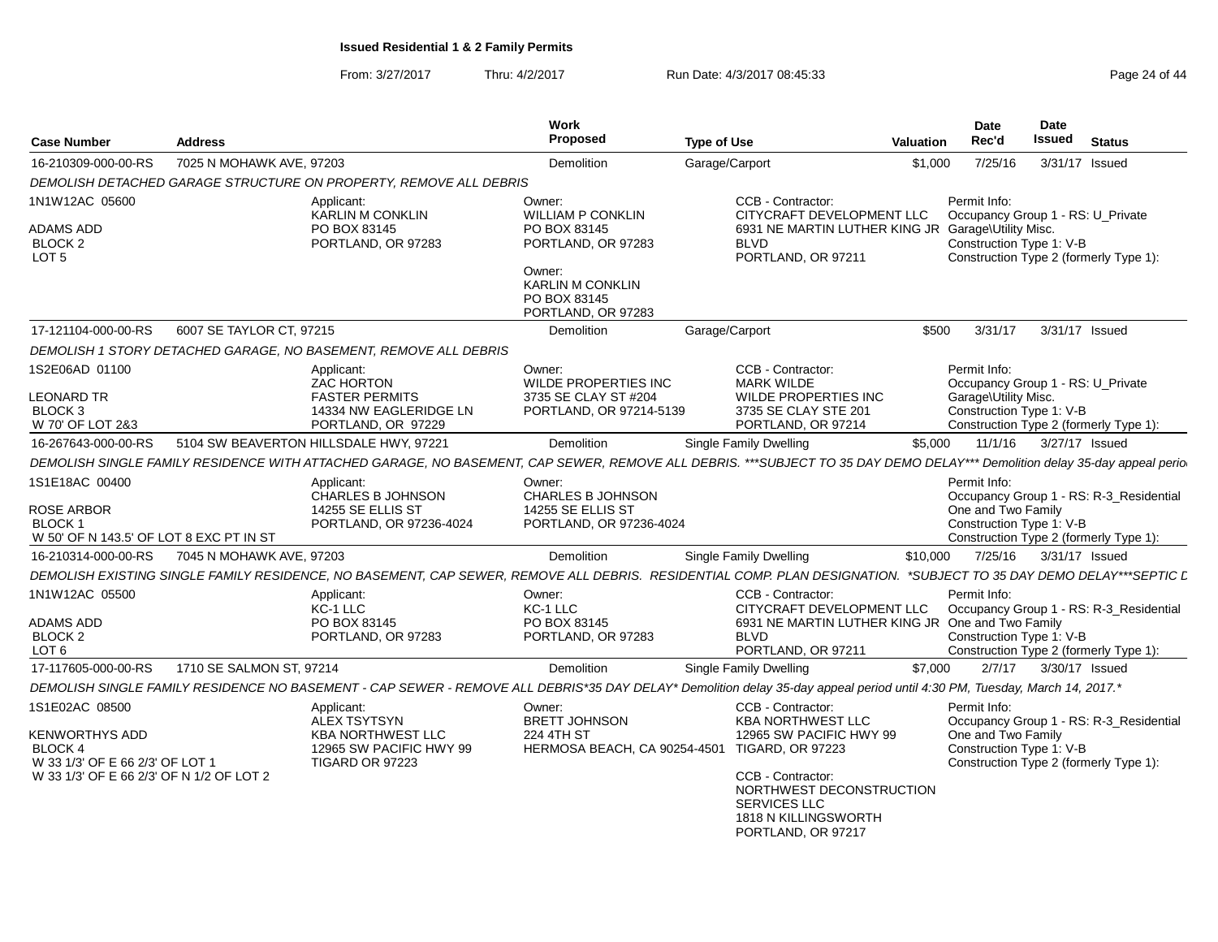**Issued Residential 1 & 2 Family Permits**

From: 3/27/2017 Thru: 4/2/2017 Run Date: 4/3/2017 08:45:33

| Case Number | Address | Work Proposed | Type of Use | Valuation | Date Rec'd | Date Issued | Status |
|---|---|---|---|---|---|---|---|
| 16-210309-000-00-RS | 7025 N MOHAWK AVE, 97203 | Demolition | Garage/Carport | $1,000 | 7/25/16 | 3/31/17 | Issued |

DEMOLISH DETACHED GARAGE STRUCTURE ON PROPERTY, REMOVE ALL DEBRIS

1N1W12AC 05600
ADAMS ADD
BLOCK 2
LOT 5

Applicant:
KARLIN M CONKLIN
PO BOX 83145
PORTLAND, OR 97283

Owner:
WILLIAM P CONKLIN
PO BOX 83145
PORTLAND, OR 97283

Owner:
KARLIN M CONKLIN
PO BOX 83145
PORTLAND, OR 97283

CCB - Contractor:
CITYCRAFT DEVELOPMENT LLC
6931 NE MARTIN LUTHER KING JR BLVD
PORTLAND, OR 97211

Permit Info:
Occupancy Group 1 - RS: U_Private Garage\Utility Misc.
Construction Type 1: V-B
Construction Type 2 (formerly Type 1):

| Case Number | Address | Work Proposed | Type of Use | Valuation | Date Rec'd | Date Issued | Status |
|---|---|---|---|---|---|---|---|
| 17-121104-000-00-RS | 6007 SE TAYLOR CT, 97215 | Demolition | Garage/Carport | $500 | 3/31/17 | 3/31/17 | Issued |

DEMOLISH 1 STORY DETACHED GARAGE, NO BASEMENT, REMOVE ALL DEBRIS

1S2E06AD 01100
LEONARD TR
BLOCK 3
W 70' OF LOT 2&3

Applicant:
ZAC HORTON
FASTER PERMITS
14334 NW EAGLERIDGE LN
PORTLAND, OR 97229

Owner:
WILDE PROPERTIES INC
3735 SE CLAY ST #204
PORTLAND, OR 97214-5139

CCB - Contractor:
MARK WILDE
WILDE PROPERTIES INC
3735 SE CLAY STE 201
PORTLAND, OR 97214

Permit Info:
Occupancy Group 1 - RS: U_Private Garage\Utility Misc.
Construction Type 1: V-B
Construction Type 2 (formerly Type 1):

| Case Number | Address | Work Proposed | Type of Use | Valuation | Date Rec'd | Date Issued | Status |
|---|---|---|---|---|---|---|---|
| 16-267643-000-00-RS | 5104 SW BEAVERTON HILLSDALE HWY, 97221 | Demolition | Single Family Dwelling | $5,000 | 11/1/16 | 3/27/17 | Issued |

DEMOLISH SINGLE FAMILY RESIDENCE WITH ATTACHED GARAGE, NO BASEMENT, CAP SEWER, REMOVE ALL DEBRIS. ***SUBJECT TO 35 DAY DEMO DELAY*** Demolition delay 35-day appeal perio

1S1E18AC 00400
ROSE ARBOR
BLOCK 1
W 50' OF N 143.5' OF LOT 8 EXC PT IN ST

Applicant:
CHARLES B JOHNSON
14255 SE ELLIS ST
PORTLAND, OR 97236-4024

Owner:
CHARLES B JOHNSON
14255 SE ELLIS ST
PORTLAND, OR 97236-4024

Permit Info:
Occupancy Group 1 - RS: R-3_Residential One and Two Family
Construction Type 1: V-B
Construction Type 2 (formerly Type 1):

| Case Number | Address | Work Proposed | Type of Use | Valuation | Date Rec'd | Date Issued | Status |
|---|---|---|---|---|---|---|---|
| 16-210314-000-00-RS | 7045 N MOHAWK AVE, 97203 | Demolition | Single Family Dwelling | $10,000 | 7/25/16 | 3/31/17 | Issued |

DEMOLISH EXISTING SINGLE FAMILY RESIDENCE, NO BASEMENT, CAP SEWER, REMOVE ALL DEBRIS. RESIDENTIAL COMP. PLAN DESIGNATION. *SUBJECT TO 35 DAY DEMO DELAY***SEPTIC D

1N1W12AC 05500
ADAMS ADD
BLOCK 2
LOT 6

Applicant:
KC-1 LLC
PO BOX 83145
PORTLAND, OR 97283

Owner:
KC-1 LLC
PO BOX 83145
PORTLAND, OR 97283

CCB - Contractor:
CITYCRAFT DEVELOPMENT LLC
6931 NE MARTIN LUTHER KING JR BLVD
PORTLAND, OR 97211

Permit Info:
Occupancy Group 1 - RS: R-3_Residential One and Two Family
Construction Type 1: V-B
Construction Type 2 (formerly Type 1):

| Case Number | Address | Work Proposed | Type of Use | Valuation | Date Rec'd | Date Issued | Status |
|---|---|---|---|---|---|---|---|
| 17-117605-000-00-RS | 1710 SE SALMON ST, 97214 | Demolition | Single Family Dwelling | $7,000 | 2/7/17 | 3/30/17 | Issued |

DEMOLISH SINGLE FAMILY RESIDENCE NO BASEMENT - CAP SEWER - REMOVE ALL DEBRIS*35 DAY DELAY* Demolition delay 35-day appeal period until 4:30 PM, Tuesday, March 14, 2017.*

1S1E02AC 08500
KENWORTHYS ADD
BLOCK 4
W 33 1/3' OF E 66 2/3' OF LOT 1
W 33 1/3' OF E 66 2/3' OF N 1/2 OF LOT 2

Applicant:
ALEX TSYTSYN
KBA NORTHWEST LLC
12965 SW PACIFIC HWY 99
TIGARD OR 97223

Owner:
BRETT JOHNSON
224 4TH ST
HERMOSA BEACH, CA 90254-4501

CCB - Contractor:
KBA NORTHWEST LLC
12965 SW PACIFIC HWY 99
TIGARD, OR 97223

CCB - Contractor:
NORTHWEST DECONSTRUCTION SERVICES LLC
1818 N KILLINGSWORTH
PORTLAND, OR 97217

Permit Info:
Occupancy Group 1 - RS: R-3_Residential One and Two Family
Construction Type 1: V-B
Construction Type 2 (formerly Type 1):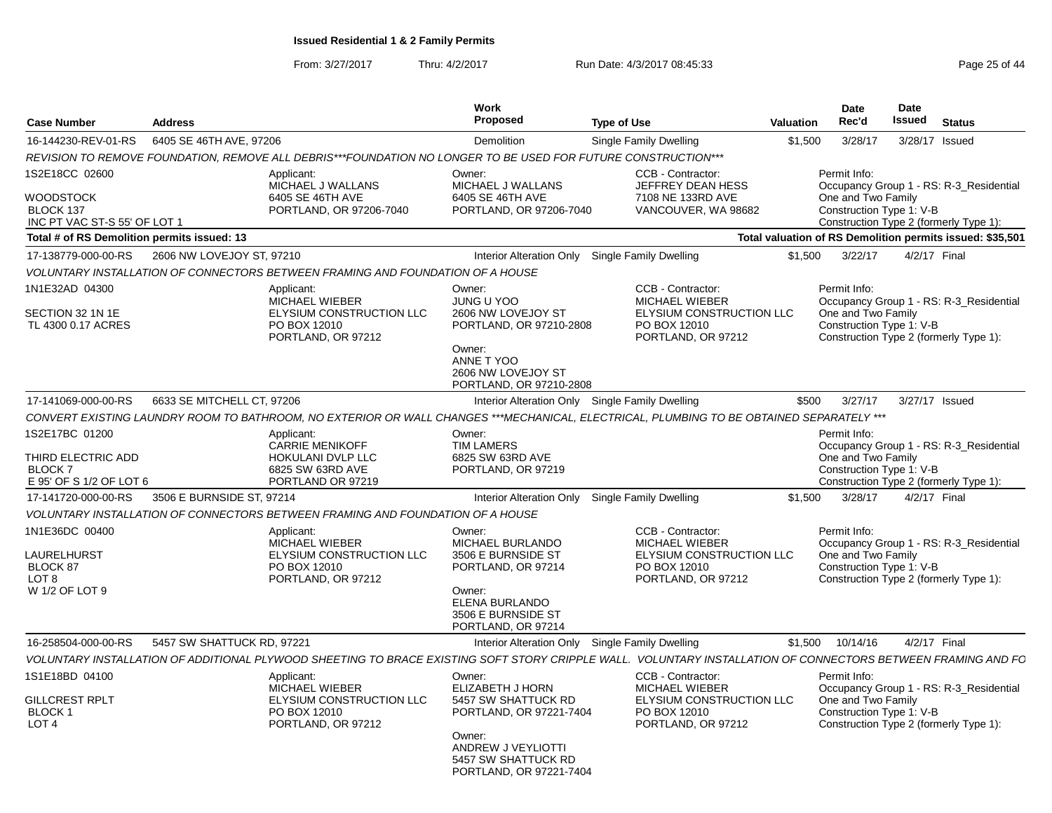**Issued Residential 1 & 2 Family Permits**

From: 3/27/2017 Thru: 4/2/2017 Run Date: 4/3/2017 08:45:33

| Case Number | Address | Work Proposed | Type of Use | Valuation | Date Rec'd | Date Issued | Status |
|---|---|---|---|---|---|---|---|
| 16-144230-REV-01-RS | 6405 SE 46TH AVE, 97206 | Demolition | Single Family Dwelling | $1,500 | 3/28/17 | 3/28/17 | Issued |

*REVISION TO REMOVE FOUNDATION, REMOVE ALL DEBRIS***FOUNDATION NO LONGER TO BE USED FOR FUTURE CONSTRUCTION****

1S2E18CC 02600
WOODSTOCK
BLOCK 137
INC PT VAC ST-S 55' OF LOT 1

Applicant: MICHAEL J WALLANS, 6405 SE 46TH AVE, PORTLAND, OR 97206-7040
Owner: MICHAEL J WALLANS, 6405 SE 46TH AVE, PORTLAND, OR 97206-7040
CCB - Contractor: JEFFREY DEAN HESS, 7108 NE 133RD AVE, VANCOUVER, WA 98682
Permit Info: Occupancy Group 1 - RS: R-3_Residential One and Two Family; Construction Type 1: V-B; Construction Type 2 (formerly Type 1):

**Total # of RS Demolition permits issued: 13**
**Total valuation of RS Demolition permits issued: $35,501**

| Case Number | Address | Work Proposed | Type of Use | Valuation | Date Rec'd | Date Issued | Status |
|---|---|---|---|---|---|---|---|
| 17-138779-000-00-RS | 2606 NW LOVEJOY ST, 97210 | Interior Alteration Only | Single Family Dwelling | $1,500 | 3/22/17 | 4/2/17 | Final |

*VOLUNTARY INSTALLATION OF CONNECTORS BETWEEN FRAMING AND FOUNDATION OF A HOUSE*

1N1E32AD 04300
SECTION 32 1N 1E
TL 4300 0.17 ACRES

Applicant: MICHAEL WIEBER, ELYSIUM CONSTRUCTION LLC, PO BOX 12010, PORTLAND, OR 97212
Owner: JUNG U YOO, 2606 NW LOVEJOY ST, PORTLAND, OR 97210-2808
Owner: ANNE T YOO, 2606 NW LOVEJOY ST, PORTLAND, OR 97210-2808
CCB - Contractor: MICHAEL WIEBER, ELYSIUM CONSTRUCTION LLC, PO BOX 12010, PORTLAND, OR 97212
Permit Info: Occupancy Group 1 - RS: R-3_Residential One and Two Family; Construction Type 1: V-B; Construction Type 2 (formerly Type 1):

| Case Number | Address | Work Proposed | Type of Use | Valuation | Date Rec'd | Date Issued | Status |
|---|---|---|---|---|---|---|---|
| 17-141069-000-00-RS | 6633 SE MITCHELL CT, 97206 | Interior Alteration Only | Single Family Dwelling | $500 | 3/27/17 | 3/27/17 | Issued |

*CONVERT EXISTING LAUNDRY ROOM TO BATHROOM, NO EXTERIOR OR WALL CHANGES ***MECHANICAL, ELECTRICAL, PLUMBING TO BE OBTAINED SEPARATELY ****

1S2E17BC 01200
THIRD ELECTRIC ADD
BLOCK 7
E 95' OF S 1/2 OF LOT 6

Applicant: CARRIE MENIKOFF, HOKULANI DVLP LLC, 6825 SW 63RD AVE, PORTLAND OR 97219
Owner: TIM LAMERS, 6825 SW 63RD AVE, PORTLAND, OR 97219
Permit Info: Occupancy Group 1 - RS: R-3_Residential One and Two Family; Construction Type 1: V-B; Construction Type 2 (formerly Type 1):

| Case Number | Address | Work Proposed | Type of Use | Valuation | Date Rec'd | Date Issued | Status |
|---|---|---|---|---|---|---|---|
| 17-141720-000-00-RS | 3506 E BURNSIDE ST, 97214 | Interior Alteration Only | Single Family Dwelling | $1,500 | 3/28/17 | 4/2/17 | Final |

*VOLUNTARY INSTALLATION OF CONNECTORS BETWEEN FRAMING AND FOUNDATION OF A HOUSE*

1N1E36DC 00400
LAURELHURST
BLOCK 87
LOT 8
W 1/2 OF LOT 9

Applicant: MICHAEL WIEBER, ELYSIUM CONSTRUCTION LLC, PO BOX 12010, PORTLAND, OR 97212
Owner: MICHAEL BURLANDO, 3506 E BURNSIDE ST, PORTLAND, OR 97214
Owner: ELENA BURLANDO, 3506 E BURNSIDE ST, PORTLAND, OR 97214
CCB - Contractor: MICHAEL WIEBER, ELYSIUM CONSTRUCTION LLC, PO BOX 12010, PORTLAND, OR 97212
Permit Info: Occupancy Group 1 - RS: R-3_Residential One and Two Family; Construction Type 1: V-B; Construction Type 2 (formerly Type 1):

| Case Number | Address | Work Proposed | Type of Use | Valuation | Date Rec'd | Date Issued | Status |
|---|---|---|---|---|---|---|---|
| 16-258504-000-00-RS | 5457 SW SHATTUCK RD, 97221 | Interior Alteration Only | Single Family Dwelling | $1,500 | 10/14/16 | 4/2/17 | Final |

*VOLUNTARY INSTALLATION OF ADDITIONAL PLYWOOD SHEETING TO BRACE EXISTING SOFT STORY CRIPPLE WALL. VOLUNTARY INSTALLATION OF CONNECTORS BETWEEN FRAMING AND FO*

1S1E18BD 04100
GILLCREST RPLT
BLOCK 1
LOT 4

Applicant: MICHAEL WIEBER, ELYSIUM CONSTRUCTION LLC, PO BOX 12010, PORTLAND, OR 97212
Owner: ELIZABETH J HORN, 5457 SW SHATTUCK RD, PORTLAND, OR 97221-7404
Owner: ANDREW J VEYLIOTTI, 5457 SW SHATTUCK RD, PORTLAND, OR 97221-7404
CCB - Contractor: MICHAEL WIEBER, ELYSIUM CONSTRUCTION LLC, PO BOX 12010, PORTLAND, OR 97212
Permit Info: Occupancy Group 1 - RS: R-3_Residential One and Two Family; Construction Type 1: V-B; Construction Type 2 (formerly Type 1):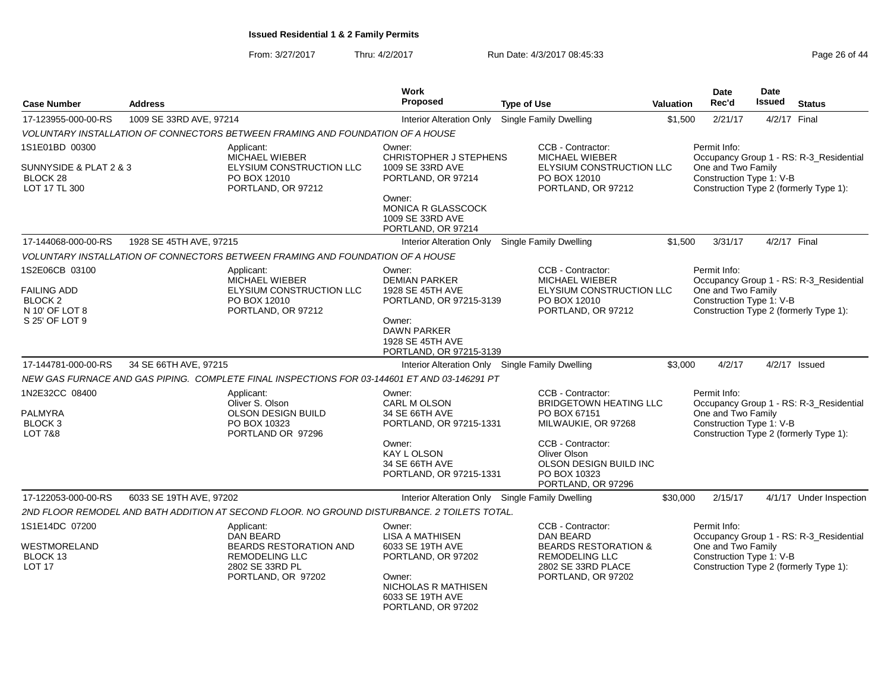**Issued Residential 1 & 2 Family Permits**

From: 3/27/2017 Thru: 4/2/2017 Run Date: 4/3/2017 08:45:33

| Case Number | Address | Work Proposed | Type of Use | Valuation | Date Rec'd | Date Issued | Status |
|---|---|---|---|---|---|---|---|
| 17-123955-000-00-RS | 1009 SE 33RD AVE, 97214 | Interior Alteration Only | Single Family Dwelling | $1,500 | 2/21/17 | 4/2/17 | Final |

*VOLUNTARY INSTALLATION OF CONNECTORS BETWEEN FRAMING AND FOUNDATION OF A HOUSE*

1S1E01BD 00300
SUNNYSIDE & PLAT 2 & 3
BLOCK 28
LOT 17 TL 300

Applicant: MICHAEL WIEBER, ELYSIUM CONSTRUCTION LLC, PO BOX 12010, PORTLAND, OR 97212

Owner: CHRISTOPHER J STEPHENS, 1009 SE 33RD AVE, PORTLAND, OR 97214
Owner: MONICA R GLASSCOCK, 1009 SE 33RD AVE, PORTLAND, OR 97214

CCB - Contractor: MICHAEL WIEBER, ELYSIUM CONSTRUCTION LLC, PO BOX 12010, PORTLAND, OR 97212

Permit Info: Occupancy Group 1 - RS: R-3_Residential One and Two Family; Construction Type 1: V-B; Construction Type 2 (formerly Type 1):

| Case Number | Address | Work Proposed | Type of Use | Valuation | Date Rec'd | Date Issued | Status |
|---|---|---|---|---|---|---|---|
| 17-144068-000-00-RS | 1928 SE 45TH AVE, 97215 | Interior Alteration Only | Single Family Dwelling | $1,500 | 3/31/17 | 4/2/17 | Final |

*VOLUNTARY INSTALLATION OF CONNECTORS BETWEEN FRAMING AND FOUNDATION OF A HOUSE*

1S2E06CB 03100
FAILING ADD
BLOCK 2
N 10' OF LOT 8
S 25' OF LOT 9

Applicant: MICHAEL WIEBER, ELYSIUM CONSTRUCTION LLC, PO BOX 12010, PORTLAND, OR 97212

Owner: DEMIAN PARKER, 1928 SE 45TH AVE, PORTLAND, OR 97215-3139
Owner: DAWN PARKER, 1928 SE 45TH AVE, PORTLAND, OR 97215-3139

CCB - Contractor: MICHAEL WIEBER, ELYSIUM CONSTRUCTION LLC, PO BOX 12010, PORTLAND, OR 97212

Permit Info: Occupancy Group 1 - RS: R-3_Residential One and Two Family; Construction Type 1: V-B; Construction Type 2 (formerly Type 1):

| Case Number | Address | Work Proposed | Type of Use | Valuation | Date Rec'd | Date Issued | Status |
|---|---|---|---|---|---|---|---|
| 17-144781-000-00-RS | 34 SE 66TH AVE, 97215 | Interior Alteration Only | Single Family Dwelling | $3,000 | 4/2/17 | 4/2/17 | Issued |

*NEW GAS FURNACE AND GAS PIPING. COMPLETE FINAL INSPECTIONS FOR 03-144601 ET AND 03-146291 PT*

1N2E32CC 08400
PALMYRA
BLOCK 3
LOT 7&8

Applicant: Oliver S. Olson, OLSON DESIGN BUILD, PO BOX 10323, PORTLAND OR 97296

Owner: CARL M OLSON, 34 SE 66TH AVE, PORTLAND, OR 97215-1331
Owner: KAY L OLSON, 34 SE 66TH AVE, PORTLAND, OR 97215-1331

CCB - Contractor: BRIDGETOWN HEATING LLC, PO BOX 67151, MILWAUKIE, OR 97268
CCB - Contractor: Oliver Olson, OLSON DESIGN BUILD INC, PO BOX 10323, PORTLAND, OR 97296

Permit Info: Occupancy Group 1 - RS: R-3_Residential One and Two Family; Construction Type 1: V-B; Construction Type 2 (formerly Type 1):

| Case Number | Address | Work Proposed | Type of Use | Valuation | Date Rec'd | Date Issued | Status |
|---|---|---|---|---|---|---|---|
| 17-122053-000-00-RS | 6033 SE 19TH AVE, 97202 | Interior Alteration Only | Single Family Dwelling | $30,000 | 2/15/17 | 4/1/17 | Under Inspection |

*2ND FLOOR REMODEL AND BATH ADDITION AT SECOND FLOOR. NO GROUND DISTURBANCE. 2 TOILETS TOTAL.*

1S1E14DC 07200
WESTMORELAND
BLOCK 13
LOT 17

Applicant: DAN BEARD, BEARDS RESTORATION AND REMODELING LLC, 2802 SE 33RD PL, PORTLAND, OR 97202

Owner: LISA A MATHISEN, 6033 SE 19TH AVE, PORTLAND, OR 97202
Owner: NICHOLAS R MATHISEN, 6033 SE 19TH AVE, PORTLAND, OR 97202

CCB - Contractor: DAN BEARD, BEARDS RESTORATION & REMODELING LLC, 2802 SE 33RD PLACE, PORTLAND, OR 97202

Permit Info: Occupancy Group 1 - RS: R-3_Residential One and Two Family; Construction Type 1: V-B; Construction Type 2 (formerly Type 1):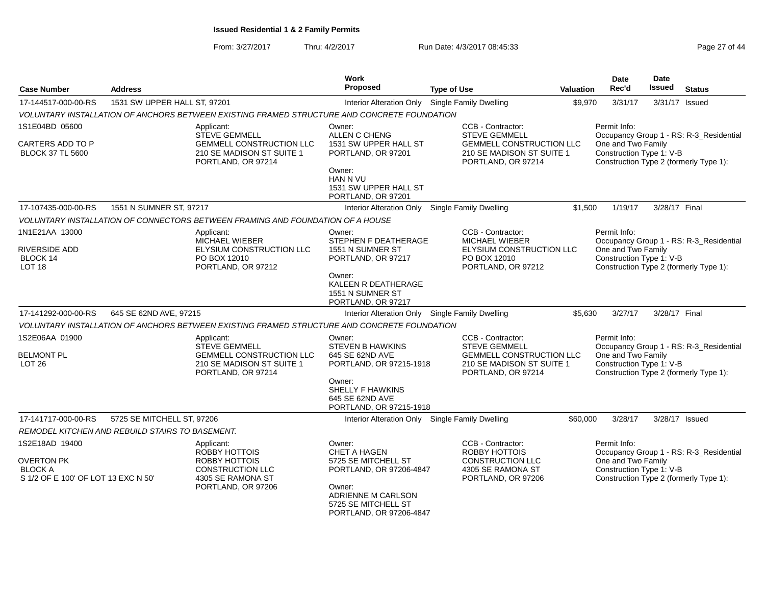**Issued Residential 1 & 2 Family Permits**

From: 3/27/2017 Thru: 4/2/2017 Run Date: 4/3/2017 08:45:33

| Case Number | Address | Work Proposed | Type of Use | Valuation | Date Rec'd | Date Issued | Status |
|---|---|---|---|---|---|---|---|
| 17-144517-000-00-RS | 1531 SW UPPER HALL ST, 97201 | Interior Alteration Only | Single Family Dwelling | $9,970 | 3/31/17 | 3/31/17 | Issued |

*VOLUNTARY INSTALLATION OF ANCHORS BETWEEN EXISTING FRAMED STRUCTURE AND CONCRETE FOUNDATION*

1S1E04BD 05600
CARTERS ADD TO P
BLOCK 37 TL 5600

Applicant:
STEVE GEMMELL
GEMMELL CONSTRUCTION LLC
210 SE MADISON ST SUITE 1
PORTLAND, OR 97214

Owner:
ALLEN C CHENG
1531 SW UPPER HALL ST
PORTLAND, OR 97201

Owner:
HAN N VU
1531 SW UPPER HALL ST
PORTLAND, OR 97201

CCB - Contractor:
STEVE GEMMELL
GEMMELL CONSTRUCTION LLC
210 SE MADISON ST SUITE 1
PORTLAND, OR 97214

Permit Info:
Occupancy Group 1 - RS: R-3_Residential One and Two Family
Construction Type 1: V-B
Construction Type 2 (formerly Type 1):

| Case Number | Address | Work Proposed | Type of Use | Valuation | Date Rec'd | Date Issued | Status |
|---|---|---|---|---|---|---|---|
| 17-107435-000-00-RS | 1551 N SUMNER ST, 97217 | Interior Alteration Only | Single Family Dwelling | $1,500 | 1/19/17 | 3/28/17 | Final |

*VOLUNTARY INSTALLATION OF CONNECTORS BETWEEN FRAMING AND FOUNDATION OF A HOUSE*

1N1E21AA 13000
RIVERSIDE ADD
BLOCK 14
LOT 18

Applicant:
MICHAEL WIEBER
ELYSIUM CONSTRUCTION LLC
PO BOX 12010
PORTLAND, OR 97212

Owner:
STEPHEN F DEATHERAGE
1551 N SUMNER ST
PORTLAND, OR 97217

Owner:
KALEEN R DEATHERAGE
1551 N SUMNER ST
PORTLAND, OR 97217

CCB - Contractor:
MICHAEL WIEBER
ELYSIUM CONSTRUCTION LLC
PO BOX 12010
PORTLAND, OR 97212

Permit Info:
Occupancy Group 1 - RS: R-3_Residential One and Two Family
Construction Type 1: V-B
Construction Type 2 (formerly Type 1):

| Case Number | Address | Work Proposed | Type of Use | Valuation | Date Rec'd | Date Issued | Status |
|---|---|---|---|---|---|---|---|
| 17-141292-000-00-RS | 645 SE 62ND AVE, 97215 | Interior Alteration Only | Single Family Dwelling | $5,630 | 3/27/17 | 3/28/17 | Final |

*VOLUNTARY INSTALLATION OF ANCHORS BETWEEN EXISTING FRAMED STRUCTURE AND CONCRETE FOUNDATION*

1S2E06AA 01900
BELMONT PL
LOT 26

Applicant:
STEVE GEMMELL
GEMMELL CONSTRUCTION LLC
210 SE MADISON ST SUITE 1
PORTLAND, OR 97214

Owner:
STEVEN B HAWKINS
645 SE 62ND AVE
PORTLAND, OR 97215-1918

Owner:
SHELLY F HAWKINS
645 SE 62ND AVE
PORTLAND, OR 97215-1918

CCB - Contractor:
STEVE GEMMELL
GEMMELL CONSTRUCTION LLC
210 SE MADISON ST SUITE 1
PORTLAND, OR 97214

Permit Info:
Occupancy Group 1 - RS: R-3_Residential One and Two Family
Construction Type 1: V-B
Construction Type 2 (formerly Type 1):

| Case Number | Address | Work Proposed | Type of Use | Valuation | Date Rec'd | Date Issued | Status |
|---|---|---|---|---|---|---|---|
| 17-141717-000-00-RS | 5725 SE MITCHELL ST, 97206 | Interior Alteration Only | Single Family Dwelling | $60,000 | 3/28/17 | 3/28/17 | Issued |

*REMODEL KITCHEN AND REBUILD STAIRS TO BASEMENT.*

1S2E18AD 19400
OVERTON PK
BLOCK A
S 1/2 OF E 100' OF LOT 13 EXC N 50'

Applicant:
ROBBY HOTTOIS
ROBBY HOTTOIS
CONSTRUCTION LLC
4305 SE RAMONA ST
PORTLAND, OR 97206

Owner:
CHET A HAGEN
5725 SE MITCHELL ST
PORTLAND, OR 97206-4847

Owner:
ADRIENNE M CARLSON
5725 SE MITCHELL ST
PORTLAND, OR 97206-4847

CCB - Contractor:
ROBBY HOTTOIS
CONSTRUCTION LLC
4305 SE RAMONA ST
PORTLAND, OR 97206

Permit Info:
Occupancy Group 1 - RS: R-3_Residential One and Two Family
Construction Type 1: V-B
Construction Type 2 (formerly Type 1):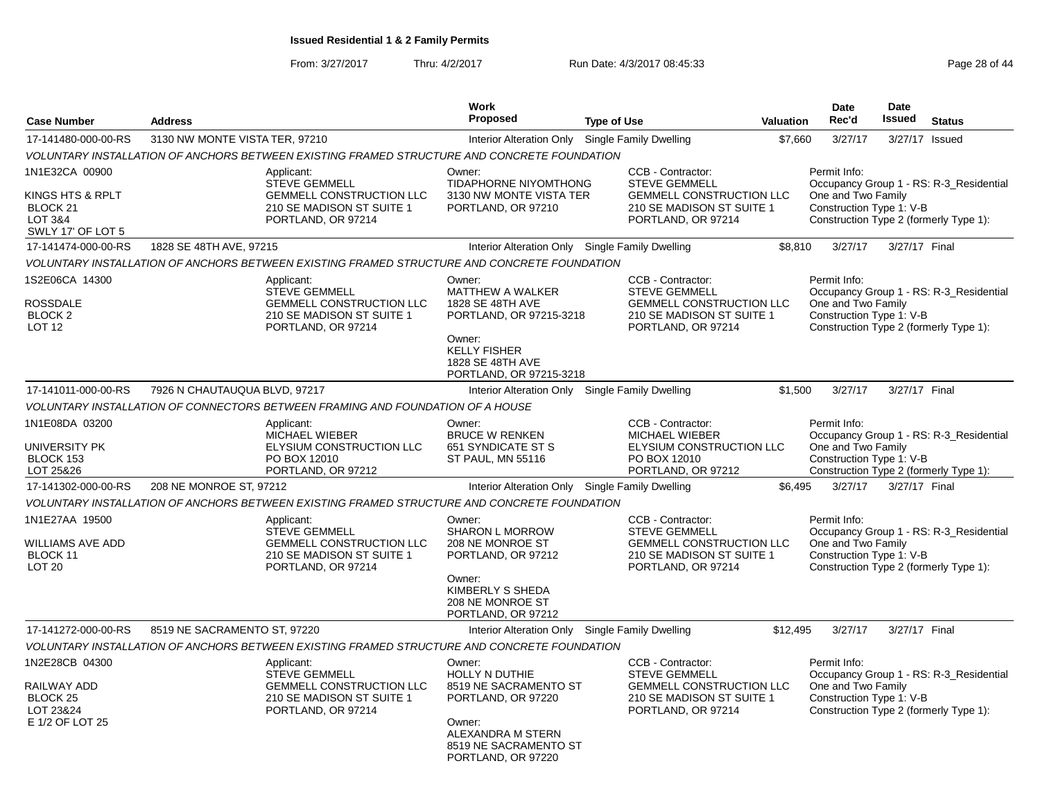**Issued Residential 1 & 2 Family Permits**

From: 3/27/2017 Thru: 4/2/2017 Run Date: 4/3/2017 08:45:33

| Case Number | Address | Work Proposed | Type of Use | Valuation | Date Rec'd | Date Issued | Status |
|---|---|---|---|---|---|---|---|
| 17-141480-000-00-RS | 3130 NW MONTE VISTA TER, 97210 | Interior Alteration Only | Single Family Dwelling | $7,660 | 3/27/17 | 3/27/17 | Issued |

VOLUNTARY INSTALLATION OF ANCHORS BETWEEN EXISTING FRAMED STRUCTURE AND CONCRETE FOUNDATION

| Property | Applicant | Owner | CCB - Contractor | Permit Info |
|---|---|---|---|---|
| 1N1E32CA 00900<br>KINGS HTS & RPLT<br>BLOCK 21<br>LOT 3&4<br>SWLY 17' OF LOT 5 | STEVE GEMMELL<br>GEMMELL CONSTRUCTION LLC<br>210 SE MADISON ST SUITE 1<br>PORTLAND, OR 97214 | TIDAPHORNE NIYOMTHONG<br>3130 NW MONTE VISTA TER<br>PORTLAND, OR 97210 | STEVE GEMMELL<br>GEMMELL CONSTRUCTION LLC<br>210 SE MADISON ST SUITE 1<br>PORTLAND, OR 97214 | Occupancy Group 1 - RS: R-3_Residential One and Two Family<br>Construction Type 1: V-B<br>Construction Type 2 (formerly Type 1): |

| Case Number | Address | Work Proposed | Type of Use | Valuation | Date Rec'd | Date Issued | Status |
|---|---|---|---|---|---|---|---|
| 17-141474-000-00-RS | 1828 SE 48TH AVE, 97215 | Interior Alteration Only | Single Family Dwelling | $8,810 | 3/27/17 | 3/27/17 | Final |

VOLUNTARY INSTALLATION OF ANCHORS BETWEEN EXISTING FRAMED STRUCTURE AND CONCRETE FOUNDATION

| Property | Applicant | Owner | CCB - Contractor | Permit Info |
|---|---|---|---|---|
| 1S2E06CA 14300<br>ROSSDALE<br>BLOCK 2<br>LOT 12 | STEVE GEMMELL<br>GEMMELL CONSTRUCTION LLC<br>210 SE MADISON ST SUITE 1<br>PORTLAND, OR 97214 | MATTHEW A WALKER<br>1828 SE 48TH AVE<br>PORTLAND, OR 97215-3218<br>Owner:<br>KELLY FISHER<br>1828 SE 48TH AVE<br>PORTLAND, OR 97215-3218 | STEVE GEMMELL<br>GEMMELL CONSTRUCTION LLC<br>210 SE MADISON ST SUITE 1<br>PORTLAND, OR 97214 | Occupancy Group 1 - RS: R-3_Residential One and Two Family<br>Construction Type 1: V-B<br>Construction Type 2 (formerly Type 1): |

| Case Number | Address | Work Proposed | Type of Use | Valuation | Date Rec'd | Date Issued | Status |
|---|---|---|---|---|---|---|---|
| 17-141011-000-00-RS | 7926 N CHAUTAUQUA BLVD, 97217 | Interior Alteration Only | Single Family Dwelling | $1,500 | 3/27/17 | 3/27/17 | Final |

VOLUNTARY INSTALLATION OF CONNECTORS BETWEEN FRAMING AND FOUNDATION OF A HOUSE

| Property | Applicant | Owner | CCB - Contractor | Permit Info |
|---|---|---|---|---|
| 1N1E08DA 03200<br>UNIVERSITY PK<br>BLOCK 153<br>LOT 25&26 | MICHAEL WIEBER<br>ELYSIUM CONSTRUCTION LLC<br>PO BOX 12010<br>PORTLAND, OR 97212 | BRUCE W RENKEN<br>651 SYNDICATE ST S<br>ST PAUL, MN 55116 | MICHAEL WIEBER<br>ELYSIUM CONSTRUCTION LLC<br>PO BOX 12010<br>PORTLAND, OR 97212 | Occupancy Group 1 - RS: R-3_Residential One and Two Family<br>Construction Type 1: V-B<br>Construction Type 2 (formerly Type 1): |

| Case Number | Address | Work Proposed | Type of Use | Valuation | Date Rec'd | Date Issued | Status |
|---|---|---|---|---|---|---|---|
| 17-141302-000-00-RS | 208 NE MONROE ST, 97212 | Interior Alteration Only | Single Family Dwelling | $6,495 | 3/27/17 | 3/27/17 | Final |

VOLUNTARY INSTALLATION OF ANCHORS BETWEEN EXISTING FRAMED STRUCTURE AND CONCRETE FOUNDATION

| Property | Applicant | Owner | CCB - Contractor | Permit Info |
|---|---|---|---|---|
| 1N1E27AA 19500<br>WILLIAMS AVE ADD<br>BLOCK 11<br>LOT 20 | STEVE GEMMELL<br>GEMMELL CONSTRUCTION LLC<br>210 SE MADISON ST SUITE 1<br>PORTLAND, OR 97214 | SHARON L MORROW<br>208 NE MONROE ST<br>PORTLAND, OR 97212<br>Owner:<br>KIMBERLY S SHEDA<br>208 NE MONROE ST<br>PORTLAND, OR 97212 | STEVE GEMMELL<br>GEMMELL CONSTRUCTION LLC<br>210 SE MADISON ST SUITE 1<br>PORTLAND, OR 97214 | Occupancy Group 1 - RS: R-3_Residential One and Two Family<br>Construction Type 1: V-B<br>Construction Type 2 (formerly Type 1): |

| Case Number | Address | Work Proposed | Type of Use | Valuation | Date Rec'd | Date Issued | Status |
|---|---|---|---|---|---|---|---|
| 17-141272-000-00-RS | 8519 NE SACRAMENTO ST, 97220 | Interior Alteration Only | Single Family Dwelling | $12,495 | 3/27/17 | 3/27/17 | Final |

VOLUNTARY INSTALLATION OF ANCHORS BETWEEN EXISTING FRAMED STRUCTURE AND CONCRETE FOUNDATION

| Property | Applicant | Owner | CCB - Contractor | Permit Info |
|---|---|---|---|---|
| 1N2E28CB 04300<br>RAILWAY ADD<br>BLOCK 25<br>LOT 23&24<br>E 1/2 OF LOT 25 | STEVE GEMMELL<br>GEMMELL CONSTRUCTION LLC<br>210 SE MADISON ST SUITE 1<br>PORTLAND, OR 97214 | HOLLY N DUTHIE<br>8519 NE SACRAMENTO ST<br>PORTLAND, OR 97220<br>Owner:<br>ALEXANDRA M STERN<br>8519 NE SACRAMENTO ST<br>PORTLAND, OR 97220 | STEVE GEMMELL<br>GEMMELL CONSTRUCTION LLC<br>210 SE MADISON ST SUITE 1<br>PORTLAND, OR 97214 | Occupancy Group 1 - RS: R-3_Residential One and Two Family<br>Construction Type 1: V-B<br>Construction Type 2 (formerly Type 1): |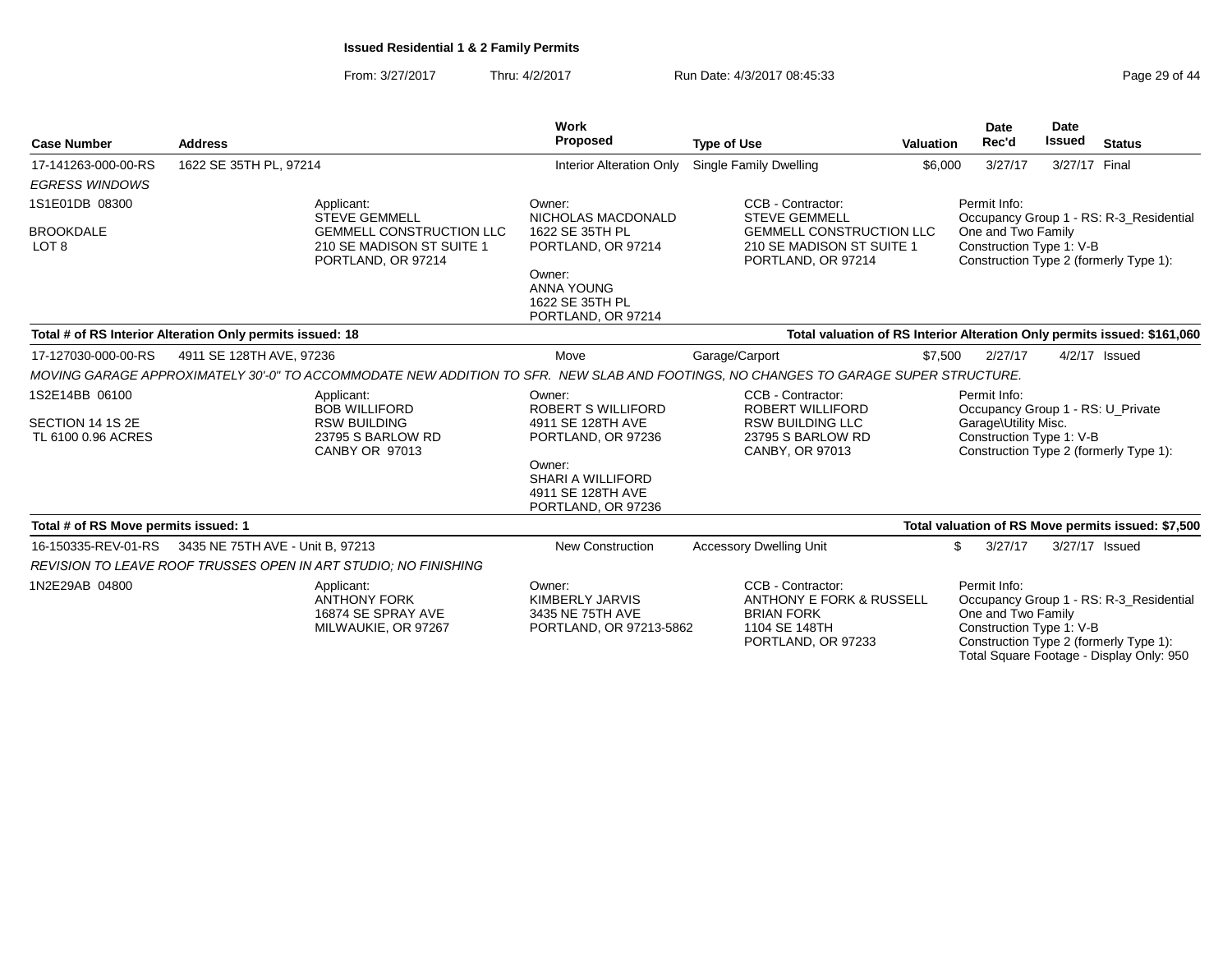**Issued Residential 1 & 2 Family Permits**

From: 3/27/2017 Thru: 4/2/2017 Run Date: 4/3/2017 08:45:33

| Case Number | Address | Work Proposed | Type of Use | Valuation | Date Rec'd | Date Issued | Status |
|---|---|---|---|---|---|---|---|
| 17-141263-000-00-RS | 1622 SE 35TH PL, 97214 | Interior Alteration Only | Single Family Dwelling | $6,000 | 3/27/17 | 3/27/17 | Final |

*EGRESS WINDOWS*

1S1E01DB 08300

BROOKDALE
LOT 8

Applicant:
STEVE GEMMELL
GEMMELL CONSTRUCTION LLC
210 SE MADISON ST SUITE 1
PORTLAND, OR 97214

Owner:
NICHOLAS MACDONALD
1622 SE 35TH PL
PORTLAND, OR 97214

Owner:
ANNA YOUNG
1622 SE 35TH PL
PORTLAND, OR 97214

CCB - Contractor:
STEVE GEMMELL
GEMMELL CONSTRUCTION LLC
210 SE MADISON ST SUITE 1
PORTLAND, OR 97214

Permit Info:
Occupancy Group 1 - RS: R-3_Residential One and Two Family
Construction Type 1: V-B
Construction Type 2 (formerly Type 1):

**Total # of RS Interior Alteration Only permits issued: 18** — **Total valuation of RS Interior Alteration Only permits issued: $161,060**

| Case Number | Address | Work Proposed | Type of Use | Valuation | Date Rec'd | Date Issued | Status |
|---|---|---|---|---|---|---|---|
| 17-127030-000-00-RS | 4911 SE 128TH AVE, 97236 | Move | Garage/Carport | $7,500 | 2/27/17 | 4/2/17 | Issued |

*MOVING GARAGE APPROXIMATELY 30'-0" TO ACCOMMODATE NEW ADDITION TO SFR. NEW SLAB AND FOOTINGS, NO CHANGES TO GARAGE SUPER STRUCTURE.*

1S2E14BB 06100

SECTION 14 1S 2E
TL 6100 0.96 ACRES

Applicant:
BOB WILLIFORD
RSW BUILDING
23795 S BARLOW RD
CANBY OR 97013

Owner:
ROBERT S WILLIFORD
4911 SE 128TH AVE
PORTLAND, OR 97236

Owner:
SHARI A WILLIFORD
4911 SE 128TH AVE
PORTLAND, OR 97236

CCB - Contractor:
ROBERT WILLIFORD
RSW BUILDING LLC
23795 S BARLOW RD
CANBY, OR 97013

Permit Info:
Occupancy Group 1 - RS: U_Private Garage\Utility Misc.
Construction Type 1: V-B
Construction Type 2 (formerly Type 1):

**Total # of RS Move permits issued: 1** — **Total valuation of RS Move permits issued: $7,500**

| Case Number | Address | Work Proposed | Type of Use | Valuation | Date Rec'd | Date Issued | Status |
|---|---|---|---|---|---|---|---|
| 16-150335-REV-01-RS | 3435 NE 75TH AVE - Unit B, 97213 | New Construction | Accessory Dwelling Unit | $ | 3/27/17 | 3/27/17 | Issued |

*REVISION TO LEAVE ROOF TRUSSES OPEN IN ART STUDIO; NO FINISHING*

1N2E29AB 04800

Applicant:
ANTHONY FORK
16874 SE SPRAY AVE
MILWAUKIE, OR 97267

Owner:
KIMBERLY JARVIS
3435 NE 75TH AVE
PORTLAND, OR 97213-5862

CCB - Contractor:
ANTHONY E FORK & RUSSELL BRIAN FORK
1104 SE 148TH
PORTLAND, OR 97233

Permit Info:
Occupancy Group 1 - RS: R-3_Residential One and Two Family
Construction Type 1: V-B
Construction Type 2 (formerly Type 1):
Total Square Footage - Display Only: 950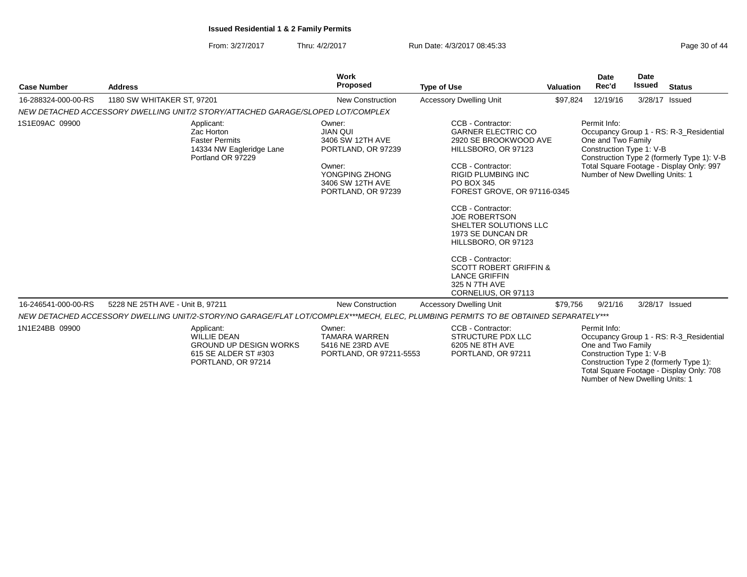**Issued Residential 1 & 2 Family Permits**

From: 3/27/2017 Thru: 4/2/2017 Run Date: 4/3/2017 08:45:33

| Case Number | Address | Work Proposed | Type of Use | Valuation | Date Rec'd | Date Issued | Status |
|---|---|---|---|---|---|---|---|
| 16-288324-000-00-RS | 1180 SW WHITAKER ST, 97201 | New Construction | Accessory Dwelling Unit | $97,824 | 12/19/16 | 3/28/17 | Issued |

*NEW DETACHED ACCESSORY DWELLING UNIT/2 STORY/ATTACHED GARAGE/SLOPED LOT/COMPLEX*

1S1E09AC 09900

Applicant:
Zac Horton
Faster Permits
14334 NW Eagleridge Lane
Portland OR 97229

Owner:
JIAN QUI
3406 SW 12TH AVE
PORTLAND, OR 97239

Owner:
YONGPING ZHONG
3406 SW 12TH AVE
PORTLAND, OR 97239

CCB - Contractor:
GARNER ELECTRIC CO
2920 SE BROOKWOOD AVE
HILLSBORO, OR 97123

CCB - Contractor:
RIGID PLUMBING INC
PO BOX 345
FOREST GROVE, OR 97116-0345

CCB - Contractor:
JOE ROBERTSON
SHELTER SOLUTIONS LLC
1973 SE DUNCAN DR
HILLSBORO, OR 97123

CCB - Contractor:
SCOTT ROBERT GRIFFIN &
LANCE GRIFFIN
325 N 7TH AVE
CORNELIUS, OR 97113

Permit Info:
Occupancy Group 1 - RS: R-3_Residential One and Two Family
Construction Type 1: V-B
Construction Type 2 (formerly Type 1): V-B
Total Square Footage - Display Only: 997
Number of New Dwelling Units: 1

| Case Number | Address | Work Proposed | Type of Use | Valuation | Date Rec'd | Date Issued | Status |
|---|---|---|---|---|---|---|---|
| 16-246541-000-00-RS | 5228 NE 25TH AVE - Unit B, 97211 | New Construction | Accessory Dwelling Unit | $79,756 | 9/21/16 | 3/28/17 | Issued |

*NEW DETACHED ACCESSORY DWELLING UNIT/2-STORY/NO GARAGE/FLAT LOT/COMPLEX***MECH, ELEC, PLUMBING PERMITS TO BE OBTAINED SEPARATELY****

1N1E24BB 09900

Applicant:
WILLIE DEAN
GROUND UP DESIGN WORKS
615 SE ALDER ST #303
PORTLAND, OR 97214

Owner:
TAMARA WARREN
5416 NE 23RD AVE
PORTLAND, OR 97211-5553

CCB - Contractor:
STRUCTURE PDX LLC
6205 NE 8TH AVE
PORTLAND, OR 97211

Permit Info:
Occupancy Group 1 - RS: R-3_Residential One and Two Family
Construction Type 1: V-B
Construction Type 2 (formerly Type 1):
Total Square Footage - Display Only: 708
Number of New Dwelling Units: 1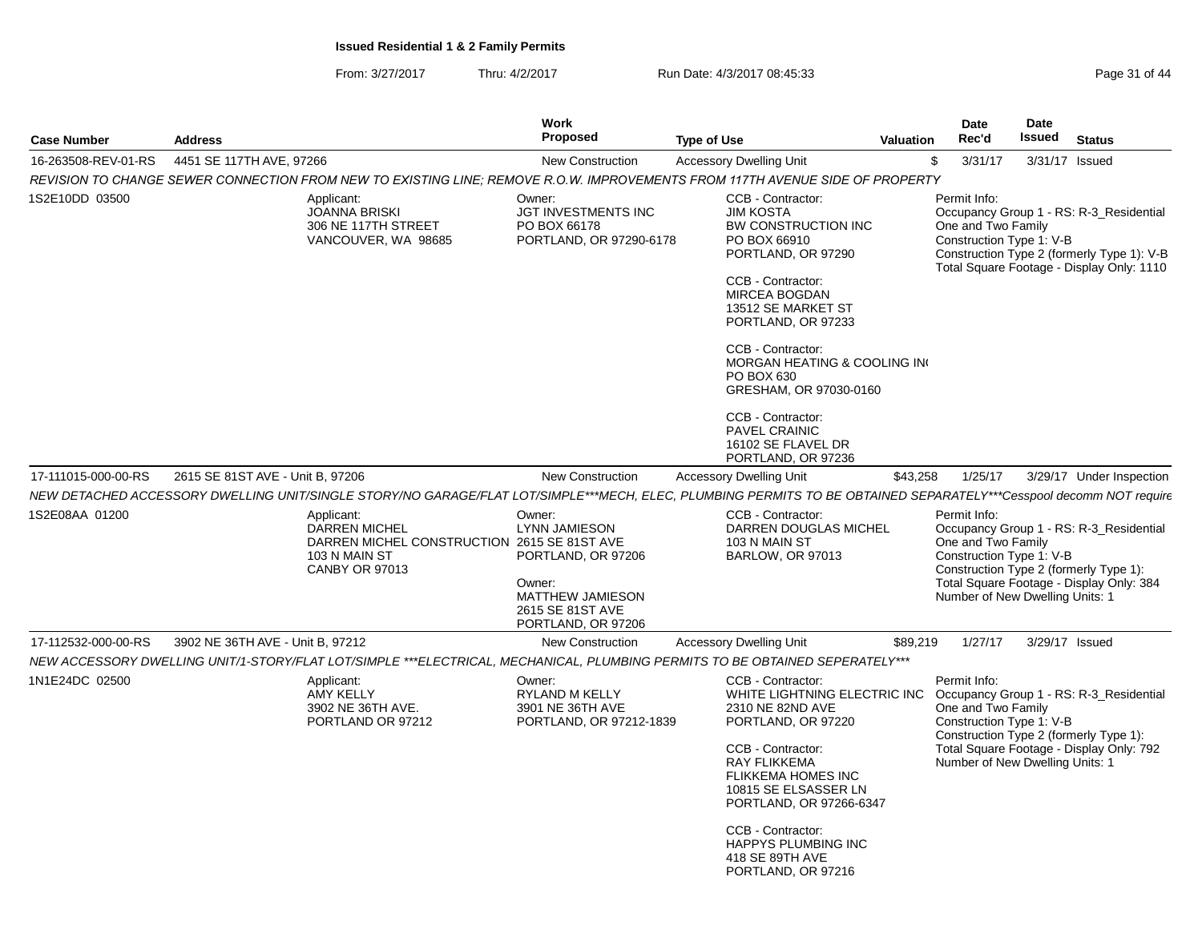**Issued Residential 1 & 2 Family Permits**

From: 3/27/2017 Thru: 4/2/2017 Run Date: 4/3/2017 08:45:33

| Case Number | Address | Work Proposed | Type of Use | Valuation | Date Rec'd | Date Issued | Status |
|---|---|---|---|---|---|---|---|
| 16-263508-REV-01-RS | 4451 SE 117TH AVE, 97266 | New Construction | Accessory Dwelling Unit | $ | 3/31/17 | 3/31/17 | Issued |

REVISION TO CHANGE SEWER CONNECTION FROM NEW TO EXISTING LINE; REMOVE R.O.W. IMPROVEMENTS FROM 117TH AVENUE SIDE OF PROPERTY

1S2E10DD 03500

Applicant:
JOANNA BRISKI
306 NE 117TH STREET
VANCOUVER, WA 98685

Owner:
JGT INVESTMENTS INC
PO BOX 66178
PORTLAND, OR 97290-6178

CCB - Contractor:
JIM KOSTA
BW CONSTRUCTION INC
PO BOX 66910
PORTLAND, OR 97290

CCB - Contractor:
MIRCEA BOGDAN
13512 SE MARKET ST
PORTLAND, OR 97233

CCB - Contractor:
MORGAN HEATING & COOLING IN(
PO BOX 630
GRESHAM, OR 97030-0160

CCB - Contractor:
PAVEL CRAINIC
16102 SE FLAVEL DR
PORTLAND, OR 97236

Permit Info:
Occupancy Group 1 - RS: R-3_Residential One and Two Family
Construction Type 1: V-B
Construction Type 2 (formerly Type 1): V-B
Total Square Footage - Display Only: 1110

| Case Number | Address | Work Proposed | Type of Use | Valuation | Date Rec'd | Date Issued | Status |
|---|---|---|---|---|---|---|---|
| 17-111015-000-00-RS | 2615 SE 81ST AVE - Unit B, 97206 | New Construction | Accessory Dwelling Unit | $43,258 | 1/25/17 | 3/29/17 | Under Inspection |

NEW DETACHED ACCESSORY DWELLING UNIT/SINGLE STORY/NO GARAGE/FLAT LOT/SIMPLE***MECH, ELEC, PLUMBING PERMITS TO BE OBTAINED SEPARATELY***Cesspool decomm NOT require

1S2E08AA 01200

Applicant:
DARREN MICHEL
DARREN MICHEL CONSTRUCTION
103 N MAIN ST
CANBY OR 97013

Owner:
LYNN JAMIESON
2615 SE 81ST AVE
PORTLAND, OR 97206

Owner:
MATTHEW JAMIESON
2615 SE 81ST AVE
PORTLAND, OR 97206

CCB - Contractor:
DARREN DOUGLAS MICHEL
103 N MAIN ST
BARLOW, OR 97013

Permit Info:
Occupancy Group 1 - RS: R-3_Residential One and Two Family
Construction Type 1: V-B
Construction Type 2 (formerly Type 1):
Total Square Footage - Display Only: 384
Number of New Dwelling Units: 1

| Case Number | Address | Work Proposed | Type of Use | Valuation | Date Rec'd | Date Issued | Status |
|---|---|---|---|---|---|---|---|
| 17-112532-000-00-RS | 3902 NE 36TH AVE - Unit B, 97212 | New Construction | Accessory Dwelling Unit | $89,219 | 1/27/17 | 3/29/17 | Issued |

NEW ACCESSORY DWELLING UNIT/1-STORY/FLAT LOT/SIMPLE ***ELECTRICAL, MECHANICAL, PLUMBING PERMITS TO BE OBTAINED SEPERATELY***

1N1E24DC 02500

Applicant:
AMY KELLY
3902 NE 36TH AVE.
PORTLAND OR 97212

Owner:
RYLAND M KELLY
3901 NE 36TH AVE
PORTLAND, OR 97212-1839

CCB - Contractor:
WHITE LIGHTNING ELECTRIC INC
2310 NE 82ND AVE
PORTLAND, OR 97220

CCB - Contractor:
RAY FLIKKEMA
FLIKKEMA HOMES INC
10815 SE ELSASSER LN
PORTLAND, OR 97266-6347

CCB - Contractor:
HAPPYS PLUMBING INC
418 SE 89TH AVE
PORTLAND, OR 97216

Permit Info:
Occupancy Group 1 - RS: R-3_Residential One and Two Family
Construction Type 1: V-B
Construction Type 2 (formerly Type 1):
Total Square Footage - Display Only: 792
Number of New Dwelling Units: 1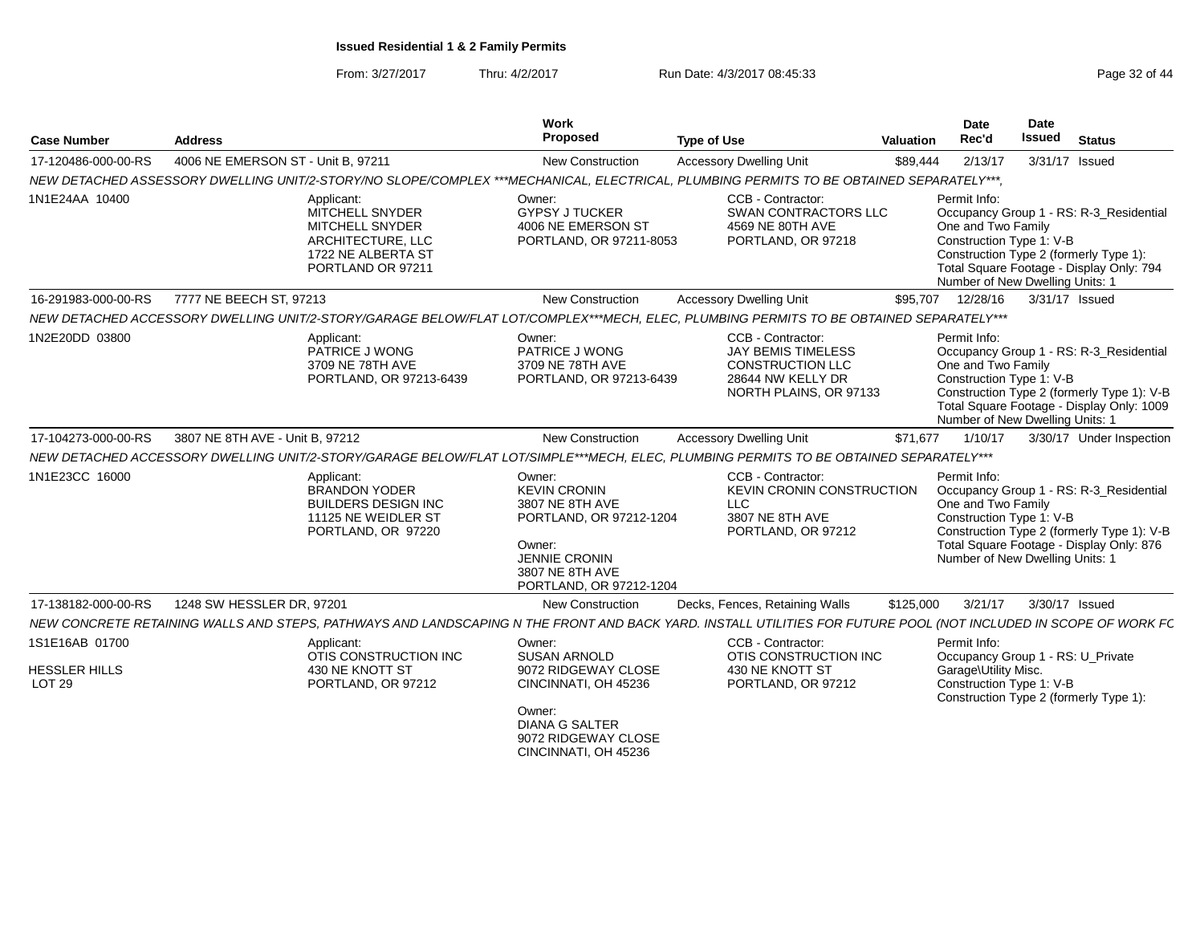**Issued Residential 1 & 2 Family Permits**

From: 3/27/2017 Thru: 4/2/2017 Run Date: 4/3/2017 08:45:33

| Case Number | Address | Work Proposed | Type of Use | Valuation | Date Rec'd | Date Issued | Status |
|---|---|---|---|---|---|---|---|
| 17-120486-000-00-RS | 4006 NE EMERSON ST - Unit B, 97211 | New Construction | Accessory Dwelling Unit | $89,444 | 2/13/17 | 3/31/17 | Issued |

NEW DETACHED ASSESSORY DWELLING UNIT/2-STORY/NO SLOPE/COMPLEX ***MECHANICAL, ELECTRICAL, PLUMBING PERMITS TO BE OBTAINED SEPARATELY***,

1N1E24AA 10400

Applicant: MITCHELL SNYDER, MITCHELL SNYDER ARCHITECTURE, LLC, 1722 NE ALBERTA ST, PORTLAND OR 97211

Owner: GYPSY J TUCKER, 4006 NE EMERSON ST, PORTLAND, OR 97211-8053

CCB - Contractor: SWAN CONTRACTORS LLC, 4569 NE 80TH AVE, PORTLAND, OR 97218

Permit Info: Occupancy Group 1 - RS: R-3_Residential One and Two Family; Construction Type 1: V-B; Construction Type 2 (formerly Type 1):; Total Square Footage - Display Only: 794; Number of New Dwelling Units: 1

| Case Number | Address | Work Proposed | Type of Use | Valuation | Date Rec'd | Date Issued | Status |
|---|---|---|---|---|---|---|---|
| 16-291983-000-00-RS | 7777 NE BEECH ST, 97213 | New Construction | Accessory Dwelling Unit | $95,707 | 12/28/16 | 3/31/17 | Issued |

NEW DETACHED ACCESSORY DWELLING UNIT/2-STORY/GARAGE BELOW/FLAT LOT/COMPLEX***MECH, ELEC, PLUMBING PERMITS TO BE OBTAINED SEPARATELY***

1N2E20DD 03800

Applicant: PATRICE J WONG, 3709 NE 78TH AVE, PORTLAND, OR 97213-6439

Owner: PATRICE J WONG, 3709 NE 78TH AVE, PORTLAND, OR 97213-6439

CCB - Contractor: JAY BEMIS TIMELESS CONSTRUCTION LLC, 28644 NW KELLY DR, NORTH PLAINS, OR 97133

Permit Info: Occupancy Group 1 - RS: R-3_Residential One and Two Family; Construction Type 1: V-B; Construction Type 2 (formerly Type 1): V-B; Total Square Footage - Display Only: 1009; Number of New Dwelling Units: 1

| Case Number | Address | Work Proposed | Type of Use | Valuation | Date Rec'd | Date Issued | Status |
|---|---|---|---|---|---|---|---|
| 17-104273-000-00-RS | 3807 NE 8TH AVE - Unit B, 97212 | New Construction | Accessory Dwelling Unit | $71,677 | 1/10/17 | 3/30/17 | Under Inspection |

NEW DETACHED ACCESSORY DWELLING UNIT/2-STORY/GARAGE BELOW/FLAT LOT/SIMPLE***MECH, ELEC, PLUMBING PERMITS TO BE OBTAINED SEPARATELY***

1N1E23CC 16000

Applicant: BRANDON YODER, BUILDERS DESIGN INC, 11125 NE WEIDLER ST, PORTLAND, OR 97220

Owner: KEVIN CRONIN, 3807 NE 8TH AVE, PORTLAND, OR 97212-1204

Owner: JENNIE CRONIN, 3807 NE 8TH AVE, PORTLAND, OR 97212-1204

CCB - Contractor: KEVIN CRONIN CONSTRUCTION LLC, 3807 NE 8TH AVE, PORTLAND, OR 97212

Permit Info: Occupancy Group 1 - RS: R-3_Residential One and Two Family; Construction Type 1: V-B; Construction Type 2 (formerly Type 1): V-B; Total Square Footage - Display Only: 876; Number of New Dwelling Units: 1

| Case Number | Address | Work Proposed | Type of Use | Valuation | Date Rec'd | Date Issued | Status |
|---|---|---|---|---|---|---|---|
| 17-138182-000-00-RS | 1248 SW HESSLER DR, 97201 | New Construction | Decks, Fences, Retaining Walls | $125,000 | 3/21/17 | 3/30/17 | Issued |

NEW CONCRETE RETAINING WALLS AND STEPS, PATHWAYS AND LANDSCAPING N THE FRONT AND BACK YARD. INSTALL UTILITIES FOR FUTURE POOL (NOT INCLUDED IN SCOPE OF WORK FC

1S1E16AB 01700

HESSLER HILLS
LOT 29

Applicant: OTIS CONSTRUCTION INC, 430 NE KNOTT ST, PORTLAND, OR 97212

Owner: SUSAN ARNOLD, 9072 RIDGEWAY CLOSE, CINCINNATI, OH 45236

Owner: DIANA G SALTER, 9072 RIDGEWAY CLOSE, CINCINNATI, OH 45236

CCB - Contractor: OTIS CONSTRUCTION INC, 430 NE KNOTT ST, PORTLAND, OR 97212

Permit Info: Occupancy Group 1 - RS: U_Private Garage\Utility Misc.; Construction Type 1: V-B; Construction Type 2 (formerly Type 1):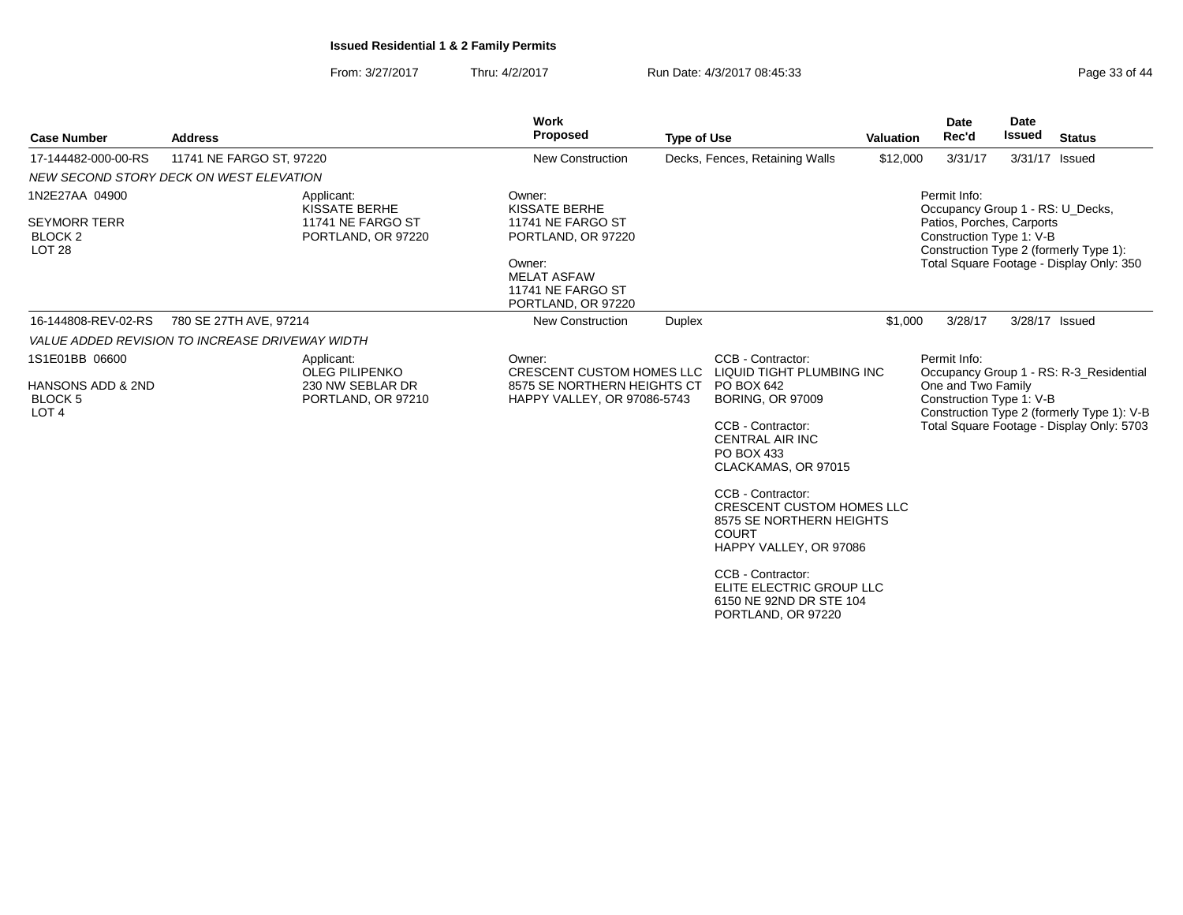**Issued Residential 1 & 2 Family Permits**

From: 3/27/2017 Thru: 4/2/2017 Run Date: 4/3/2017 08:45:33

| Case Number | Address | Work Proposed | Type of Use | Valuation | Date Rec'd | Date Issued | Status |
|---|---|---|---|---|---|---|---|
| 17-144482-000-00-RS | 11741 NE FARGO ST, 97220 | New Construction | Decks, Fences, Retaining Walls | $12,000 | 3/31/17 | 3/31/17 | Issued |

*NEW SECOND STORY DECK ON WEST ELEVATION*

1N2E27AA 04900
SEYMORR TERR
BLOCK 2
LOT 28

Applicant:
KISSATE BERHE
11741 NE FARGO ST
PORTLAND, OR 97220

Owner:
KISSATE BERHE
11741 NE FARGO ST
PORTLAND, OR 97220

Owner:
MELAT ASFAW
11741 NE FARGO ST
PORTLAND, OR 97220

Permit Info:
Occupancy Group 1 - RS: U_Decks, Patios, Porches, Carports
Construction Type 1: V-B
Construction Type 2 (formerly Type 1):
Total Square Footage - Display Only: 350

| Case Number | Address | Work Proposed | Type of Use | Valuation | Date Rec'd | Date Issued | Status |
|---|---|---|---|---|---|---|---|
| 16-144808-REV-02-RS | 780 SE 27TH AVE, 97214 | New Construction | Duplex | $1,000 | 3/28/17 | 3/28/17 | Issued |

*VALUE ADDED REVISION TO INCREASE DRIVEWAY WIDTH*

1S1E01BB 06600
HANSONS ADD & 2ND
BLOCK 5
LOT 4

Applicant:
OLEG PILIPENKO
230 NW SEBLAR DR
PORTLAND, OR 97210

Owner:
CRESCENT CUSTOM HOMES LLC
8575 SE NORTHERN HEIGHTS CT
HAPPY VALLEY, OR 97086-5743

CCB - Contractor:
LIQUID TIGHT PLUMBING INC
PO BOX 642
BORING, OR 97009

CCB - Contractor:
CENTRAL AIR INC
PO BOX 433
CLACKAMAS, OR 97015

CCB - Contractor:
CRESCENT CUSTOM HOMES LLC
8575 SE NORTHERN HEIGHTS COURT
HAPPY VALLEY, OR 97086

CCB - Contractor:
ELITE ELECTRIC GROUP LLC
6150 NE 92ND DR STE 104
PORTLAND, OR 97220

Permit Info:
Occupancy Group 1 - RS: R-3_Residential One and Two Family
Construction Type 1: V-B
Construction Type 2 (formerly Type 1): V-B
Total Square Footage - Display Only: 5703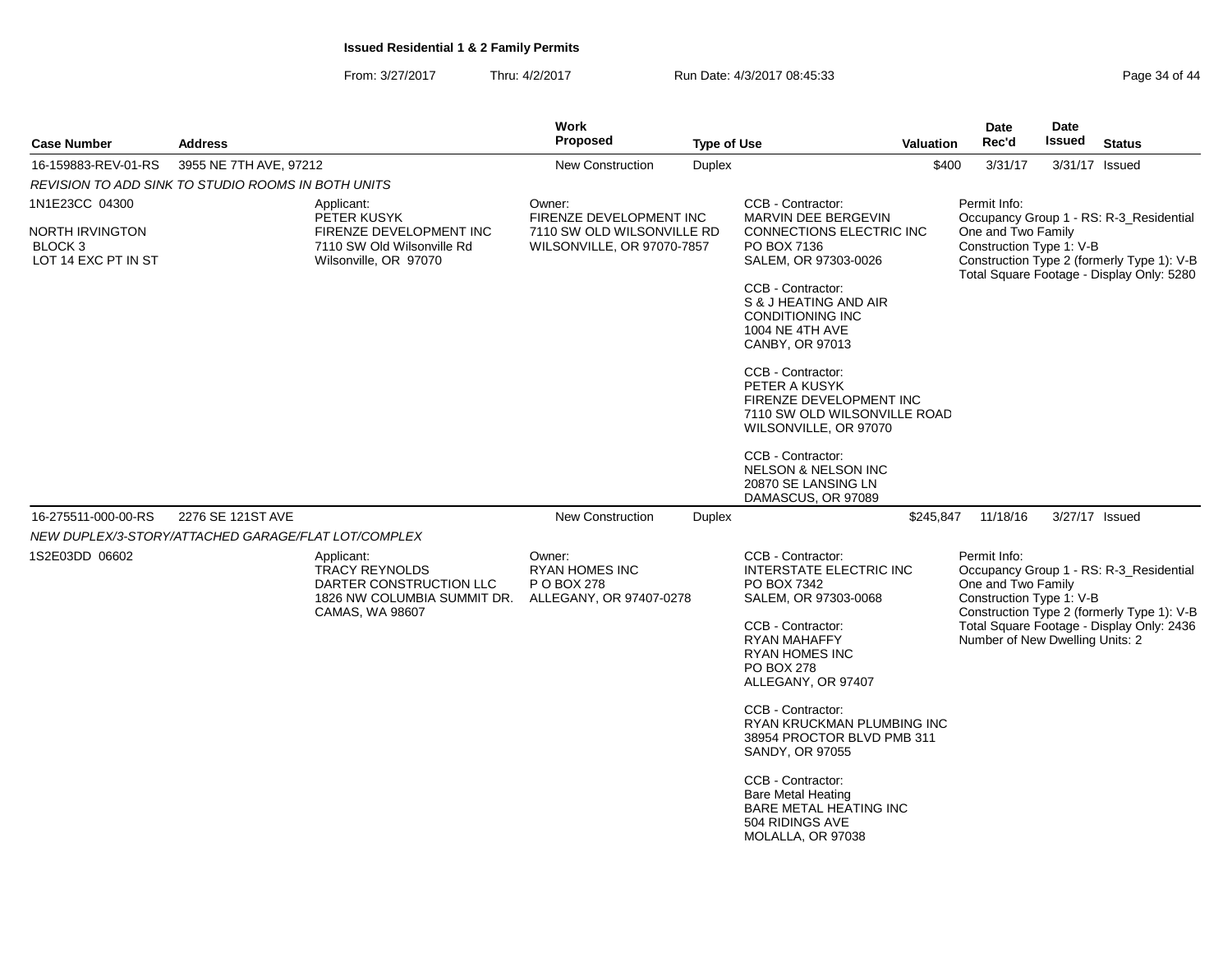**Issued Residential 1 & 2 Family Permits**

From: 3/27/2017 Thru: 4/2/2017 Run Date: 4/3/2017 08:45:33

| Case Number | Address | Work Proposed | Type of Use | Valuation | Date Rec'd | Date Issued | Status |
|---|---|---|---|---|---|---|---|
| 16-159883-REV-01-RS | 3955 NE 7TH AVE, 97212 | New Construction | Duplex | $400 | 3/31/17 | 3/31/17 | Issued |

*REVISION TO ADD SINK TO STUDIO ROOMS IN BOTH UNITS*

1N1E23CC 04300

NORTH IRVINGTON
BLOCK 3
LOT 14 EXC PT IN ST

Applicant:
PETER KUSYK
FIRENZE DEVELOPMENT INC
7110 SW Old Wilsonville Rd
Wilsonville, OR 97070

Owner:
FIRENZE DEVELOPMENT INC
7110 SW OLD WILSONVILLE RD
WILSONVILLE, OR 97070-7857

CCB - Contractor:
MARVIN DEE BERGEVIN
CONNECTIONS ELECTRIC INC
PO BOX 7136
SALEM, OR 97303-0026

CCB - Contractor:
S & J HEATING AND AIR CONDITIONING INC
1004 NE 4TH AVE
CANBY, OR 97013

CCB - Contractor:
PETER A KUSYK
FIRENZE DEVELOPMENT INC
7110 SW OLD WILSONVILLE ROAD
WILSONVILLE, OR 97070

CCB - Contractor:
NELSON & NELSON INC
20870 SE LANSING LN
DAMASCUS, OR 97089

Permit Info:
Occupancy Group 1 - RS: R-3_Residential One and Two Family
Construction Type 1: V-B
Construction Type 2 (formerly Type 1): V-B
Total Square Footage - Display Only: 5280

| Case Number | Address | Work Proposed | Type of Use | Valuation | Date Rec'd | Date Issued | Status |
|---|---|---|---|---|---|---|---|
| 16-275511-000-00-RS | 2276 SE 121ST AVE | New Construction | Duplex | $245,847 | 11/18/16 | 3/27/17 | Issued |

*NEW DUPLEX/3-STORY/ATTACHED GARAGE/FLAT LOT/COMPLEX*

1S2E03DD 06602

Applicant:
TRACY REYNOLDS
DARTER CONSTRUCTION LLC
1826 NW COLUMBIA SUMMIT DR.
CAMAS, WA 98607

Owner:
RYAN HOMES INC
P O BOX 278
ALLEGANY, OR 97407-0278

CCB - Contractor:
INTERSTATE ELECTRIC INC
PO BOX 7342
SALEM, OR 97303-0068

CCB - Contractor:
RYAN MAHAFFY
RYAN HOMES INC
PO BOX 278
ALLEGANY, OR 97407

CCB - Contractor:
RYAN KRUCKMAN PLUMBING INC
38954 PROCTOR BLVD PMB 311
SANDY, OR 97055

CCB - Contractor:
Bare Metal Heating
BARE METAL HEATING INC
504 RIDINGS AVE
MOLALLA, OR 97038

Permit Info:
Occupancy Group 1 - RS: R-3_Residential One and Two Family
Construction Type 1: V-B
Construction Type 2 (formerly Type 1): V-B
Total Square Footage - Display Only: 2436
Number of New Dwelling Units: 2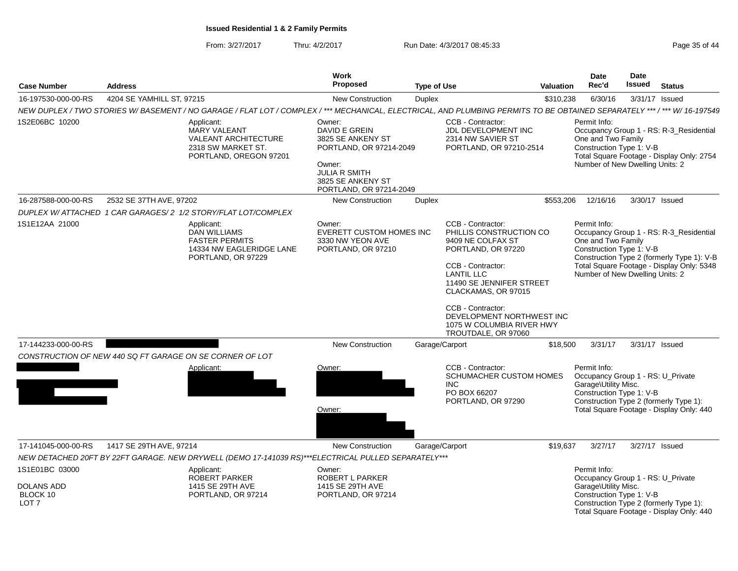**Issued Residential 1 & 2 Family Permits**

From: 3/27/2017 Thru: 4/2/2017 Run Date: 4/3/2017 08:45:33

| Case Number | Address | Work Proposed | Type of Use | Valuation | Date Rec'd | Date Issued | Status |
|---|---|---|---|---|---|---|---|
| 16-197530-000-00-RS | 4204 SE YAMHILL ST, 97215 | New Construction | Duplex | $310,238 | 6/30/16 | 3/31/17 | Issued |

NEW DUPLEX / TWO STORIES W/ BASEMENT / NO GARAGE / FLAT LOT / COMPLEX / *** MECHANICAL, ELECTRICAL, AND PLUMBING PERMITS TO BE OBTAINED SEPARATELY *** / *** W/ 16-197549

1S2E06BC 10200

Applicant: MARY VALEANT, VALEANT ARCHITECTURE, 2318 SW MARKET ST., PORTLAND, OREGON 97201

Owner: DAVID E GREIN, 3825 SE ANKENY ST, PORTLAND, OR 97214-2049

Owner: JULIA R SMITH, 3825 SE ANKENY ST, PORTLAND, OR 97214-2049

CCB - Contractor: JDL DEVELOPMENT INC, 2314 NW SAVIER ST, PORTLAND, OR 97210-2514

Permit Info:
Occupancy Group 1 - RS: R-3_Residential One and Two Family
Construction Type 1: V-B
Total Square Footage - Display Only: 2754
Number of New Dwelling Units: 2

| Case Number | Address | Work Proposed | Type of Use | Valuation | Date Rec'd | Date Issued | Status |
|---|---|---|---|---|---|---|---|
| 16-287588-000-00-RS | 2532 SE 37TH AVE, 97202 | New Construction | Duplex | $553,206 | 12/16/16 | 3/30/17 | Issued |

DUPLEX W/ ATTACHED 1 CAR GARAGES/ 2 1/2 STORY/FLAT LOT/COMPLEX

1S1E12AA 21000

Applicant: DAN WILLIAMS, FASTER PERMITS, 14334 NW EAGLERIDGE LANE, PORTLAND, OR 97229

Owner: EVERETT CUSTOM HOMES INC, 3330 NW YEON AVE, PORTLAND, OR 97210

CCB - Contractor: PHILLIS CONSTRUCTION CO, 9409 NE COLFAX ST, PORTLAND, OR 97220

CCB - Contractor: LANTIL LLC, 11490 SE JENNIFER STREET, CLACKAMAS, OR 97015

CCB - Contractor: DEVELOPMENT NORTHWEST INC, 1075 W COLUMBIA RIVER HWY, TROUTDALE, OR 97060

Permit Info:
Occupancy Group 1 - RS: R-3_Residential One and Two Family
Construction Type 1: V-B
Construction Type 2 (formerly Type 1): V-B
Total Square Footage - Display Only: 5348
Number of New Dwelling Units: 2

| Case Number | Address | Work Proposed | Type of Use | Valuation | Date Rec'd | Date Issued | Status |
|---|---|---|---|---|---|---|---|
| 17-144233-000-00-RS | [redacted] | New Construction | Garage/Carport | $18,500 | 3/31/17 | 3/31/17 | Issued |

CONSTRUCTION OF NEW 440 SQ FT GARAGE ON SE CORNER OF LOT

[redacted]

Applicant: [redacted]

Owner: [redacted]

Owner: [redacted]

CCB - Contractor: SCHUMACHER CUSTOM HOMES INC, PO BOX 66207, PORTLAND, OR 97290

Permit Info:
Occupancy Group 1 - RS: U_Private Garage\Utility Misc.
Construction Type 1: V-B
Construction Type 2 (formerly Type 1):
Total Square Footage - Display Only: 440

| Case Number | Address | Work Proposed | Type of Use | Valuation | Date Rec'd | Date Issued | Status |
|---|---|---|---|---|---|---|---|
| 17-141045-000-00-RS | 1417 SE 29TH AVE, 97214 | New Construction | Garage/Carport | $19,637 | 3/27/17 | 3/27/17 | Issued |

NEW DETACHED 20FT BY 22FT GARAGE. NEW DRYWELL (DEMO 17-141039 RS)***ELECTRICAL PULLED SEPARATELY***

1S1E01BC 03000

DOLANS ADD
BLOCK 10
LOT 7

Applicant: ROBERT PARKER, 1415 SE 29TH AVE, PORTLAND, OR 97214

Owner: ROBERT L PARKER, 1415 SE 29TH AVE, PORTLAND, OR 97214

Permit Info:
Occupancy Group 1 - RS: U_Private Garage\Utility Misc.
Construction Type 1: V-B
Construction Type 2 (formerly Type 1):
Total Square Footage - Display Only: 440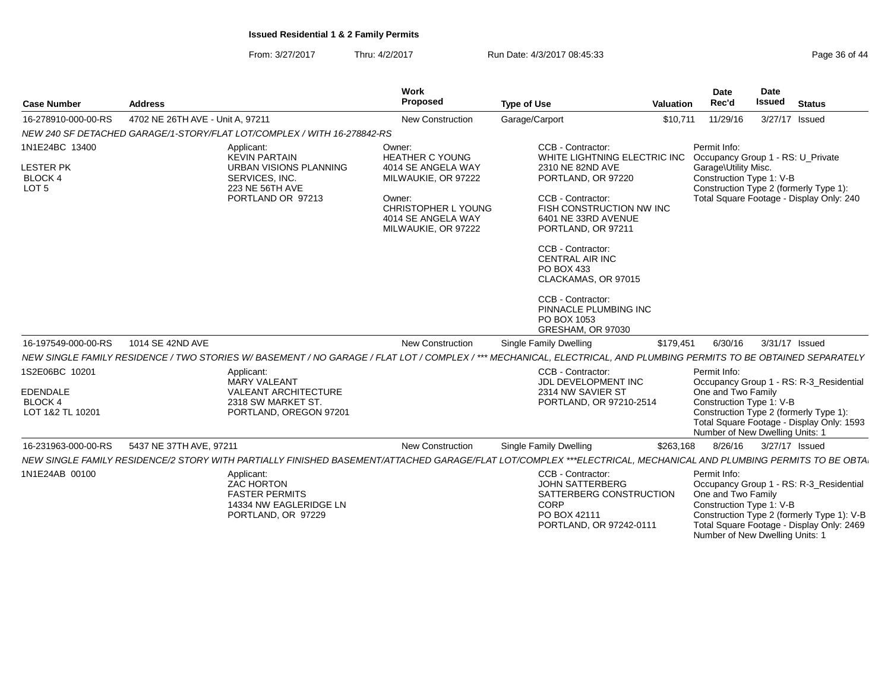**Issued Residential 1 & 2 Family Permits**

From: 3/27/2017 Thru: 4/2/2017 Run Date: 4/3/2017 08:45:33

| Case Number | Address | Work Proposed | Type of Use | Valuation | Date Rec'd | Date Issued | Status |
|---|---|---|---|---|---|---|---|
| 16-278910-000-00-RS | 4702 NE 26TH AVE - Unit A, 97211 | New Construction | Garage/Carport | $10,711 | 11/29/16 | 3/27/17 | Issued |

NEW 240 SF DETACHED GARAGE/1-STORY/FLAT LOT/COMPLEX / WITH 16-278842-RS

1N1E24BC 13400
LESTER PK
BLOCK 4
LOT 5

Applicant:
KEVIN PARTAIN
URBAN VISIONS PLANNING SERVICES, INC.
223 NE 56TH AVE
PORTLAND OR 97213

Owner:
HEATHER C YOUNG
4014 SE ANGELA WAY
MILWAUKIE, OR 97222

Owner:
CHRISTOPHER L YOUNG
4014 SE ANGELA WAY
MILWAUKIE, OR 97222

CCB - Contractor:
WHITE LIGHTNING ELECTRIC INC
2310 NE 82ND AVE
PORTLAND, OR 97220

CCB - Contractor:
FISH CONSTRUCTION NW INC
6401 NE 33RD AVENUE
PORTLAND, OR 97211

CCB - Contractor:
CENTRAL AIR INC
PO BOX 433
CLACKAMAS, OR 97015

CCB - Contractor:
PINNACLE PLUMBING INC
PO BOX 1053
GRESHAM, OR 97030

Permit Info:
Occupancy Group 1 - RS: U_Private Garage\Utility Misc.
Construction Type 1: V-B
Construction Type 2 (formerly Type 1):
Total Square Footage - Display Only: 240

| Case Number | Address | Work Proposed | Type of Use | Valuation | Date Rec'd | Date Issued | Status |
|---|---|---|---|---|---|---|---|
| 16-197549-000-00-RS | 1014 SE 42ND AVE | New Construction | Single Family Dwelling | $179,451 | 6/30/16 | 3/31/17 | Issued |

NEW SINGLE FAMILY RESIDENCE / TWO STORIES W/ BASEMENT / NO GARAGE / FLAT LOT / COMPLEX / *** MECHANICAL, ELECTRICAL, AND PLUMBING PERMITS TO BE OBTAINED SEPARATELY

1S2E06BC 10201
EDENDALE
BLOCK 4
LOT 1&2 TL 10201

Applicant:
MARY VALEANT
VALEANT ARCHITECTURE
2318 SW MARKET ST.
PORTLAND, OREGON 97201

CCB - Contractor:
JDL DEVELOPMENT INC
2314 NW SAVIER ST
PORTLAND, OR 97210-2514

Permit Info:
Occupancy Group 1 - RS: R-3_Residential One and Two Family
Construction Type 1: V-B
Construction Type 2 (formerly Type 1):
Total Square Footage - Display Only: 1593
Number of New Dwelling Units: 1

| Case Number | Address | Work Proposed | Type of Use | Valuation | Date Rec'd | Date Issued | Status |
|---|---|---|---|---|---|---|---|
| 16-231963-000-00-RS | 5437 NE 37TH AVE, 97211 | New Construction | Single Family Dwelling | $263,168 | 8/26/16 | 3/27/17 | Issued |

NEW SINGLE FAMILY RESIDENCE/2 STORY WITH PARTIALLY FINISHED BASEMENT/ATTACHED GARAGE/FLAT LOT/COMPLEX ***ELECTRICAL, MECHANICAL AND PLUMBING PERMITS TO BE OBTA

1N1E24AB 00100

Applicant:
ZAC HORTON
FASTER PERMITS
14334 NW EAGLERIDGE LN
PORTLAND, OR 97229

CCB - Contractor:
JOHN SATTERBERG
SATTERBERG CONSTRUCTION CORP
PO BOX 42111
PORTLAND, OR 97242-0111

Permit Info:
Occupancy Group 1 - RS: R-3_Residential One and Two Family
Construction Type 1: V-B
Construction Type 2 (formerly Type 1): V-B
Total Square Footage - Display Only: 2469
Number of New Dwelling Units: 1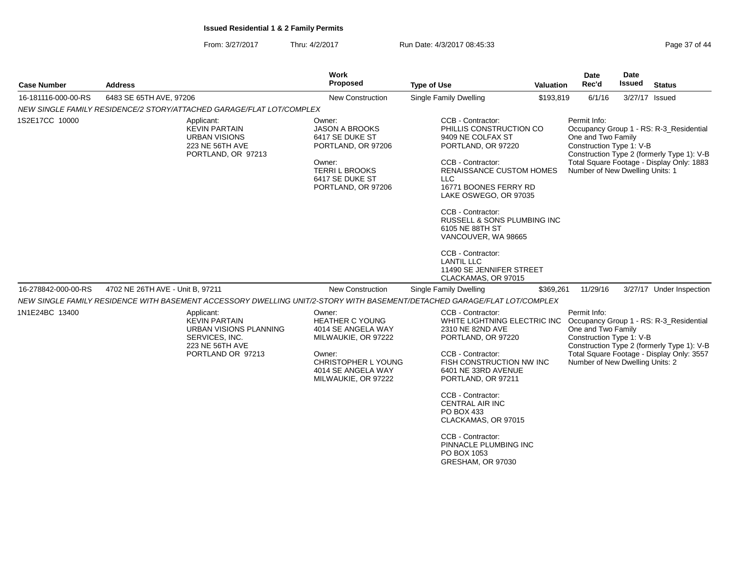**Issued Residential 1 & 2 Family Permits**

From: 3/27/2017 Thru: 4/2/2017 Run Date: 4/3/2017 08:45:33

| Case Number | Address | Work Proposed | Type of Use | Valuation | Date Rec'd | Date Issued | Status |
|---|---|---|---|---|---|---|---|
| 16-181116-000-00-RS | 6483 SE 65TH AVE, 97206 | New Construction | Single Family Dwelling | $193,819 | 6/1/16 | 3/27/17 | Issued |

*NEW SINGLE FAMILY RESIDENCE/2 STORY/ATTACHED GARAGE/FLAT LOT/COMPLEX*

1S2E17CC 10000

Applicant:
KEVIN PARTAIN
URBAN VISIONS
223 NE 56TH AVE
PORTLAND, OR 97213

Owner:
JASON A BROOKS
6417 SE DUKE ST
PORTLAND, OR 97206

Owner:
TERRI L BROOKS
6417 SE DUKE ST
PORTLAND, OR 97206

CCB - Contractor:
PHILLIS CONSTRUCTION CO
9409 NE COLFAX ST
PORTLAND, OR 97220

CCB - Contractor:
RENAISSANCE CUSTOM HOMES LLC
16771 BOONES FERRY RD
LAKE OSWEGO, OR 97035

CCB - Contractor:
RUSSELL & SONS PLUMBING INC
6105 NE 88TH ST
VANCOUVER, WA 98665

CCB - Contractor:
LANTIL LLC
11490 SE JENNIFER STREET
CLACKAMAS, OR 97015

Permit Info:
Occupancy Group 1 - RS: R-3_Residential One and Two Family
Construction Type 1: V-B
Construction Type 2 (formerly Type 1): V-B
Total Square Footage - Display Only: 1883
Number of New Dwelling Units: 1

| Case Number | Address | Work Proposed | Type of Use | Valuation | Date Rec'd | Date Issued | Status |
|---|---|---|---|---|---|---|---|
| 16-278842-000-00-RS | 4702 NE 26TH AVE - Unit B, 97211 | New Construction | Single Family Dwelling | $369,261 | 11/29/16 | 3/27/17 | Under Inspection |

*NEW SINGLE FAMILY RESIDENCE WITH BASEMENT ACCESSORY DWELLING UNIT/2-STORY WITH BASEMENT/DETACHED GARAGE/FLAT LOT/COMPLEX*

1N1E24BC 13400

Applicant:
KEVIN PARTAIN
URBAN VISIONS PLANNING SERVICES, INC.
223 NE 56TH AVE
PORTLAND OR 97213

Owner:
HEATHER C YOUNG
4014 SE ANGELA WAY
MILWAUKIE, OR 97222

Owner:
CHRISTOPHER L YOUNG
4014 SE ANGELA WAY
MILWAUKIE, OR 97222

CCB - Contractor:
WHITE LIGHTNING ELECTRIC INC
2310 NE 82ND AVE
PORTLAND, OR 97220

CCB - Contractor:
FISH CONSTRUCTION NW INC
6401 NE 33RD AVENUE
PORTLAND, OR 97211

CCB - Contractor:
CENTRAL AIR INC
PO BOX 433
CLACKAMAS, OR 97015

CCB - Contractor:
PINNACLE PLUMBING INC
PO BOX 1053
GRESHAM, OR 97030

Permit Info:
Occupancy Group 1 - RS: R-3_Residential One and Two Family
Construction Type 1: V-B
Construction Type 2 (formerly Type 1): V-B
Total Square Footage - Display Only: 3557
Number of New Dwelling Units: 2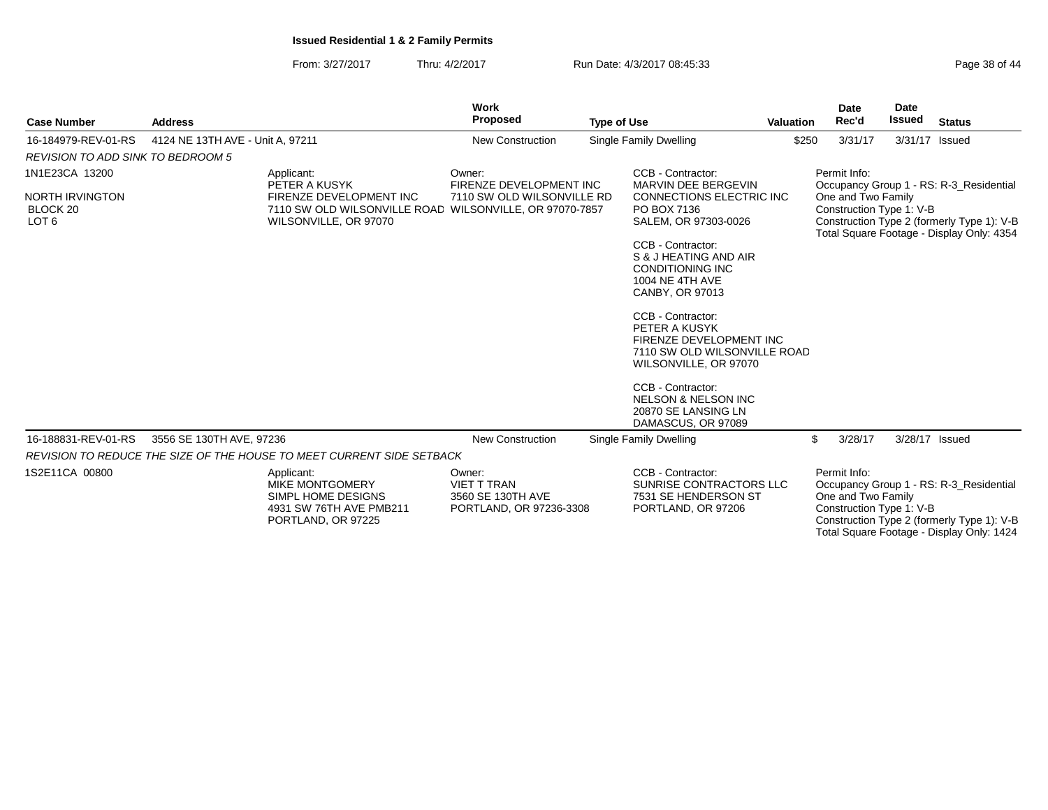**Issued Residential 1 & 2 Family Permits**

From: 3/27/2017 Thru: 4/2/2017 Run Date: 4/3/2017 08:45:33

| Case Number | Address | Work Proposed | Type of Use | Valuation | Date Rec'd | Date Issued | Status |
|---|---|---|---|---|---|---|---|
| 16-184979-REV-01-RS | 4124 NE 13TH AVE - Unit A, 97211 | New Construction | Single Family Dwelling | $250 | 3/31/17 | 3/31/17 | Issued |

*REVISION TO ADD SINK TO BEDROOM 5*

1N1E23CA 13200

NORTH IRVINGTON
BLOCK 20
LOT 6

Applicant:
PETER A KUSYK
FIRENZE DEVELOPMENT INC
7110 SW OLD WILSONVILLE ROAD
WILSONVILLE, OR 97070

Owner:
FIRENZE DEVELOPMENT INC
7110 SW OLD WILSONVILLE RD
WILSONVILLE, OR 97070-7857

CCB - Contractor:
MARVIN DEE BERGEVIN
CONNECTIONS ELECTRIC INC
PO BOX 7136
SALEM, OR 97303-0026

CCB - Contractor:
S & J HEATING AND AIR CONDITIONING INC
1004 NE 4TH AVE
CANBY, OR 97013

CCB - Contractor:
PETER A KUSYK
FIRENZE DEVELOPMENT INC
7110 SW OLD WILSONVILLE ROAD
WILSONVILLE, OR 97070

CCB - Contractor:
NELSON & NELSON INC
20870 SE LANSING LN
DAMASCUS, OR 97089

Permit Info:
Occupancy Group 1 - RS: R-3_Residential One and Two Family
Construction Type 1: V-B
Construction Type 2 (formerly Type 1): V-B
Total Square Footage - Display Only: 4354

| Case Number | Address | Work Proposed | Type of Use | Valuation | Date Rec'd | Date Issued | Status |
|---|---|---|---|---|---|---|---|
| 16-188831-REV-01-RS | 3556 SE 130TH AVE, 97236 | New Construction | Single Family Dwelling | $ | 3/28/17 | 3/28/17 | Issued |

*REVISION TO REDUCE THE SIZE OF THE HOUSE TO MEET CURRENT SIDE SETBACK*

1S2E11CA 00800

Applicant:
MIKE MONTGOMERY
SIMPL HOME DESIGNS
4931 SW 76TH AVE PMB211
PORTLAND, OR 97225

Owner:
VIET T TRAN
3560 SE 130TH AVE
PORTLAND, OR 97236-3308

CCB - Contractor:
SUNRISE CONTRACTORS LLC
7531 SE HENDERSON ST
PORTLAND, OR 97206

Permit Info:
Occupancy Group 1 - RS: R-3_Residential One and Two Family
Construction Type 1: V-B
Construction Type 2 (formerly Type 1): V-B
Total Square Footage - Display Only: 1424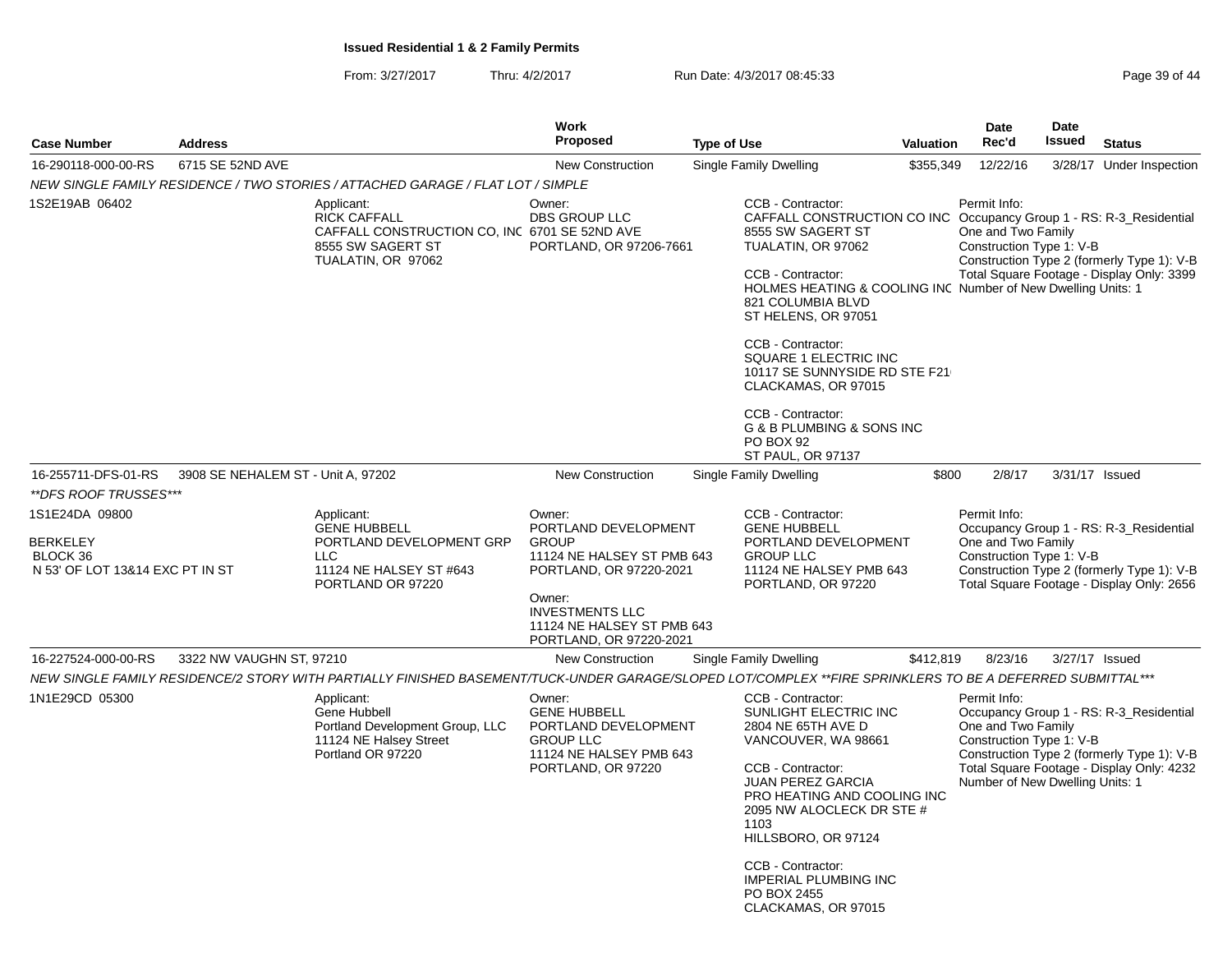**Issued Residential 1 & 2 Family Permits**

From: 3/27/2017 Thru: 4/2/2017 Run Date: 4/3/2017 08:45:33

| Case Number | Address | Work Proposed | Type of Use | Valuation | Date Rec'd | Date Issued | Status |
|---|---|---|---|---|---|---|---|
| 16-290118-000-00-RS | 6715 SE 52ND AVE | New Construction | Single Family Dwelling | $355,349 | 12/22/16 | 3/28/17 | Under Inspection |

*NEW SINGLE FAMILY RESIDENCE / TWO STORIES / ATTACHED GARAGE / FLAT LOT / SIMPLE*

1S2E19AB 06402

Applicant:
RICK CAFFALL
CAFFALL CONSTRUCTION CO, INC
8555 SW SAGERT ST
TUALATIN, OR 97062

Owner:
DBS GROUP LLC
6701 SE 52ND AVE
PORTLAND, OR 97206-7661

CCB - Contractor:
CAFFALL CONSTRUCTION CO INC
8555 SW SAGERT ST
TUALATIN, OR 97062

CCB - Contractor:
HOLMES HEATING & COOLING INC
821 COLUMBIA BLVD
ST HELENS, OR 97051

CCB - Contractor:
SQUARE 1 ELECTRIC INC
10117 SE SUNNYSIDE RD STE F21
CLACKAMAS, OR 97015

CCB - Contractor:
G & B PLUMBING & SONS INC
PO BOX 92
ST PAUL, OR 97137

Permit Info:
Occupancy Group 1 - RS: R-3_Residential One and Two Family
Construction Type 1: V-B
Construction Type 2 (formerly Type 1): V-B
Total Square Footage - Display Only: 3399
Number of New Dwelling Units: 1

| Case Number | Address | Work Proposed | Type of Use | Valuation | Date Rec'd | Date Issued | Status |
|---|---|---|---|---|---|---|---|
| 16-255711-DFS-01-RS | 3908 SE NEHALEM ST - Unit A, 97202 | New Construction | Single Family Dwelling | $800 | 2/8/17 | 3/31/17 | Issued |

*\*\*DFS ROOF TRUSSES\*\*\**

1S1E24DA 09800

BERKELEY
BLOCK 36
N 53' OF LOT 13&14 EXC PT IN ST

Applicant:
GENE HUBBELL
PORTLAND DEVELOPMENT GRP LLC
11124 NE HALSEY ST #643
PORTLAND OR 97220

Owner:
PORTLAND DEVELOPMENT GROUP
11124 NE HALSEY ST PMB 643
PORTLAND, OR 97220-2021

Owner:
INVESTMENTS LLC
11124 NE HALSEY ST PMB 643
PORTLAND, OR 97220-2021

CCB - Contractor:
GENE HUBBELL
PORTLAND DEVELOPMENT GROUP LLC
11124 NE HALSEY PMB 643
PORTLAND, OR 97220

Permit Info:
Occupancy Group 1 - RS: R-3_Residential One and Two Family
Construction Type 1: V-B
Construction Type 2 (formerly Type 1): V-B
Total Square Footage - Display Only: 2656

| Case Number | Address | Work Proposed | Type of Use | Valuation | Date Rec'd | Date Issued | Status |
|---|---|---|---|---|---|---|---|
| 16-227524-000-00-RS | 3322 NW VAUGHN ST, 97210 | New Construction | Single Family Dwelling | $412,819 | 8/23/16 | 3/27/17 | Issued |

*NEW SINGLE FAMILY RESIDENCE/2 STORY WITH PARTIALLY FINISHED BASEMENT/TUCK-UNDER GARAGE/SLOPED LOT/COMPLEX \*\*FIRE SPRINKLERS TO BE A DEFERRED SUBMITTAL\*\*\**

1N1E29CD 05300

Applicant:
Gene Hubbell
Portland Development Group, LLC
11124 NE Halsey Street
Portland OR 97220

Owner:
GENE HUBBELL
PORTLAND DEVELOPMENT GROUP LLC
11124 NE HALSEY PMB 643
PORTLAND, OR 97220

CCB - Contractor:
SUNLIGHT ELECTRIC INC
2804 NE 65TH AVE D
VANCOUVER, WA 98661

CCB - Contractor:
JUAN PEREZ GARCIA
PRO HEATING AND COOLING INC
2095 NW ALOCLECK DR STE # 1103
HILLSBORO, OR 97124

CCB - Contractor:
IMPERIAL PLUMBING INC
PO BOX 2455
CLACKAMAS, OR 97015

Permit Info:
Occupancy Group 1 - RS: R-3_Residential One and Two Family
Construction Type 1: V-B
Construction Type 2 (formerly Type 1): V-B
Total Square Footage - Display Only: 4232
Number of New Dwelling Units: 1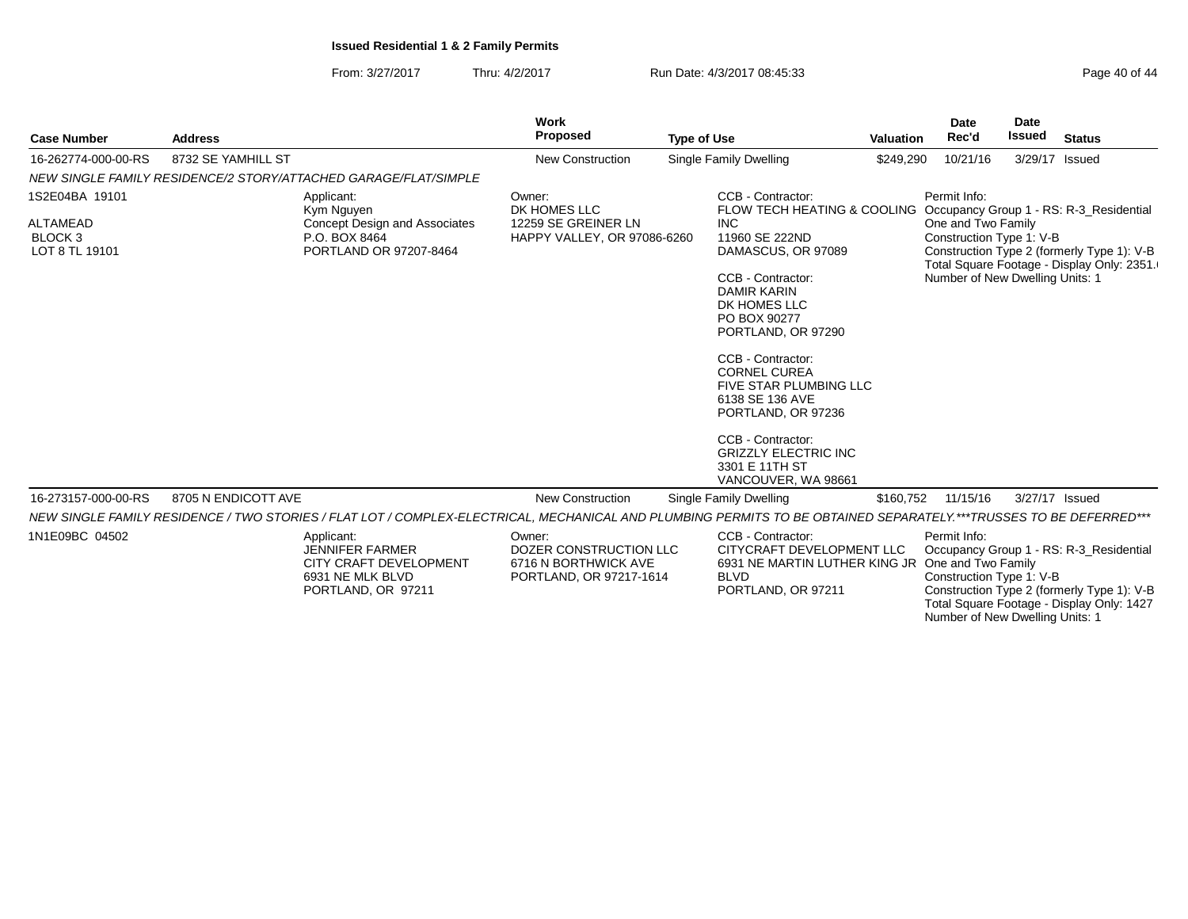**Issued Residential 1 & 2 Family Permits**

From: 3/27/2017 Thru: 4/2/2017 Run Date: 4/3/2017 08:45:33

| Case Number | Address | Work Proposed | Type of Use | Valuation | Date Rec'd | Date Issued | Status |
|---|---|---|---|---|---|---|---|
| 16-262774-000-00-RS | 8732 SE YAMHILL ST | New Construction | Single Family Dwelling | $249,290 | 10/21/16 | 3/29/17 | Issued |

*NEW SINGLE FAMILY RESIDENCE/2 STORY/ATTACHED GARAGE/FLAT/SIMPLE*

1S2E04BA 19101
ALTAMEAD
BLOCK 3
LOT 8 TL 19101

Applicant:
Kym Nguyen
Concept Design and Associates
P.O. BOX 8464
PORTLAND OR 97207-8464

Owner:
DK HOMES LLC
12259 SE GREINER LN
HAPPY VALLEY, OR 97086-6260

CCB - Contractor:
FLOW TECH HEATING & COOLING INC
11960 SE 222ND
DAMASCUS, OR 97089

CCB - Contractor:
DAMIR KARIN
DK HOMES LLC
PO BOX 90277
PORTLAND, OR 97290

CCB - Contractor:
CORNEL CUREA
FIVE STAR PLUMBING LLC
6138 SE 136 AVE
PORTLAND, OR 97236

CCB - Contractor:
GRIZZLY ELECTRIC INC
3301 E 11TH ST
VANCOUVER, WA 98661

Permit Info:
Occupancy Group 1 - RS: R-3_Residential One and Two Family
Construction Type 1: V-B
Construction Type 2 (formerly Type 1): V-B
Total Square Footage - Display Only: 2351.(
Number of New Dwelling Units: 1

| Case Number | Address | Work Proposed | Type of Use | Valuation | Date Rec'd | Date Issued | Status |
|---|---|---|---|---|---|---|---|
| 16-273157-000-00-RS | 8705 N ENDICOTT AVE | New Construction | Single Family Dwelling | $160,752 | 11/15/16 | 3/27/17 | Issued |

*NEW SINGLE FAMILY RESIDENCE / TWO STORIES / FLAT LOT / COMPLEX-ELECTRICAL, MECHANICAL AND PLUMBING PERMITS TO BE OBTAINED SEPARATELY.***TRUSSES TO BE DEFERRED****

1N1E09BC 04502

Applicant:
JENNIFER FARMER
CITY CRAFT DEVELOPMENT
6931 NE MLK BLVD
PORTLAND, OR 97211

Owner:
DOZER CONSTRUCTION LLC
6716 N BORTHWICK AVE
PORTLAND, OR 97217-1614

CCB - Contractor:
CITYCRAFT DEVELOPMENT LLC
6931 NE MARTIN LUTHER KING JR BLVD
PORTLAND, OR 97211

Permit Info:
Occupancy Group 1 - RS: R-3_Residential One and Two Family
Construction Type 1: V-B
Construction Type 2 (formerly Type 1): V-B
Total Square Footage - Display Only: 1427
Number of New Dwelling Units: 1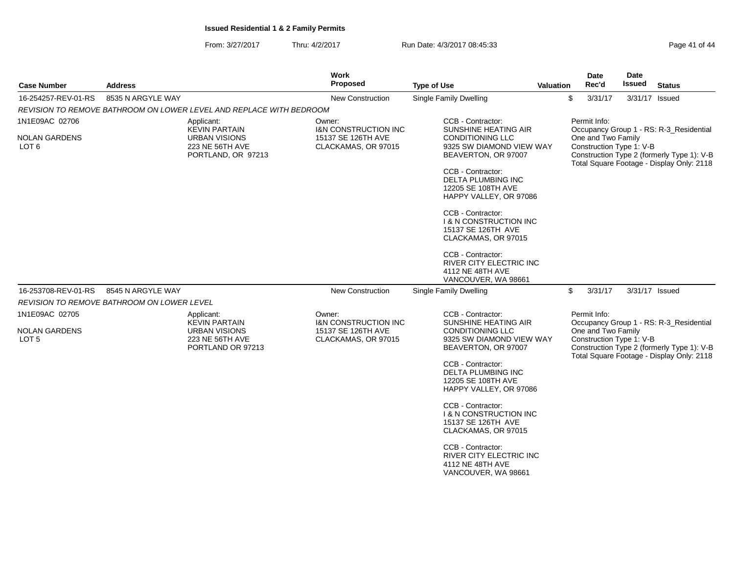**Issued Residential 1 & 2 Family Permits**

From: 3/27/2017 Thru: 4/2/2017 Run Date: 4/3/2017 08:45:33

| Case Number | Address | Work Proposed | Type of Use | Valuation | Date Rec'd | Date Issued | Status |
|---|---|---|---|---|---|---|---|
| 16-254257-REV-01-RS | 8535 N ARGYLE WAY | New Construction | Single Family Dwelling | $ | 3/31/17 | 3/31/17 | Issued |

*REVISION TO REMOVE BATHROOM ON LOWER LEVEL AND REPLACE WITH BEDROOM*

1N1E09AC 02706

NOLAN GARDENS
LOT 6

Applicant:
KEVIN PARTAIN
URBAN VISIONS
223 NE 56TH AVE
PORTLAND, OR 97213

Owner:
I&N CONSTRUCTION INC
15137 SE 126TH AVE
CLACKAMAS, OR 97015

CCB - Contractor:
SUNSHINE HEATING AIR CONDITIONING LLC
9325 SW DIAMOND VIEW WAY
BEAVERTON, OR 97007

CCB - Contractor:
DELTA PLUMBING INC
12205 SE 108TH AVE
HAPPY VALLEY, OR 97086

CCB - Contractor:
I & N CONSTRUCTION INC
15137 SE 126TH AVE
CLACKAMAS, OR 97015

CCB - Contractor:
RIVER CITY ELECTRIC INC
4112 NE 48TH AVE
VANCOUVER, WA 98661

Permit Info:
Occupancy Group 1 - RS: R-3_Residential One and Two Family
Construction Type 1: V-B
Construction Type 2 (formerly Type 1): V-B
Total Square Footage - Display Only: 2118

| Case Number | Address | Work Proposed | Type of Use | Valuation | Date Rec'd | Date Issued | Status |
|---|---|---|---|---|---|---|---|
| 16-253708-REV-01-RS | 8545 N ARGYLE WAY | New Construction | Single Family Dwelling | $ | 3/31/17 | 3/31/17 | Issued |

*REVISION TO REMOVE BATHROOM ON LOWER LEVEL*

1N1E09AC 02705

NOLAN GARDENS
LOT 5

Applicant:
KEVIN PARTAIN
URBAN VISIONS
223 NE 56TH AVE
PORTLAND OR 97213

Owner:
I&N CONSTRUCTION INC
15137 SE 126TH AVE
CLACKAMAS, OR 97015

CCB - Contractor:
SUNSHINE HEATING AIR CONDITIONING LLC
9325 SW DIAMOND VIEW WAY
BEAVERTON, OR 97007

CCB - Contractor:
DELTA PLUMBING INC
12205 SE 108TH AVE
HAPPY VALLEY, OR 97086

CCB - Contractor:
I & N CONSTRUCTION INC
15137 SE 126TH AVE
CLACKAMAS, OR 97015

CCB - Contractor:
RIVER CITY ELECTRIC INC
4112 NE 48TH AVE
VANCOUVER, WA 98661

Permit Info:
Occupancy Group 1 - RS: R-3_Residential One and Two Family
Construction Type 1: V-B
Construction Type 2 (formerly Type 1): V-B
Total Square Footage - Display Only: 2118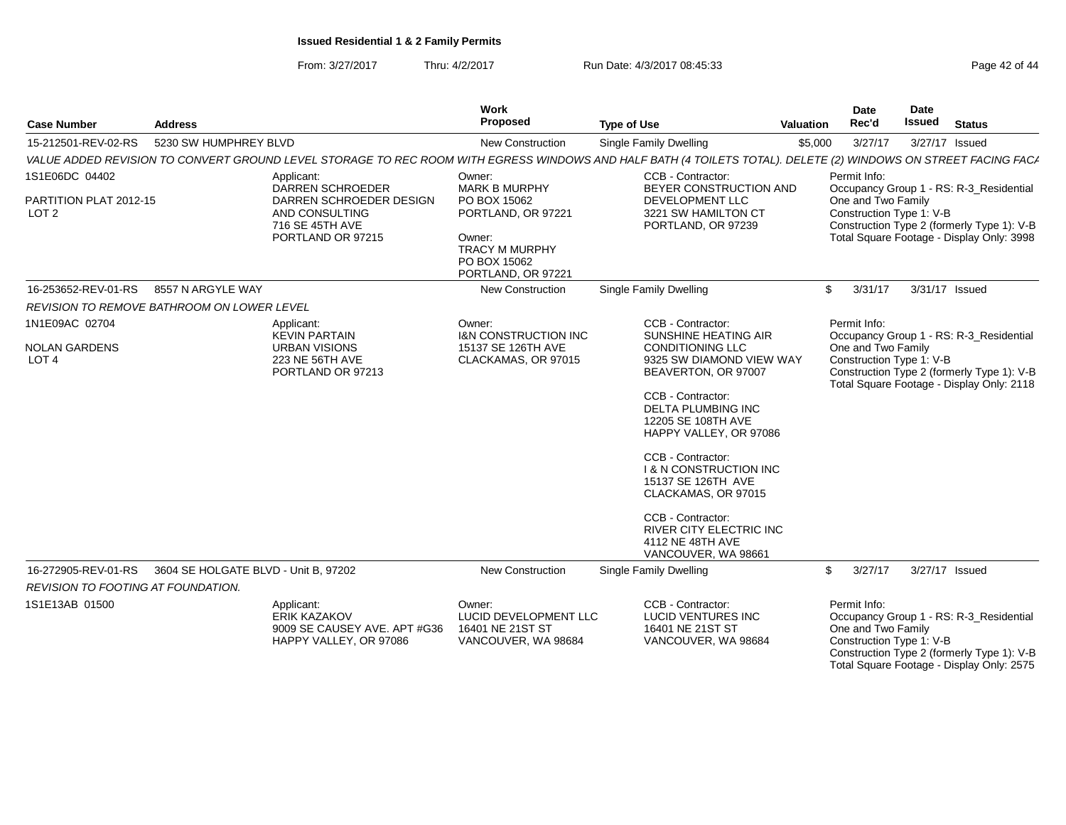**Issued Residential 1 & 2 Family Permits**

From: 3/27/2017 Thru: 4/2/2017 Run Date: 4/3/2017 08:45:33

| Case Number | Address | Work Proposed | Type of Use | Valuation | Date Rec'd | Date Issued | Status |
|---|---|---|---|---|---|---|---|
| 15-212501-REV-02-RS | 5230 SW HUMPHREY BLVD | New Construction | Single Family Dwelling | $5,000 | 3/27/17 | 3/27/17 | Issued |

*VALUE ADDED REVISION TO CONVERT GROUND LEVEL STORAGE TO REC ROOM WITH EGRESS WINDOWS AND HALF BATH (4 TOILETS TOTAL). DELETE (2) WINDOWS ON STREET FACING FAC/*

1S1E06DC 04402
PARTITION PLAT 2012-15
LOT 2

Applicant:
DARREN SCHROEDER
DARREN SCHROEDER DESIGN AND CONSULTING
716 SE 45TH AVE
PORTLAND OR 97215

Owner:
MARK B MURPHY
PO BOX 15062
PORTLAND, OR 97221

Owner:
TRACY M MURPHY
PO BOX 15062
PORTLAND, OR 97221

CCB - Contractor:
BEYER CONSTRUCTION AND DEVELOPMENT LLC
3221 SW HAMILTON CT
PORTLAND, OR 97239

Permit Info:
Occupancy Group 1 - RS: R-3_Residential One and Two Family
Construction Type 1: V-B
Construction Type 2 (formerly Type 1): V-B
Total Square Footage - Display Only: 3998

| Case Number | Address | Work Proposed | Type of Use | Valuation | Date Rec'd | Date Issued | Status |
|---|---|---|---|---|---|---|---|
| 16-253652-REV-01-RS | 8557 N ARGYLE WAY | New Construction | Single Family Dwelling | $ | 3/31/17 | 3/31/17 | Issued |

*REVISION TO REMOVE BATHROOM ON LOWER LEVEL*

1N1E09AC 02704
NOLAN GARDENS
LOT 4

Applicant:
KEVIN PARTAIN
URBAN VISIONS
223 NE 56TH AVE
PORTLAND OR 97213

Owner:
I&N CONSTRUCTION INC
15137 SE 126TH AVE
CLACKAMAS, OR 97015

CCB - Contractor:
SUNSHINE HEATING AIR CONDITIONING LLC
9325 SW DIAMOND VIEW WAY
BEAVERTON, OR 97007

CCB - Contractor:
DELTA PLUMBING INC
12205 SE 108TH AVE
HAPPY VALLEY, OR 97086

CCB - Contractor:
I & N CONSTRUCTION INC
15137 SE 126TH AVE
CLACKAMAS, OR 97015

CCB - Contractor:
RIVER CITY ELECTRIC INC
4112 NE 48TH AVE
VANCOUVER, WA 98661

Permit Info:
Occupancy Group 1 - RS: R-3_Residential One and Two Family
Construction Type 1: V-B
Construction Type 2 (formerly Type 1): V-B
Total Square Footage - Display Only: 2118

| Case Number | Address | Work Proposed | Type of Use | Valuation | Date Rec'd | Date Issued | Status |
|---|---|---|---|---|---|---|---|
| 16-272905-REV-01-RS | 3604 SE HOLGATE BLVD - Unit B, 97202 | New Construction | Single Family Dwelling | $ | 3/27/17 | 3/27/17 | Issued |

*REVISION TO FOOTING AT FOUNDATION.*

1S1E13AB 01500

Applicant:
ERIK KAZAKOV
9009 SE CAUSEY AVE. APT #G36
HAPPY VALLEY, OR 97086

Owner:
LUCID DEVELOPMENT LLC
16401 NE 21ST ST
VANCOUVER, WA 98684

CCB - Contractor:
LUCID VENTURES INC
16401 NE 21ST ST
VANCOUVER, WA 98684

Permit Info:
Occupancy Group 1 - RS: R-3_Residential One and Two Family
Construction Type 1: V-B
Construction Type 2 (formerly Type 1): V-B
Total Square Footage - Display Only: 2575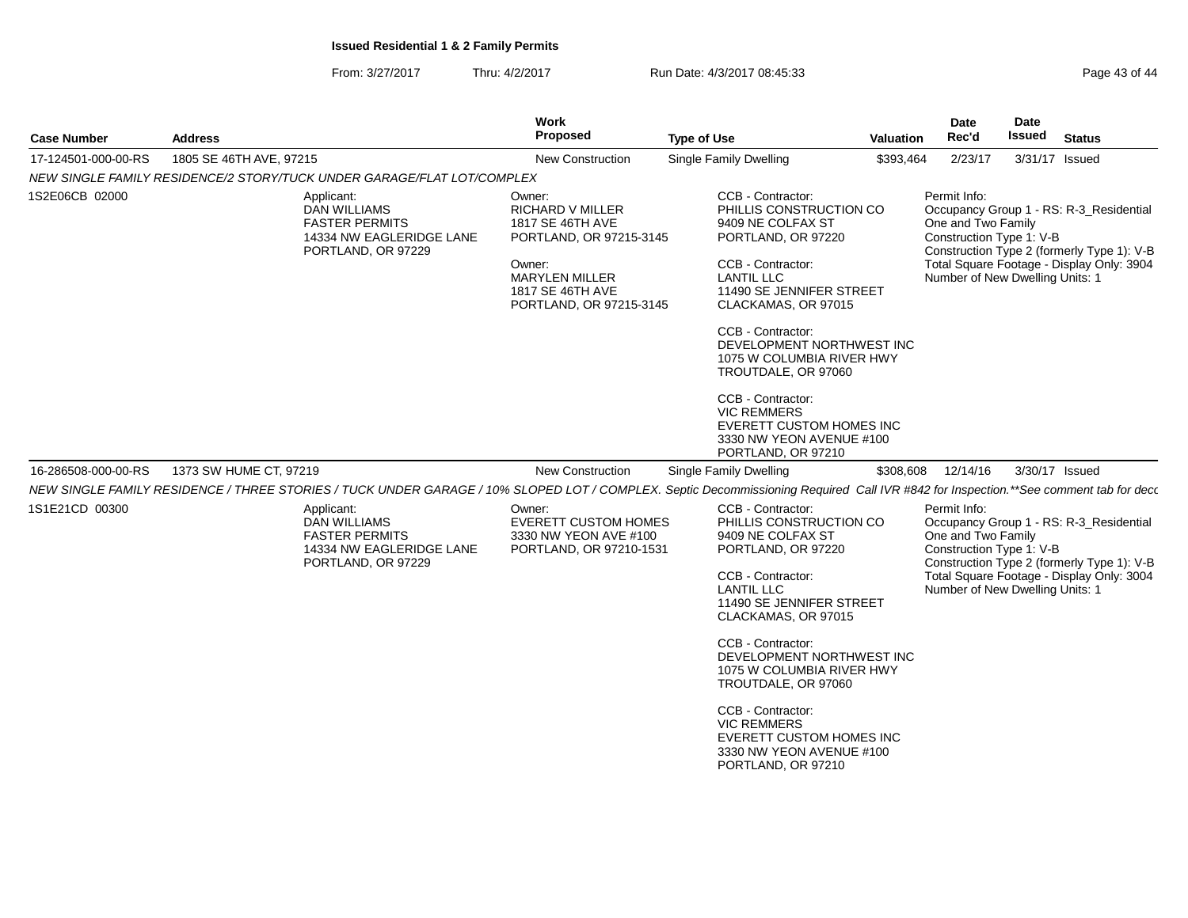**Issued Residential 1 & 2 Family Permits**

From: 3/27/2017 Thru: 4/2/2017 Run Date: 4/3/2017 08:45:33

| Case Number | Address | Work Proposed | Type of Use | Valuation | Date Rec'd | Date Issued | Status |
|---|---|---|---|---|---|---|---|
| 17-124501-000-00-RS | 1805 SE 46TH AVE, 97215 | New Construction | Single Family Dwelling | $393,464 | 2/23/17 | 3/31/17 | Issued |

NEW SINGLE FAMILY RESIDENCE/2 STORY/TUCK UNDER GARAGE/FLAT LOT/COMPLEX

1S2E06CB 02000

Applicant:
DAN WILLIAMS
FASTER PERMITS
14334 NW EAGLERIDGE LANE
PORTLAND, OR 97229

Owner:
RICHARD V MILLER
1817 SE 46TH AVE
PORTLAND, OR 97215-3145

Owner:
MARYLEN MILLER
1817 SE 46TH AVE
PORTLAND, OR 97215-3145

CCB - Contractor:
PHILLIS CONSTRUCTION CO
9409 NE COLFAX ST
PORTLAND, OR 97220

CCB - Contractor:
LANTIL LLC
11490 SE JENNIFER STREET
CLACKAMAS, OR 97015

CCB - Contractor:
DEVELOPMENT NORTHWEST INC
1075 W COLUMBIA RIVER HWY
TROUTDALE, OR 97060

CCB - Contractor:
VIC REMMERS
EVERETT CUSTOM HOMES INC
3330 NW YEON AVENUE #100
PORTLAND, OR 97210

Permit Info:
Occupancy Group 1 - RS: R-3_Residential One and Two Family
Construction Type 1: V-B
Construction Type 2 (formerly Type 1): V-B
Total Square Footage - Display Only: 3904
Number of New Dwelling Units: 1

| Case Number | Address | Work Proposed | Type of Use | Valuation | Date Rec'd | Date Issued | Status |
|---|---|---|---|---|---|---|---|
| 16-286508-000-00-RS | 1373 SW HUME CT, 97219 | New Construction | Single Family Dwelling | $308,608 | 12/14/16 | 3/30/17 | Issued |

NEW SINGLE FAMILY RESIDENCE / THREE STORIES / TUCK UNDER GARAGE / 10% SLOPED LOT / COMPLEX. Septic Decommissioning Required Call IVR #842 for Inspection.**See comment tab for deco

1S1E21CD 00300

Applicant:
DAN WILLIAMS
FASTER PERMITS
14334 NW EAGLERIDGE LANE
PORTLAND, OR 97229

Owner:
EVERETT CUSTOM HOMES
3330 NW YEON AVE #100
PORTLAND, OR 97210-1531

CCB - Contractor:
PHILLIS CONSTRUCTION CO
9409 NE COLFAX ST
PORTLAND, OR 97220

CCB - Contractor:
LANTIL LLC
11490 SE JENNIFER STREET
CLACKAMAS, OR 97015

CCB - Contractor:
DEVELOPMENT NORTHWEST INC
1075 W COLUMBIA RIVER HWY
TROUTDALE, OR 97060

CCB - Contractor:
VIC REMMERS
EVERETT CUSTOM HOMES INC
3330 NW YEON AVENUE #100
PORTLAND, OR 97210

Permit Info:
Occupancy Group 1 - RS: R-3_Residential One and Two Family
Construction Type 1: V-B
Construction Type 2 (formerly Type 1): V-B
Total Square Footage - Display Only: 3004
Number of New Dwelling Units: 1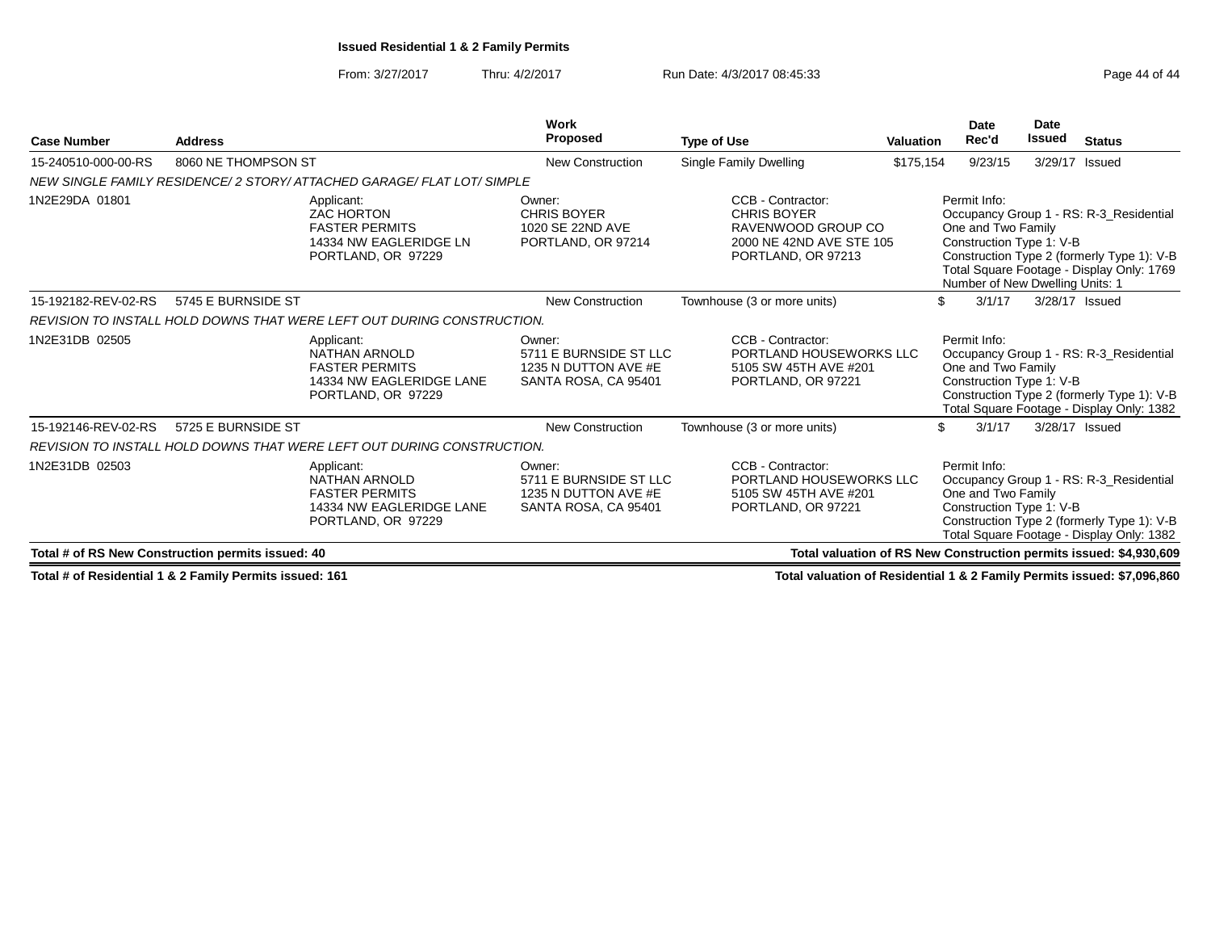**Issued Residential 1 & 2 Family Permits**

From: 3/27/2017 Thru: 4/2/2017 Run Date: 4/3/2017 08:45:33

| Case Number | Address | | Work Proposed | Type of Use | Valuation | Date Rec'd | Date Issued | Status |
|---|---|---|---|---|---|---|---|---|
| 15-240510-000-00-RS | 8060 NE THOMPSON ST | | New Construction | Single Family Dwelling | $175,154 | 9/23/15 | 3/29/17 | Issued |
| *NEW SINGLE FAMILY RESIDENCE/ 2 STORY/ ATTACHED GARAGE/ FLAT LOT/ SIMPLE* | | | | | | | | |
| 1N2E29DA 01801 | | Applicant: ZAC HORTON FASTER PERMITS 14334 NW EAGLERIDGE LN PORTLAND, OR 97229 | Owner: CHRIS BOYER 1020 SE 22ND AVE PORTLAND, OR 97214 | CCB - Contractor: CHRIS BOYER RAVENWOOD GROUP CO 2000 NE 42ND AVE STE 105 PORTLAND, OR 97213 | | Permit Info: Occupancy Group 1 - RS: R-3_Residential One and Two Family Construction Type 1: V-B Construction Type 2 (formerly Type 1): V-B Total Square Footage - Display Only: 1769 Number of New Dwelling Units: 1 | | |
| 15-192182-REV-02-RS | 5745 E BURNSIDE ST | | New Construction | Townhouse (3 or more units) | $ | 3/1/17 | 3/28/17 | Issued |
| *REVISION TO INSTALL HOLD DOWNS THAT WERE LEFT OUT DURING CONSTRUCTION.* | | | | | | | | |
| 1N2E31DB 02505 | | Applicant: NATHAN ARNOLD FASTER PERMITS 14334 NW EAGLERIDGE LANE PORTLAND, OR 97229 | Owner: 5711 E BURNSIDE ST LLC 1235 N DUTTON AVE #E SANTA ROSA, CA 95401 | CCB - Contractor: PORTLAND HOUSEWORKS LLC 5105 SW 45TH AVE #201 PORTLAND, OR 97221 | | Permit Info: Occupancy Group 1 - RS: R-3_Residential One and Two Family Construction Type 1: V-B Construction Type 2 (formerly Type 1): V-B Total Square Footage - Display Only: 1382 | | |
| 15-192146-REV-02-RS | 5725 E BURNSIDE ST | | New Construction | Townhouse (3 or more units) | $ | 3/1/17 | 3/28/17 | Issued |
| *REVISION TO INSTALL HOLD DOWNS THAT WERE LEFT OUT DURING CONSTRUCTION.* | | | | | | | | |
| 1N2E31DB 02503 | | Applicant: NATHAN ARNOLD FASTER PERMITS 14334 NW EAGLERIDGE LANE PORTLAND, OR 97229 | Owner: 5711 E BURNSIDE ST LLC 1235 N DUTTON AVE #E SANTA ROSA, CA 95401 | CCB - Contractor: PORTLAND HOUSEWORKS LLC 5105 SW 45TH AVE #201 PORTLAND, OR 97221 | | Permit Info: Occupancy Group 1 - RS: R-3_Residential One and Two Family Construction Type 1: V-B Construction Type 2 (formerly Type 1): V-B Total Square Footage - Display Only: 1382 | | |

**Total # of RS New Construction permits issued: 40**

**Total valuation of RS New Construction permits issued: $4,930,609**

**Total # of Residential 1 & 2 Family Permits issued: 161**

**Total valuation of Residential 1 & 2 Family Permits issued: $7,096,860**